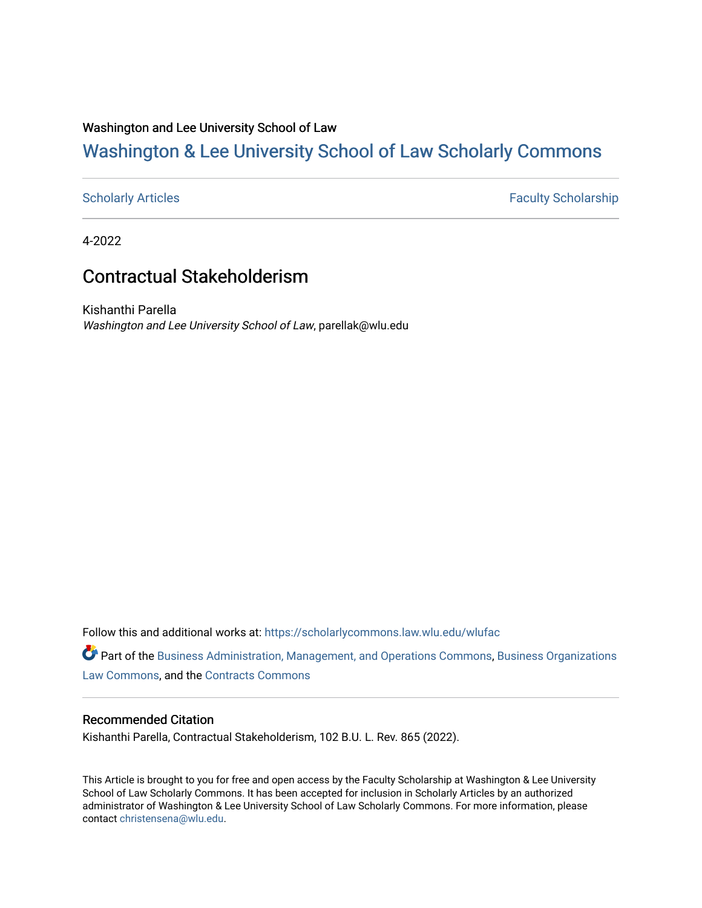Washington and Lee University School of Law

# Washington & Lee University School of Law Scholarly Commons

Scholarly Articles | Faculty Scholarship

4-2022

## Contractual Stakeholderism

Kishanthi Parella
*Washington and Lee University School of Law*, parellak@wlu.edu

Follow this and additional works at: https://scholarlycommons.law.wlu.edu/wlufac

Part of the Business Administration, Management, and Operations Commons, Business Organizations Law Commons, and the Contracts Commons

### Recommended Citation

Kishanthi Parella, Contractual Stakeholderism, 102 B.U. L. Rev. 865 (2022).

This Article is brought to you for free and open access by the Faculty Scholarship at Washington & Lee University School of Law Scholarly Commons. It has been accepted for inclusion in Scholarly Articles by an authorized administrator of Washington & Lee University School of Law Scholarly Commons. For more information, please contact christensena@wlu.edu.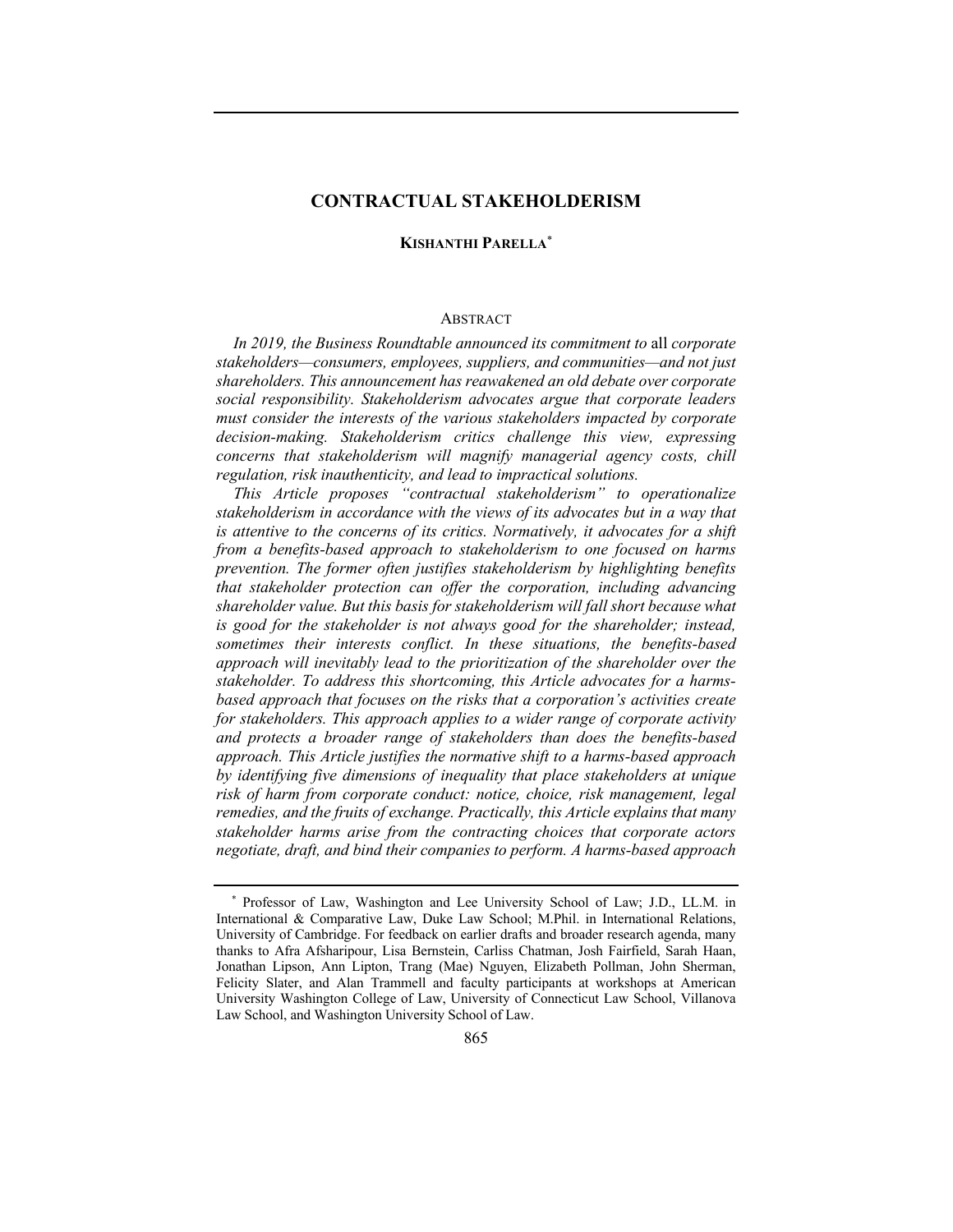# CONTRACTUAL STAKEHOLDERISM

**KISHANTHI PARELLA**[*]

## ABSTRACT

*In 2019, the Business Roundtable announced its commitment to* all *corporate stakeholders—consumers, employees, suppliers, and communities—and not just shareholders. This announcement has reawakened an old debate over corporate social responsibility. Stakeholderism advocates argue that corporate leaders must consider the interests of the various stakeholders impacted by corporate decision-making. Stakeholderism critics challenge this view, expressing concerns that stakeholderism will magnify managerial agency costs, chill regulation, risk inauthenticity, and lead to impractical solutions.*

*This Article proposes "contractual stakeholderism" to operationalize stakeholderism in accordance with the views of its advocates but in a way that is attentive to the concerns of its critics. Normatively, it advocates for a shift from a benefits-based approach to stakeholderism to one focused on harms prevention. The former often justifies stakeholderism by highlighting benefits that stakeholder protection can offer the corporation, including advancing shareholder value. But this basis for stakeholderism will fall short because what is good for the stakeholder is not always good for the shareholder; instead, sometimes their interests conflict. In these situations, the benefits-based approach will inevitably lead to the prioritization of the shareholder over the stakeholder. To address this shortcoming, this Article advocates for a harms-based approach that focuses on the risks that a corporation's activities create for stakeholders. This approach applies to a wider range of corporate activity and protects a broader range of stakeholders than does the benefits-based approach. This Article justifies the normative shift to a harms-based approach by identifying five dimensions of inequality that place stakeholders at unique risk of harm from corporate conduct: notice, choice, risk management, legal remedies, and the fruits of exchange. Practically, this Article explains that many stakeholder harms arise from the contracting choices that corporate actors negotiate, draft, and bind their companies to perform. A harms-based approach*

---

[*] Professor of Law, Washington and Lee University School of Law; J.D., LL.M. in International & Comparative Law, Duke Law School; M.Phil. in International Relations, University of Cambridge. For feedback on earlier drafts and broader research agenda, many thanks to Afra Afsharipour, Lisa Bernstein, Carliss Chatman, Josh Fairfield, Sarah Haan, Jonathan Lipson, Ann Lipton, Trang (Mae) Nguyen, Elizabeth Pollman, John Sherman, Felicity Slater, and Alan Trammell and faculty participants at workshops at American University Washington College of Law, University of Connecticut Law School, Villanova Law School, and Washington University School of Law.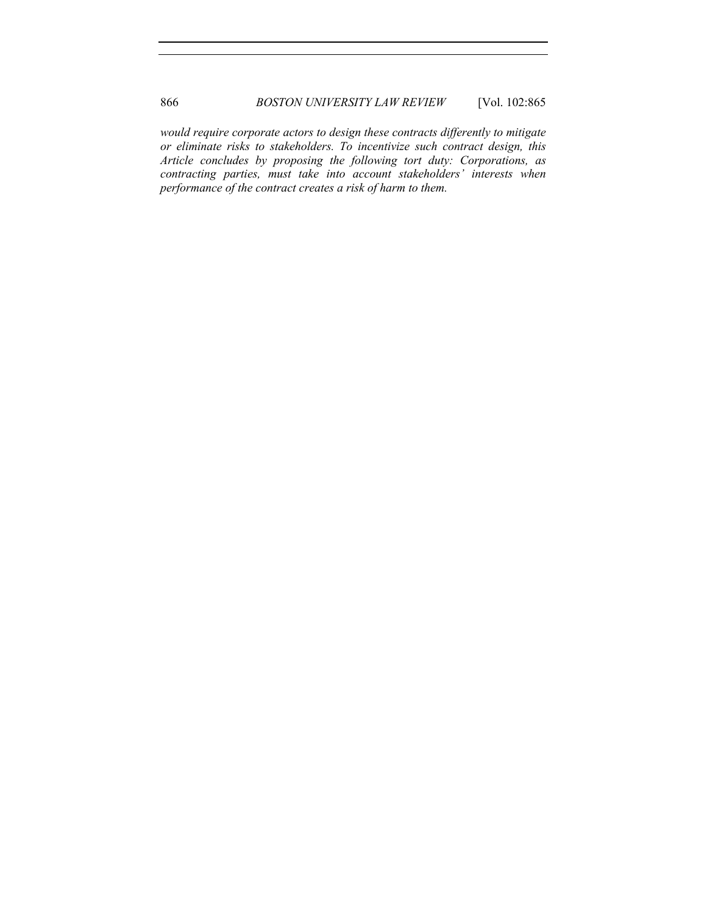*would require corporate actors to design these contracts differently to mitigate or eliminate risks to stakeholders. To incentivize such contract design, this Article concludes by proposing the following tort duty: Corporations, as contracting parties, must take into account stakeholders' interests when performance of the contract creates a risk of harm to them.*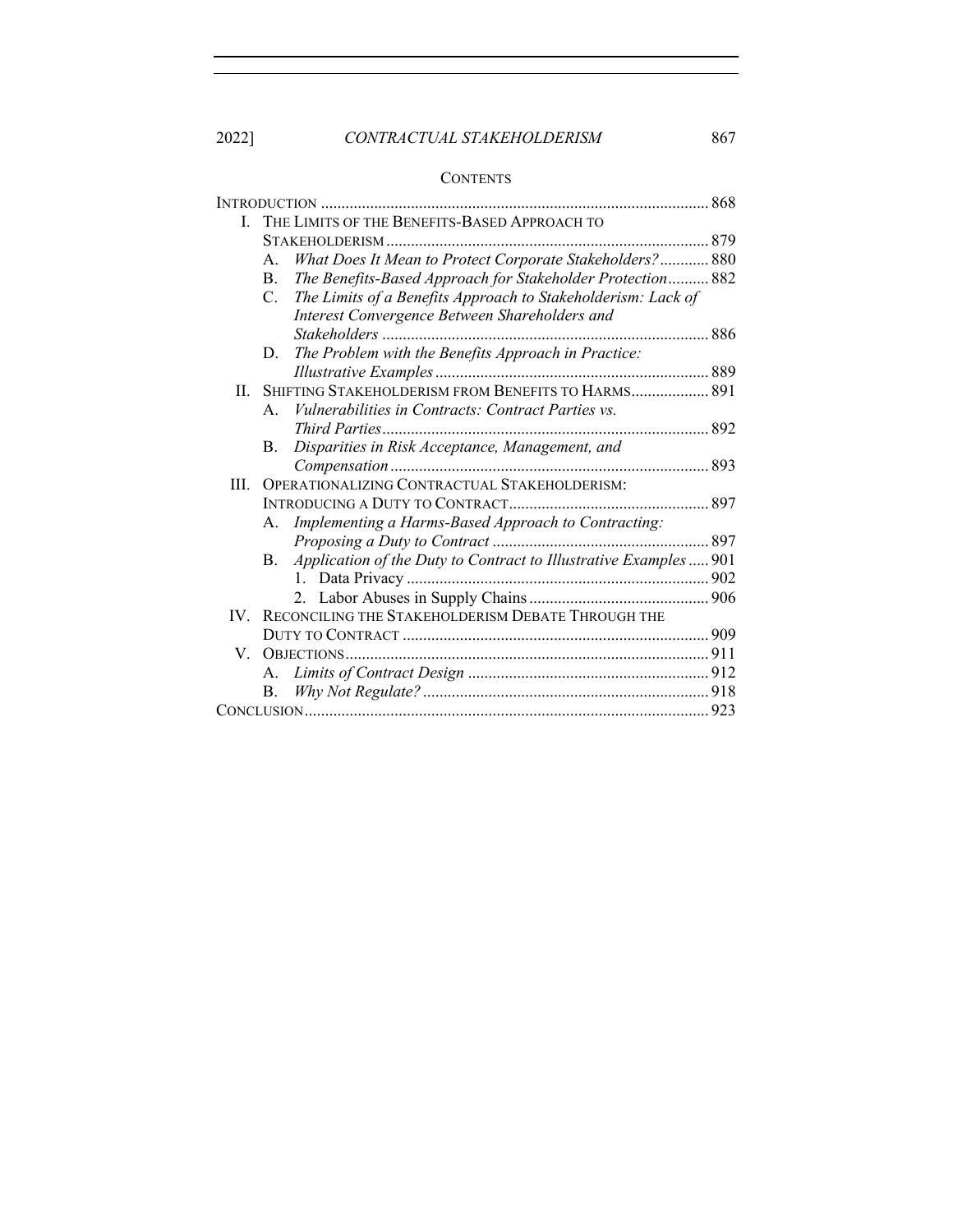## CONTENTS

INTRODUCTION .............................................................................................. 868

I. THE LIMITS OF THE BENEFITS-BASED APPROACH TO STAKEHOLDERISM .............................................................................. 879
   - A. *What Does It Mean to Protect Corporate Stakeholders?* ............ 880
   - B. *The Benefits-Based Approach for Stakeholder Protection* .......... 882
   - C. *The Limits of a Benefits Approach to Stakeholderism: Lack of Interest Convergence Between Shareholders and Stakeholders* ............................................................................... 886
   - D. *The Problem with the Benefits Approach in Practice: Illustrative Examples* .................................................................. 889

II. SHIFTING STAKEHOLDERISM FROM BENEFITS TO HARMS ................... 891
   - A. *Vulnerabilities in Contracts: Contract Parties vs. Third Parties* ................................................................................ 892
   - B. *Disparities in Risk Acceptance, Management, and Compensation* ............................................................................. 893

III. OPERATIONALIZING CONTRACTUAL STAKEHOLDERISM: INTRODUCING A DUTY TO CONTRACT ................................................. 897
   - A. *Implementing a Harms-Based Approach to Contracting: Proposing a Duty to Contract* ..................................................... 897
   - B. *Application of the Duty to Contract to Illustrative Examples* ..... 901
      1. Data Privacy ......................................................................... 902
      2. Labor Abuses in Supply Chains ............................................ 906

IV. RECONCILING THE STAKEHOLDERISM DEBATE THROUGH THE DUTY TO CONTRACT .......................................................................... 909

V. OBJECTIONS ....................................................................................... 911
   - A. *Limits of Contract Design* .......................................................... 912
   - B. *Why Not Regulate?* ..................................................................... 918

CONCLUSION .................................................................................................. 923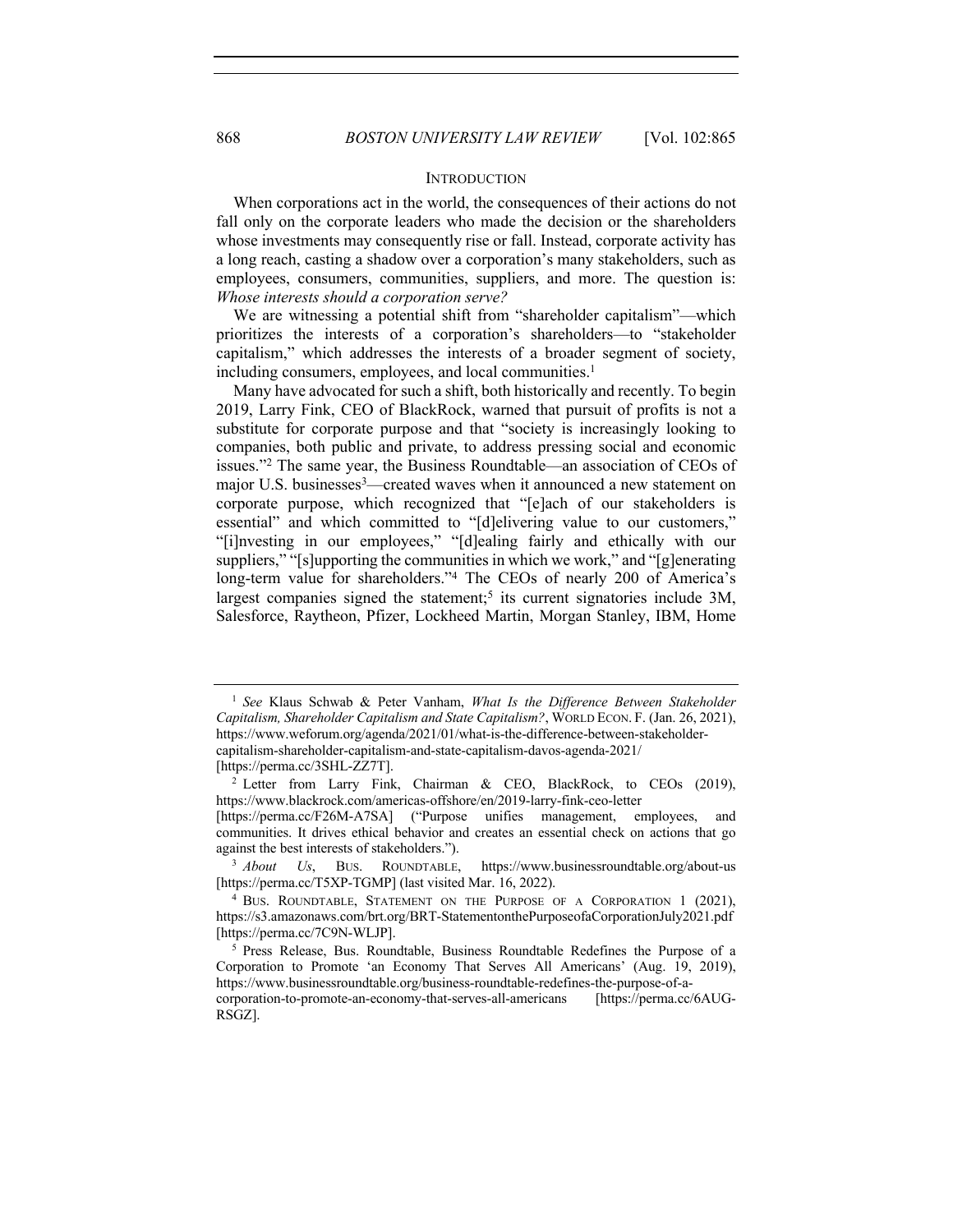## INTRODUCTION

When corporations act in the world, the consequences of their actions do not fall only on the corporate leaders who made the decision or the shareholders whose investments may consequently rise or fall. Instead, corporate activity has a long reach, casting a shadow over a corporation's many stakeholders, such as employees, consumers, communities, suppliers, and more. The question is: *Whose interests should a corporation serve?*

We are witnessing a potential shift from "shareholder capitalism"—which prioritizes the interests of a corporation's shareholders—to "stakeholder capitalism," which addresses the interests of a broader segment of society, including consumers, employees, and local communities.[1]

Many have advocated for such a shift, both historically and recently. To begin 2019, Larry Fink, CEO of BlackRock, warned that pursuit of profits is not a substitute for corporate purpose and that "society is increasingly looking to companies, both public and private, to address pressing social and economic issues."[2] The same year, the Business Roundtable—an association of CEOs of major U.S. businesses[3]—created waves when it announced a new statement on corporate purpose, which recognized that "[e]ach of our stakeholders is essential" and which committed to "[d]elivering value to our customers," "[i]nvesting in our employees," "[d]ealing fairly and ethically with our suppliers," "[s]upporting the communities in which we work," and "[g]enerating long-term value for shareholders."[4] The CEOs of nearly 200 of America's largest companies signed the statement;[5] its current signatories include 3M, Salesforce, Raytheon, Pfizer, Lockheed Martin, Morgan Stanley, IBM, Home

---

[1] *See* Klaus Schwab & Peter Vanham, *What Is the Difference Between Stakeholder Capitalism, Shareholder Capitalism and State Capitalism?*, WORLD ECON. F. (Jan. 26, 2021), https://www.weforum.org/agenda/2021/01/what-is-the-difference-between-stakeholder-capitalism-shareholder-capitalism-and-state-capitalism-davos-agenda-2021/ [https://perma.cc/3SHL-ZZ7T].

[2] Letter from Larry Fink, Chairman & CEO, BlackRock, to CEOs (2019), https://www.blackrock.com/americas-offshore/en/2019-larry-fink-ceo-letter [https://perma.cc/F26M-A7SA] ("Purpose unifies management, employees, and communities. It drives ethical behavior and creates an essential check on actions that go against the best interests of stakeholders.").

[3] *About Us*, BUS. ROUNDTABLE, https://www.businessroundtable.org/about-us [https://perma.cc/T5XP-TGMP] (last visited Mar. 16, 2022).

[4] BUS. ROUNDTABLE, STATEMENT ON THE PURPOSE OF A CORPORATION 1 (2021), https://s3.amazonaws.com/brt.org/BRT-StatementonthePurposeofaCorporationJuly2021.pdf [https://perma.cc/7C9N-WLJP].

[5] Press Release, Bus. Roundtable, Business Roundtable Redefines the Purpose of a Corporation to Promote 'an Economy That Serves All Americans' (Aug. 19, 2019), https://www.businessroundtable.org/business-roundtable-redefines-the-purpose-of-a-corporation-to-promote-an-economy-that-serves-all-americans [https://perma.cc/6AUG-RSGZ].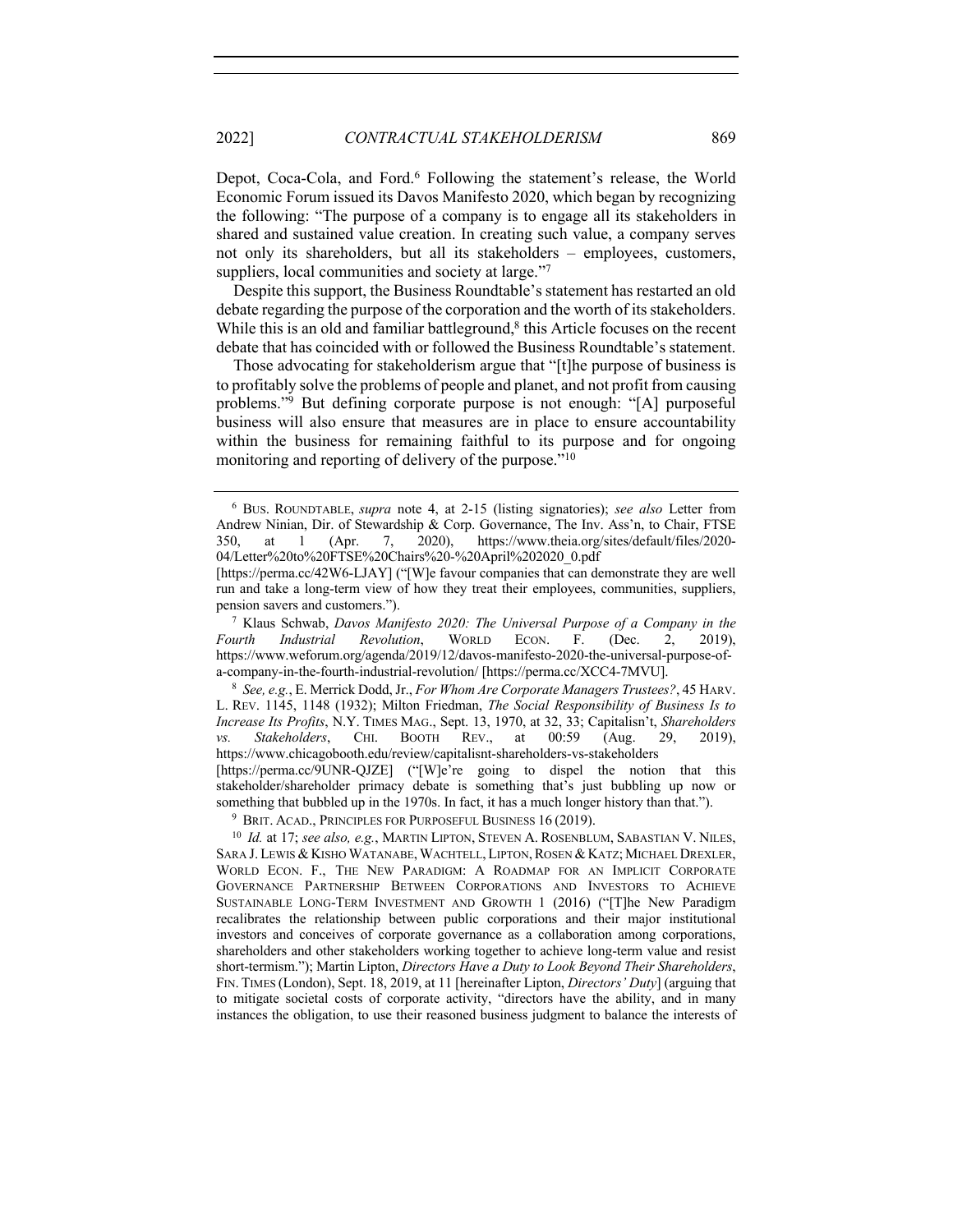Depot, Coca-Cola, and Ford.[6] Following the statement's release, the World Economic Forum issued its Davos Manifesto 2020, which began by recognizing the following: "The purpose of a company is to engage all its stakeholders in shared and sustained value creation. In creating such value, a company serves not only its shareholders, but all its stakeholders – employees, customers, suppliers, local communities and society at large."[7]

Despite this support, the Business Roundtable's statement has restarted an old debate regarding the purpose of the corporation and the worth of its stakeholders. While this is an old and familiar battleground,[8] this Article focuses on the recent debate that has coincided with or followed the Business Roundtable's statement.

Those advocating for stakeholderism argue that "[t]he purpose of business is to profitably solve the problems of people and planet, and not profit from causing problems."[9] But defining corporate purpose is not enough: "[A] purposeful business will also ensure that measures are in place to ensure accountability within the business for remaining faithful to its purpose and for ongoing monitoring and reporting of delivery of the purpose."[10]

---

[6] BUS. ROUNDTABLE, *supra* note 4, at 2-15 (listing signatories); *see also* Letter from Andrew Ninian, Dir. of Stewardship & Corp. Governance, The Inv. Ass'n, to Chair, FTSE 350, at 1 (Apr. 7, 2020), https://www.theia.org/sites/default/files/2020-04/Letter%20to%20FTSE%20Chairs%20-%20April%202020_0.pdf [https://perma.cc/42W6-LJAY] ("[W]e favour companies that can demonstrate they are well run and take a long-term view of how they treat their employees, communities, suppliers, pension savers and customers.").

[7] Klaus Schwab, *Davos Manifesto 2020: The Universal Purpose of a Company in the Fourth Industrial Revolution*, WORLD ECON. F. (Dec. 2, 2019), https://www.weforum.org/agenda/2019/12/davos-manifesto-2020-the-universal-purpose-of-a-company-in-the-fourth-industrial-revolution/ [https://perma.cc/XCC4-7MVU].

[8] *See, e.g.*, E. Merrick Dodd, Jr., *For Whom Are Corporate Managers Trustees?*, 45 HARV. L. REV. 1145, 1148 (1932); Milton Friedman, *The Social Responsibility of Business Is to Increase Its Profits*, N.Y. TIMES MAG., Sept. 13, 1970, at 32, 33; Capitalisn't, *Shareholders vs. Stakeholders*, CHI. BOOTH REV., at 00:59 (Aug. 29, 2019), https://www.chicagobooth.edu/review/capitalisnt-shareholders-vs-stakeholders [https://perma.cc/9UNR-QJZE] ("[W]e're going to dispel the notion that this stakeholder/shareholder primacy debate is something that's just bubbling up now or something that bubbled up in the 1970s. In fact, it has a much longer history than that.").

[9] BRIT. ACAD., PRINCIPLES FOR PURPOSEFUL BUSINESS 16 (2019).

[10] *Id.* at 17; *see also, e.g.*, MARTIN LIPTON, STEVEN A. ROSENBLUM, SABASTIAN V. NILES, SARA J. LEWIS & KISHO WATANABE, WACHTELL, LIPTON, ROSEN & KATZ; MICHAEL DREXLER, WORLD ECON. F., THE NEW PARADIGM: A ROADMAP FOR AN IMPLICIT CORPORATE GOVERNANCE PARTNERSHIP BETWEEN CORPORATIONS AND INVESTORS TO ACHIEVE SUSTAINABLE LONG-TERM INVESTMENT AND GROWTH 1 (2016) ("[T]he New Paradigm recalibrates the relationship between public corporations and their major institutional investors and conceives of corporate governance as a collaboration among corporations, shareholders and other stakeholders working together to achieve long-term value and resist short-termism."); Martin Lipton, *Directors Have a Duty to Look Beyond Their Shareholders*, FIN. TIMES (London), Sept. 18, 2019, at 11 [hereinafter Lipton, *Directors' Duty*] (arguing that to mitigate societal costs of corporate activity, "directors have the ability, and in many instances the obligation, to use their reasoned business judgment to balance the interests of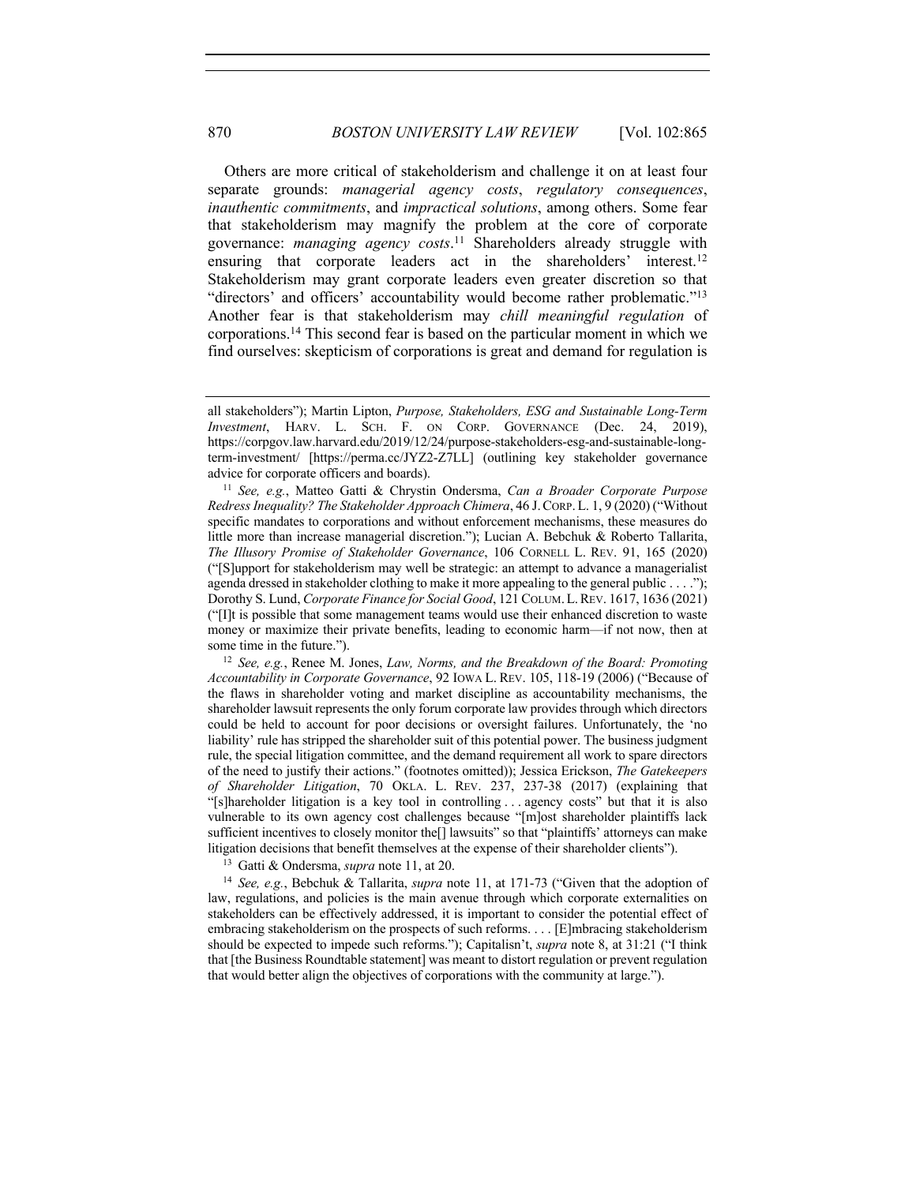Others are more critical of stakeholderism and challenge it on at least four separate grounds: *managerial agency costs*, *regulatory consequences*, *inauthentic commitments*, and *impractical solutions*, among others. Some fear that stakeholderism may magnify the problem at the core of corporate governance: *managing agency costs*.[11] Shareholders already struggle with ensuring that corporate leaders act in the shareholders' interest.[12] Stakeholderism may grant corporate leaders even greater discretion so that "directors' and officers' accountability would become rather problematic."[13] Another fear is that stakeholderism may *chill meaningful regulation* of corporations.[14] This second fear is based on the particular moment in which we find ourselves: skepticism of corporations is great and demand for regulation is

---

all stakeholders"); Martin Lipton, *Purpose, Stakeholders, ESG and Sustainable Long-Term Investment*, HARV. L. SCH. F. ON CORP. GOVERNANCE (Dec. 24, 2019), https://corpgov.law.harvard.edu/2019/12/24/purpose-stakeholders-esg-and-sustainable-long-term-investment/ [https://perma.cc/JYZ2-Z7LL] (outlining key stakeholder governance advice for corporate officers and boards).

[11] *See, e.g.*, Matteo Gatti & Chrystin Ondersma, *Can a Broader Corporate Purpose Redress Inequality? The Stakeholder Approach Chimera*, 46 J. CORP. L. 1, 9 (2020) ("Without specific mandates to corporations and without enforcement mechanisms, these measures do little more than increase managerial discretion."); Lucian A. Bebchuk & Roberto Tallarita, *The Illusory Promise of Stakeholder Governance*, 106 CORNELL L. REV. 91, 165 (2020) ("[S]upport for stakeholderism may well be strategic: an attempt to advance a managerialist agenda dressed in stakeholder clothing to make it more appealing to the general public . . . ."); Dorothy S. Lund, *Corporate Finance for Social Good*, 121 COLUM. L. REV. 1617, 1636 (2021) ("[I]t is possible that some management teams would use their enhanced discretion to waste money or maximize their private benefits, leading to economic harm—if not now, then at some time in the future.").

[12] *See, e.g.*, Renee M. Jones, *Law, Norms, and the Breakdown of the Board: Promoting Accountability in Corporate Governance*, 92 IOWA L. REV. 105, 118-19 (2006) ("Because of the flaws in shareholder voting and market discipline as accountability mechanisms, the shareholder lawsuit represents the only forum corporate law provides through which directors could be held to account for poor decisions or oversight failures. Unfortunately, the 'no liability' rule has stripped the shareholder suit of this potential power. The business judgment rule, the special litigation committee, and the demand requirement all work to spare directors of the need to justify their actions." (footnotes omitted)); Jessica Erickson, *The Gatekeepers of Shareholder Litigation*, 70 OKLA. L. REV. 237, 237-38 (2017) (explaining that "[s]hareholder litigation is a key tool in controlling . . . agency costs" but that it is also vulnerable to its own agency cost challenges because "[m]ost shareholder plaintiffs lack sufficient incentives to closely monitor the[] lawsuits" so that "plaintiffs' attorneys can make litigation decisions that benefit themselves at the expense of their shareholder clients").

[13] Gatti & Ondersma, *supra* note 11, at 20.

[14] *See, e.g.*, Bebchuk & Tallarita, *supra* note 11, at 171-73 ("Given that the adoption of law, regulations, and policies is the main avenue through which corporate externalities on stakeholders can be effectively addressed, it is important to consider the potential effect of embracing stakeholderism on the prospects of such reforms. . . . [E]mbracing stakeholderism should be expected to impede such reforms."); Capitalisn't, *supra* note 8, at 31:21 ("I think that [the Business Roundtable statement] was meant to distort regulation or prevent regulation that would better align the objectives of corporations with the community at large.").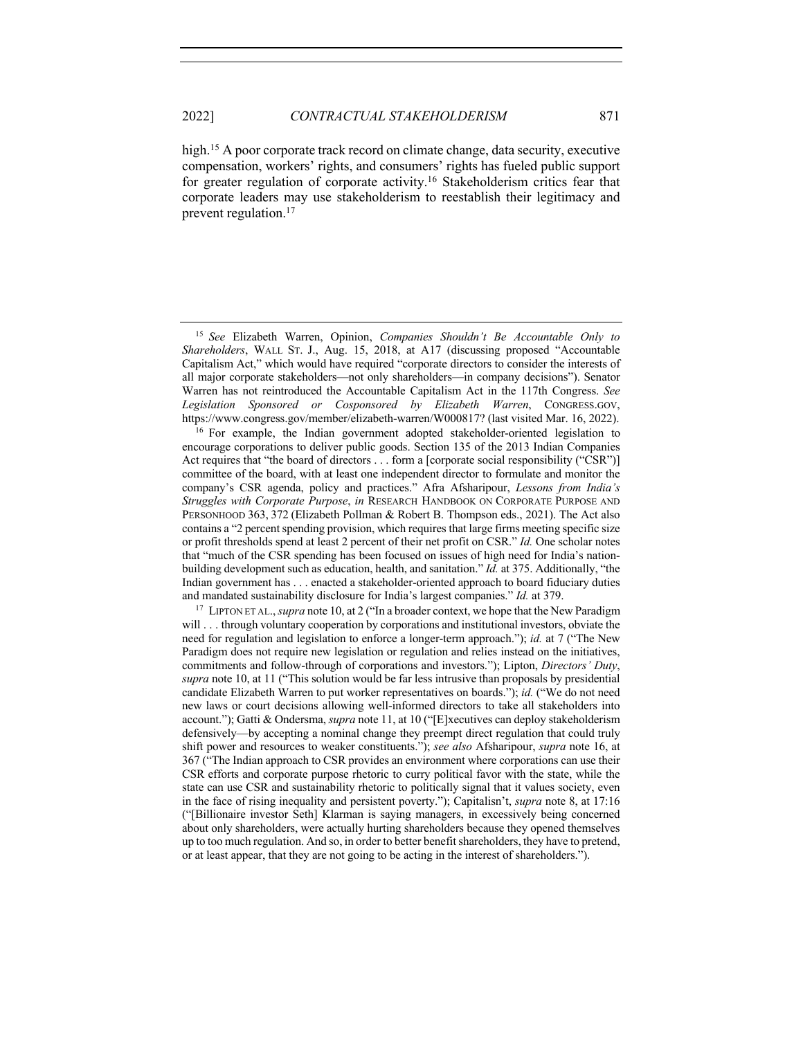high.[15] A poor corporate track record on climate change, data security, executive compensation, workers' rights, and consumers' rights has fueled public support for greater regulation of corporate activity.[16] Stakeholderism critics fear that corporate leaders may use stakeholderism to reestablish their legitimacy and prevent regulation.[17]

---

[15] *See* Elizabeth Warren, Opinion, *Companies Shouldn't Be Accountable Only to Shareholders*, WALL ST. J., Aug. 15, 2018, at A17 (discussing proposed "Accountable Capitalism Act," which would have required "corporate directors to consider the interests of all major corporate stakeholders—not only shareholders—in company decisions"). Senator Warren has not reintroduced the Accountable Capitalism Act in the 117th Congress. *See Legislation Sponsored or Cosponsored by Elizabeth Warren*, CONGRESS.GOV, https://www.congress.gov/member/elizabeth-warren/W000817? (last visited Mar. 16, 2022).

[16] For example, the Indian government adopted stakeholder-oriented legislation to encourage corporations to deliver public goods. Section 135 of the 2013 Indian Companies Act requires that "the board of directors . . . form a [corporate social responsibility ("CSR")] committee of the board, with at least one independent director to formulate and monitor the company's CSR agenda, policy and practices." Afra Afsharipour, *Lessons from India's Struggles with Corporate Purpose*, *in* RESEARCH HANDBOOK ON CORPORATE PURPOSE AND PERSONHOOD 363, 372 (Elizabeth Pollman & Robert B. Thompson eds., 2021). The Act also contains a "2 percent spending provision, which requires that large firms meeting specific size or profit thresholds spend at least 2 percent of their net profit on CSR." *Id.* One scholar notes that "much of the CSR spending has been focused on issues of high need for India's nation-building development such as education, health, and sanitation." *Id.* at 375. Additionally, "the Indian government has . . . enacted a stakeholder-oriented approach to board fiduciary duties and mandated sustainability disclosure for India's largest companies." *Id.* at 379.

[17] LIPTON ET AL., *supra* note 10, at 2 ("In a broader context, we hope that the New Paradigm will . . . through voluntary cooperation by corporations and institutional investors, obviate the need for regulation and legislation to enforce a longer-term approach."); *id.* at 7 ("The New Paradigm does not require new legislation or regulation and relies instead on the initiatives, commitments and follow-through of corporations and investors."); Lipton, *Directors' Duty*, *supra* note 10, at 11 ("This solution would be far less intrusive than proposals by presidential candidate Elizabeth Warren to put worker representatives on boards."); *id.* ("We do not need new laws or court decisions allowing well-informed directors to take all stakeholders into account."); Gatti & Ondersma, *supra* note 11, at 10 ("[E]xecutives can deploy stakeholderism defensively—by accepting a nominal change they preempt direct regulation that could truly shift power and resources to weaker constituents."); *see also* Afsharipour, *supra* note 16, at 367 ("The Indian approach to CSR provides an environment where corporations can use their CSR efforts and corporate purpose rhetoric to curry political favor with the state, while the state can use CSR and sustainability rhetoric to politically signal that it values society, even in the face of rising inequality and persistent poverty."); Capitalisn't, *supra* note 8, at 17:16 ("[Billionaire investor Seth] Klarman is saying managers, in excessively being concerned about only shareholders, were actually hurting shareholders because they opened themselves up to too much regulation. And so, in order to better benefit shareholders, they have to pretend, or at least appear, that they are not going to be acting in the interest of shareholders.").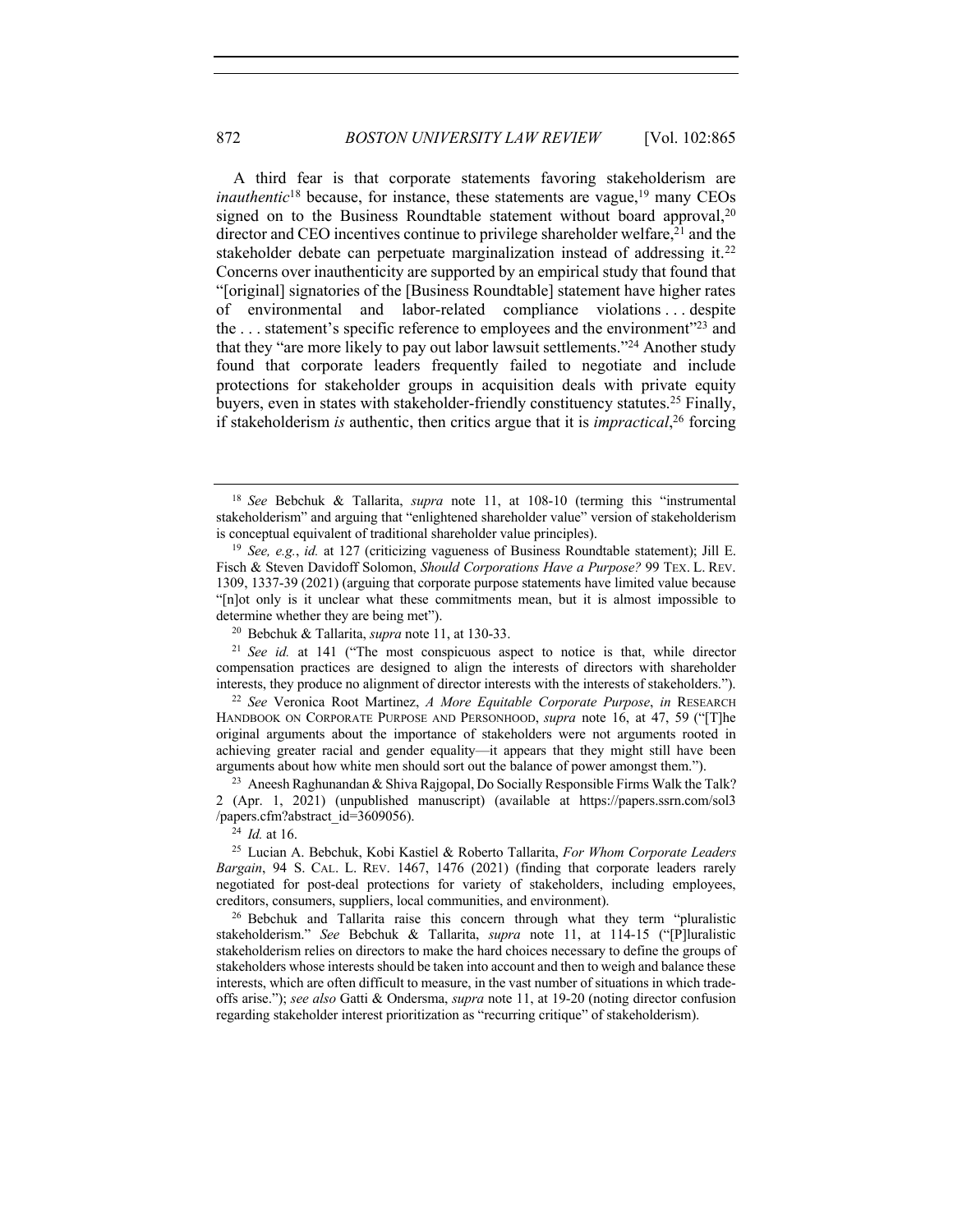A third fear is that corporate statements favoring stakeholderism are *inauthentic*[18] because, for instance, these statements are vague,[19] many CEOs signed on to the Business Roundtable statement without board approval,[20] director and CEO incentives continue to privilege shareholder welfare,[21] and the stakeholder debate can perpetuate marginalization instead of addressing it.[22] Concerns over inauthenticity are supported by an empirical study that found that "[original] signatories of the [Business Roundtable] statement have higher rates of environmental and labor-related compliance violations . . . despite the . . . statement's specific reference to employees and the environment"[23] and that they "are more likely to pay out labor lawsuit settlements."[24] Another study found that corporate leaders frequently failed to negotiate and include protections for stakeholder groups in acquisition deals with private equity buyers, even in states with stakeholder-friendly constituency statutes.[25] Finally, if stakeholderism *is* authentic, then critics argue that it is *impractical*,[26] forcing

---

[18] *See* Bebchuk & Tallarita, *supra* note 11, at 108-10 (terming this "instrumental stakeholderism" and arguing that "enlightened shareholder value" version of stakeholderism is conceptual equivalent of traditional shareholder value principles).

[19] *See, e.g.*, *id.* at 127 (criticizing vagueness of Business Roundtable statement); Jill E. Fisch & Steven Davidoff Solomon, *Should Corporations Have a Purpose?* 99 TEX. L. REV. 1309, 1337-39 (2021) (arguing that corporate purpose statements have limited value because "[n]ot only is it unclear what these commitments mean, but it is almost impossible to determine whether they are being met").

[20] Bebchuk & Tallarita, *supra* note 11, at 130-33.

[21] *See id.* at 141 ("The most conspicuous aspect to notice is that, while director compensation practices are designed to align the interests of directors with shareholder interests, they produce no alignment of director interests with the interests of stakeholders.").

[22] *See* Veronica Root Martinez, *A More Equitable Corporate Purpose*, *in* RESEARCH HANDBOOK ON CORPORATE PURPOSE AND PERSONHOOD, *supra* note 16, at 47, 59 ("[T]he original arguments about the importance of stakeholders were not arguments rooted in achieving greater racial and gender equality—it appears that they might still have been arguments about how white men should sort out the balance of power amongst them.").

[23] Aneesh Raghunandan & Shiva Rajgopal, Do Socially Responsible Firms Walk the Talk? 2 (Apr. 1, 2021) (unpublished manuscript) (available at https://papers.ssrn.com/sol3/papers.cfm?abstract_id=3609056).

[24] *Id.* at 16.

[25] Lucian A. Bebchuk, Kobi Kastiel & Roberto Tallarita, *For Whom Corporate Leaders Bargain*, 94 S. CAL. L. REV. 1467, 1476 (2021) (finding that corporate leaders rarely negotiated for post-deal protections for variety of stakeholders, including employees, creditors, consumers, suppliers, local communities, and environment).

[26] Bebchuk and Tallarita raise this concern through what they term "pluralistic stakeholderism." *See* Bebchuk & Tallarita, *supra* note 11, at 114-15 ("[P]luralistic stakeholderism relies on directors to make the hard choices necessary to define the groups of stakeholders whose interests should be taken into account and then to weigh and balance these interests, which are often difficult to measure, in the vast number of situations in which trade-offs arise."); *see also* Gatti & Ondersma, *supra* note 11, at 19-20 (noting director confusion regarding stakeholder interest prioritization as "recurring critique" of stakeholderism).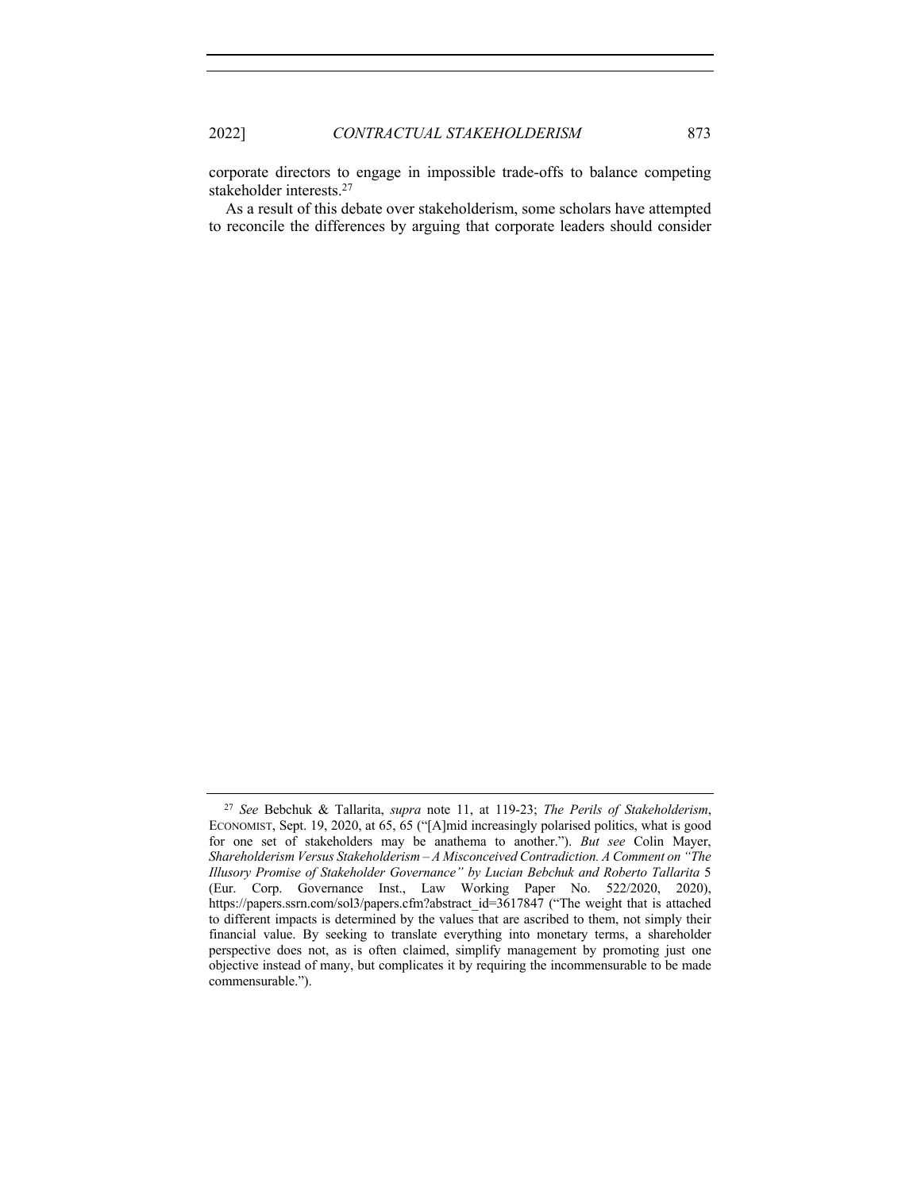corporate directors to engage in impossible trade-offs to balance competing stakeholder interests.[27]

As a result of this debate over stakeholderism, some scholars have attempted to reconcile the differences by arguing that corporate leaders should consider

---

[27] *See* Bebchuk & Tallarita, *supra* note 11, at 119-23; *The Perils of Stakeholderism*, ECONOMIST, Sept. 19, 2020, at 65, 65 ("[A]mid increasingly polarised politics, what is good for one set of stakeholders may be anathema to another."). *But see* Colin Mayer, *Shareholderism Versus Stakeholderism – A Misconceived Contradiction. A Comment on "The Illusory Promise of Stakeholder Governance" by Lucian Bebchuk and Roberto Tallarita* 5 (Eur. Corp. Governance Inst., Law Working Paper No. 522/2020, 2020), https://papers.ssrn.com/sol3/papers.cfm?abstract_id=3617847 ("The weight that is attached to different impacts is determined by the values that are ascribed to them, not simply their financial value. By seeking to translate everything into monetary terms, a shareholder perspective does not, as is often claimed, simplify management by promoting just one objective instead of many, but complicates it by requiring the incommensurable to be made commensurable.").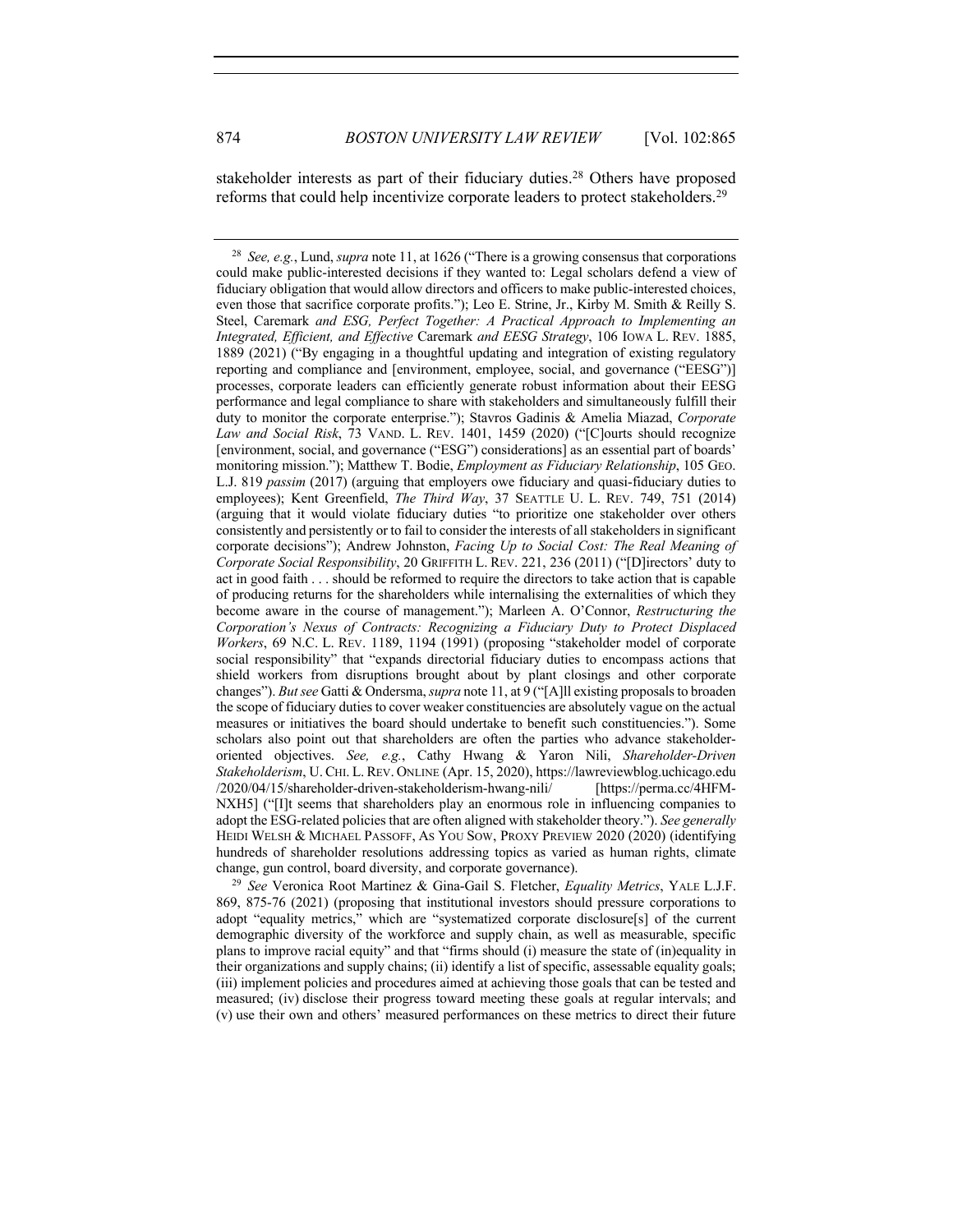stakeholder interests as part of their fiduciary duties.[28] Others have proposed reforms that could help incentivize corporate leaders to protect stakeholders.[29]

---

[28] *See, e.g.*, Lund, *supra* note 11, at 1626 ("There is a growing consensus that corporations could make public-interested decisions if they wanted to: Legal scholars defend a view of fiduciary obligation that would allow directors and officers to make public-interested choices, even those that sacrifice corporate profits."); Leo E. Strine, Jr., Kirby M. Smith & Reilly S. Steel, Caremark *and ESG, Perfect Together: A Practical Approach to Implementing an Integrated, Efficient, and Effective* Caremark *and EESG Strategy*, 106 IOWA L. REV. 1885, 1889 (2021) ("By engaging in a thoughtful updating and integration of existing regulatory reporting and compliance and [environment, employee, social, and governance ("EESG")] processes, corporate leaders can efficiently generate robust information about their EESG performance and legal compliance to share with stakeholders and simultaneously fulfill their duty to monitor the corporate enterprise."); Stavros Gadinis & Amelia Miazad, *Corporate Law and Social Risk*, 73 VAND. L. REV. 1401, 1459 (2020) ("[C]ourts should recognize [environment, social, and governance ("ESG") considerations] as an essential part of boards' monitoring mission."); Matthew T. Bodie, *Employment as Fiduciary Relationship*, 105 GEO. L.J. 819 *passim* (2017) (arguing that employers owe fiduciary and quasi-fiduciary duties to employees); Kent Greenfield, *The Third Way*, 37 SEATTLE U. L. REV. 749, 751 (2014) (arguing that it would violate fiduciary duties "to prioritize one stakeholder over others consistently and persistently or to fail to consider the interests of all stakeholders in significant corporate decisions"); Andrew Johnston, *Facing Up to Social Cost: The Real Meaning of Corporate Social Responsibility*, 20 GRIFFITH L. REV. 221, 236 (2011) ("[D]irectors' duty to act in good faith . . . should be reformed to require the directors to take action that is capable of producing returns for the shareholders while internalising the externalities of which they become aware in the course of management."); Marleen A. O'Connor, *Restructuring the Corporation's Nexus of Contracts: Recognizing a Fiduciary Duty to Protect Displaced Workers*, 69 N.C. L. REV. 1189, 1194 (1991) (proposing "stakeholder model of corporate social responsibility" that "expands directorial fiduciary duties to encompass actions that shield workers from disruptions brought about by plant closings and other corporate changes"). *But see* Gatti & Ondersma, *supra* note 11, at 9 ("[A]ll existing proposals to broaden the scope of fiduciary duties to cover weaker constituencies are absolutely vague on the actual measures or initiatives the board should undertake to benefit such constituencies."). Some scholars also point out that shareholders are often the parties who advance stakeholder-oriented objectives. *See, e.g.*, Cathy Hwang & Yaron Nili, *Shareholder-Driven Stakeholderism*, U. CHI. L. REV. ONLINE (Apr. 15, 2020), https://lawreviewblog.uchicago.edu/2020/04/15/shareholder-driven-stakeholderism-hwang-nili/ [https://perma.cc/4HFM-NXH5] ("[I]t seems that shareholders play an enormous role in influencing companies to adopt the ESG-related policies that are often aligned with stakeholder theory."). *See generally* HEIDI WELSH & MICHAEL PASSOFF, AS YOU SOW, PROXY PREVIEW 2020 (2020) (identifying hundreds of shareholder resolutions addressing topics as varied as human rights, climate change, gun control, board diversity, and corporate governance).

[29] *See* Veronica Root Martinez & Gina-Gail S. Fletcher, *Equality Metrics*, YALE L.J.F. 869, 875-76 (2021) (proposing that institutional investors should pressure corporations to adopt "equality metrics," which are "systematized corporate disclosure[s] of the current demographic diversity of the workforce and supply chain, as well as measurable, specific plans to improve racial equity" and that "firms should (i) measure the state of (in)equality in their organizations and supply chains; (ii) identify a list of specific, assessable equality goals; (iii) implement policies and procedures aimed at achieving those goals that can be tested and measured; (iv) disclose their progress toward meeting these goals at regular intervals; and (v) use their own and others' measured performances on these metrics to direct their future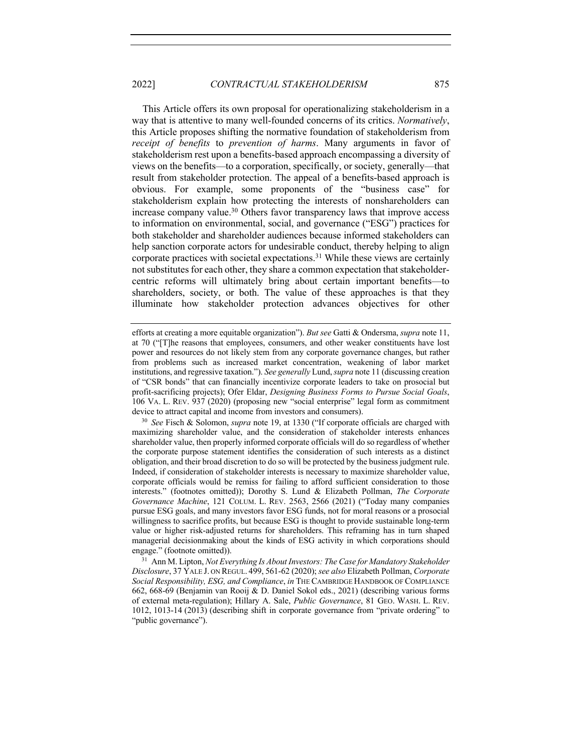This Article offers its own proposal for operationalizing stakeholderism in a way that is attentive to many well-founded concerns of its critics. *Normatively*, this Article proposes shifting the normative foundation of stakeholderism from *receipt of benefits* to *prevention of harms*. Many arguments in favor of stakeholderism rest upon a benefits-based approach encompassing a diversity of views on the benefits—to a corporation, specifically, or society, generally—that result from stakeholder protection. The appeal of a benefits-based approach is obvious. For example, some proponents of the "business case" for stakeholderism explain how protecting the interests of nonshareholders can increase company value.[30] Others favor transparency laws that improve access to information on environmental, social, and governance ("ESG") practices for both stakeholder and shareholder audiences because informed stakeholders can help sanction corporate actors for undesirable conduct, thereby helping to align corporate practices with societal expectations.[31] While these views are certainly not substitutes for each other, they share a common expectation that stakeholder-centric reforms will ultimately bring about certain important benefits—to shareholders, society, or both. The value of these approaches is that they illuminate how stakeholder protection advances objectives for other

---

efforts at creating a more equitable organization"). *But see* Gatti & Ondersma, *supra* note 11, at 70 ("[T]he reasons that employees, consumers, and other weaker constituents have lost power and resources do not likely stem from any corporate governance changes, but rather from problems such as increased market concentration, weakening of labor market institutions, and regressive taxation."). *See generally* Lund, *supra* note 11 (discussing creation of "CSR bonds" that can financially incentivize corporate leaders to take on prosocial but profit-sacrificing projects); Ofer Eldar, *Designing Business Forms to Pursue Social Goals*, 106 VA. L. REV. 937 (2020) (proposing new "social enterprise" legal form as commitment device to attract capital and income from investors and consumers).

[30] *See* Fisch & Solomon, *supra* note 19, at 1330 ("If corporate officials are charged with maximizing shareholder value, and the consideration of stakeholder interests enhances shareholder value, then properly informed corporate officials will do so regardless of whether the corporate purpose statement identifies the consideration of such interests as a distinct obligation, and their broad discretion to do so will be protected by the business judgment rule. Indeed, if consideration of stakeholder interests is necessary to maximize shareholder value, corporate officials would be remiss for failing to afford sufficient consideration to those interests." (footnotes omitted)); Dorothy S. Lund & Elizabeth Pollman, *The Corporate Governance Machine*, 121 COLUM. L. REV. 2563, 2566 (2021) ("Today many companies pursue ESG goals, and many investors favor ESG funds, not for moral reasons or a prosocial willingness to sacrifice profits, but because ESG is thought to provide sustainable long-term value or higher risk-adjusted returns for shareholders. This reframing has in turn shaped managerial decisionmaking about the kinds of ESG activity in which corporations should engage." (footnote omitted)).

[31] Ann M. Lipton, *Not Everything Is About Investors: The Case for Mandatory Stakeholder Disclosure*, 37 YALE J. ON REGUL. 499, 561-62 (2020); *see also* Elizabeth Pollman, *Corporate Social Responsibility, ESG, and Compliance*, *in* THE CAMBRIDGE HANDBOOK OF COMPLIANCE 662, 668-69 (Benjamin van Rooij & D. Daniel Sokol eds., 2021) (describing various forms of external meta-regulation); Hillary A. Sale, *Public Governance*, 81 GEO. WASH. L. REV. 1012, 1013-14 (2013) (describing shift in corporate governance from "private ordering" to "public governance").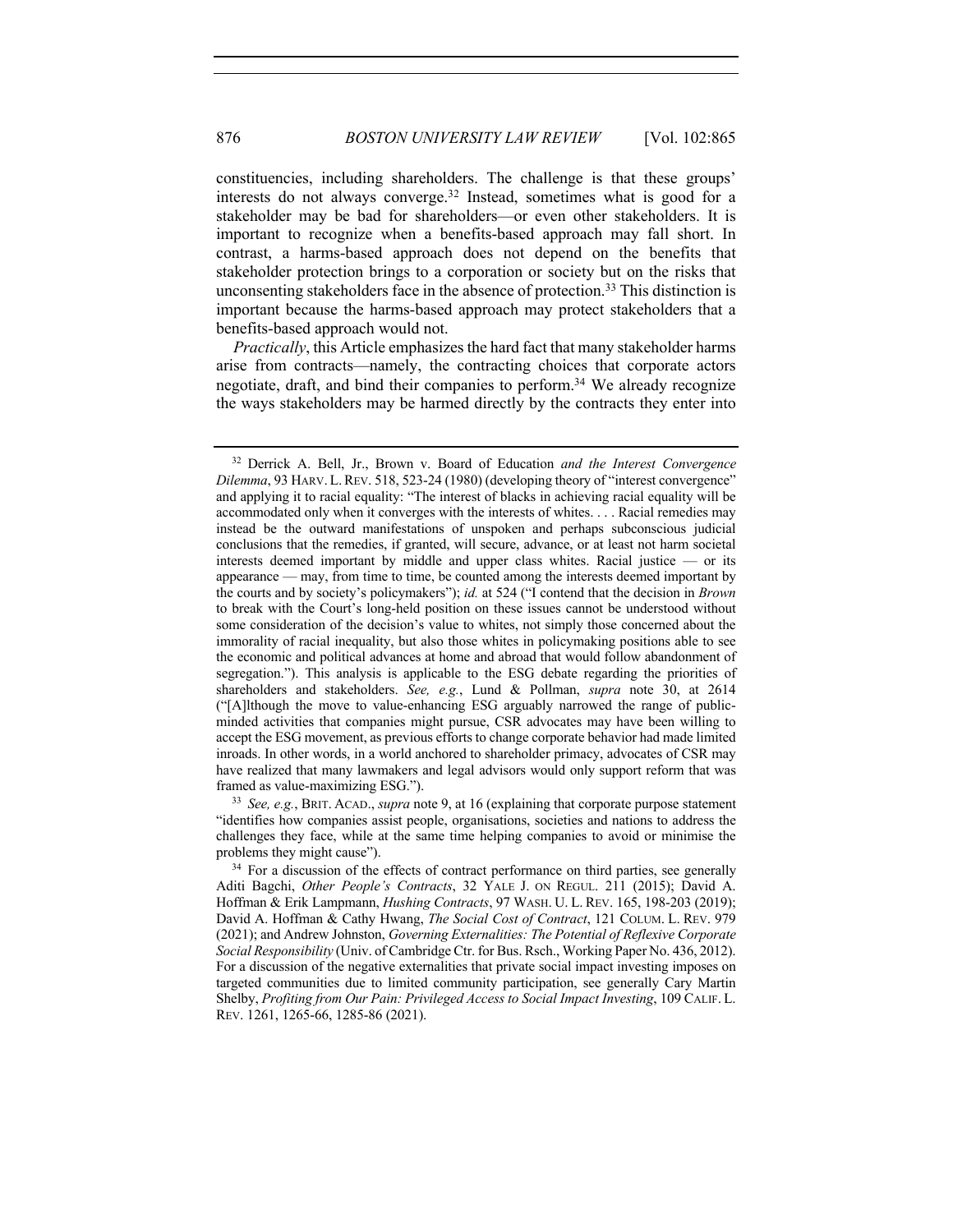constituencies, including shareholders. The challenge is that these groups' interests do not always converge.[32] Instead, sometimes what is good for a stakeholder may be bad for shareholders—or even other stakeholders. It is important to recognize when a benefits-based approach may fall short. In contrast, a harms-based approach does not depend on the benefits that stakeholder protection brings to a corporation or society but on the risks that unconsenting stakeholders face in the absence of protection.[33] This distinction is important because the harms-based approach may protect stakeholders that a benefits-based approach would not.

*Practically*, this Article emphasizes the hard fact that many stakeholder harms arise from contracts—namely, the contracting choices that corporate actors negotiate, draft, and bind their companies to perform.[34] We already recognize the ways stakeholders may be harmed directly by the contracts they enter into

---

[32] Derrick A. Bell, Jr., Brown v. Board of Education *and the Interest Convergence Dilemma*, 93 HARV. L. REV. 518, 523-24 (1980) (developing theory of "interest convergence" and applying it to racial equality: "The interest of blacks in achieving racial equality will be accommodated only when it converges with the interests of whites. . . . Racial remedies may instead be the outward manifestations of unspoken and perhaps subconscious judicial conclusions that the remedies, if granted, will secure, advance, or at least not harm societal interests deemed important by middle and upper class whites. Racial justice — or its appearance — may, from time to time, be counted among the interests deemed important by the courts and by society's policymakers"); *id.* at 524 ("I contend that the decision in *Brown* to break with the Court's long-held position on these issues cannot be understood without some consideration of the decision's value to whites, not simply those concerned about the immorality of racial inequality, but also those whites in policymaking positions able to see the economic and political advances at home and abroad that would follow abandonment of segregation."). This analysis is applicable to the ESG debate regarding the priorities of shareholders and stakeholders. *See, e.g.*, Lund & Pollman, *supra* note 30, at 2614 ("[A]lthough the move to value-enhancing ESG arguably narrowed the range of public-minded activities that companies might pursue, CSR advocates may have been willing to accept the ESG movement, as previous efforts to change corporate behavior had made limited inroads. In other words, in a world anchored to shareholder primacy, advocates of CSR may have realized that many lawmakers and legal advisors would only support reform that was framed as value-maximizing ESG.").

[33] *See, e.g.*, BRIT. ACAD., *supra* note 9, at 16 (explaining that corporate purpose statement "identifies how companies assist people, organisations, societies and nations to address the challenges they face, while at the same time helping companies to avoid or minimise the problems they might cause").

[34] For a discussion of the effects of contract performance on third parties, see generally Aditi Bagchi, *Other People's Contracts*, 32 YALE J. ON REGUL. 211 (2015); David A. Hoffman & Erik Lampmann, *Hushing Contracts*, 97 WASH. U. L. REV. 165, 198-203 (2019); David A. Hoffman & Cathy Hwang, *The Social Cost of Contract*, 121 COLUM. L. REV. 979 (2021); and Andrew Johnston, *Governing Externalities: The Potential of Reflexive Corporate Social Responsibility* (Univ. of Cambridge Ctr. for Bus. Rsch., Working Paper No. 436, 2012). For a discussion of the negative externalities that private social impact investing imposes on targeted communities due to limited community participation, see generally Cary Martin Shelby, *Profiting from Our Pain: Privileged Access to Social Impact Investing*, 109 CALIF. L. REV. 1261, 1265-66, 1285-86 (2021).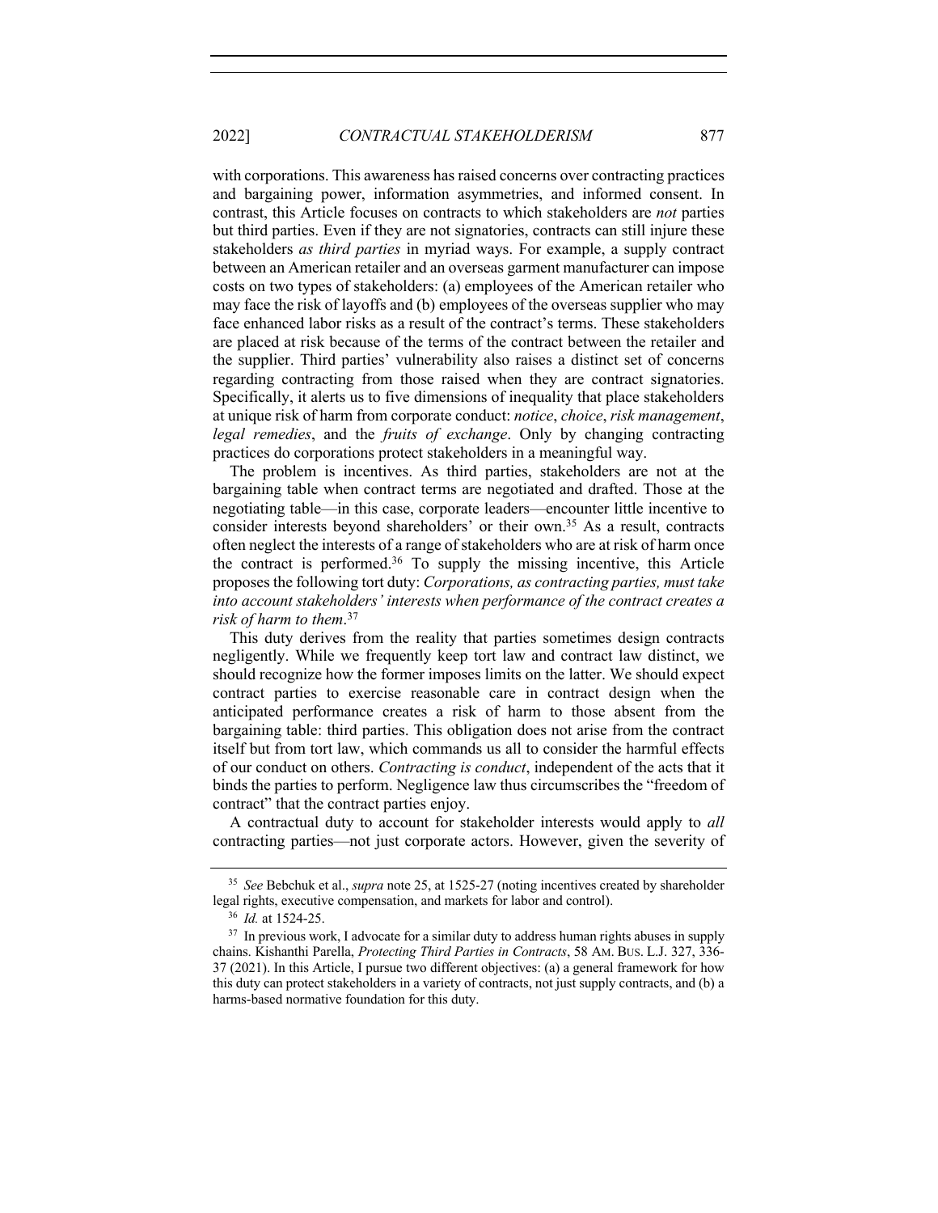with corporations. This awareness has raised concerns over contracting practices and bargaining power, information asymmetries, and informed consent. In contrast, this Article focuses on contracts to which stakeholders are *not* parties but third parties. Even if they are not signatories, contracts can still injure these stakeholders *as third parties* in myriad ways. For example, a supply contract between an American retailer and an overseas garment manufacturer can impose costs on two types of stakeholders: (a) employees of the American retailer who may face the risk of layoffs and (b) employees of the overseas supplier who may face enhanced labor risks as a result of the contract's terms. These stakeholders are placed at risk because of the terms of the contract between the retailer and the supplier. Third parties' vulnerability also raises a distinct set of concerns regarding contracting from those raised when they are contract signatories. Specifically, it alerts us to five dimensions of inequality that place stakeholders at unique risk of harm from corporate conduct: *notice*, *choice*, *risk management*, *legal remedies*, and the *fruits of exchange*. Only by changing contracting practices do corporations protect stakeholders in a meaningful way.

The problem is incentives. As third parties, stakeholders are not at the bargaining table when contract terms are negotiated and drafted. Those at the negotiating table—in this case, corporate leaders—encounter little incentive to consider interests beyond shareholders' or their own.[35] As a result, contracts often neglect the interests of a range of stakeholders who are at risk of harm once the contract is performed.[36] To supply the missing incentive, this Article proposes the following tort duty: *Corporations, as contracting parties, must take into account stakeholders' interests when performance of the contract creates a risk of harm to them*.[37]

This duty derives from the reality that parties sometimes design contracts negligently. While we frequently keep tort law and contract law distinct, we should recognize how the former imposes limits on the latter. We should expect contract parties to exercise reasonable care in contract design when the anticipated performance creates a risk of harm to those absent from the bargaining table: third parties. This obligation does not arise from the contract itself but from tort law, which commands us all to consider the harmful effects of our conduct on others. *Contracting is conduct*, independent of the acts that it binds the parties to perform. Negligence law thus circumscribes the "freedom of contract" that the contract parties enjoy.

A contractual duty to account for stakeholder interests would apply to *all* contracting parties—not just corporate actors. However, given the severity of

---

[35] *See* Bebchuk et al., *supra* note 25, at 1525-27 (noting incentives created by shareholder legal rights, executive compensation, and markets for labor and control).

[36] *Id.* at 1524-25.

[37] In previous work, I advocate for a similar duty to address human rights abuses in supply chains. Kishanthi Parella, *Protecting Third Parties in Contracts*, 58 AM. BUS. L.J. 327, 336-37 (2021). In this Article, I pursue two different objectives: (a) a general framework for how this duty can protect stakeholders in a variety of contracts, not just supply contracts, and (b) a harms-based normative foundation for this duty.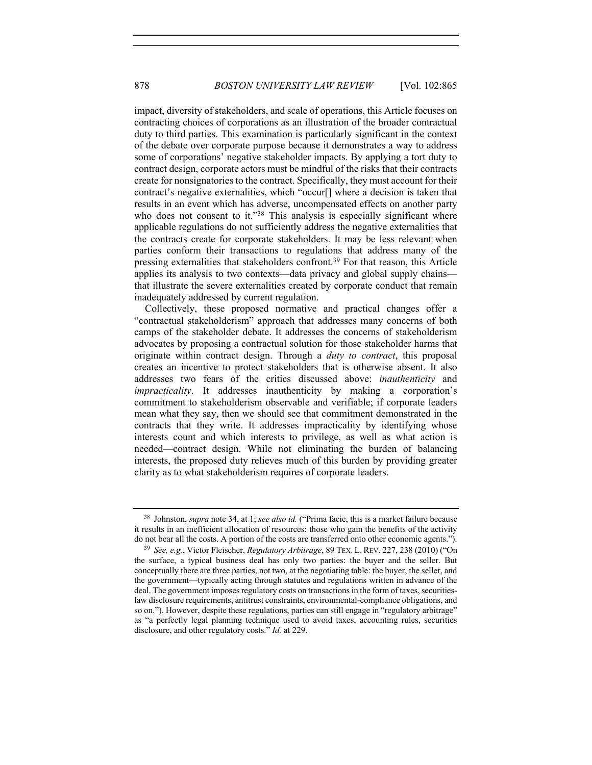impact, diversity of stakeholders, and scale of operations, this Article focuses on contracting choices of corporations as an illustration of the broader contractual duty to third parties. This examination is particularly significant in the context of the debate over corporate purpose because it demonstrates a way to address some of corporations' negative stakeholder impacts. By applying a tort duty to contract design, corporate actors must be mindful of the risks that their contracts create for nonsignatories to the contract. Specifically, they must account for their contract's negative externalities, which "occur[] where a decision is taken that results in an event which has adverse, uncompensated effects on another party who does not consent to it."[38] This analysis is especially significant where applicable regulations do not sufficiently address the negative externalities that the contracts create for corporate stakeholders. It may be less relevant when parties conform their transactions to regulations that address many of the pressing externalities that stakeholders confront.[39] For that reason, this Article applies its analysis to two contexts—data privacy and global supply chains—that illustrate the severe externalities created by corporate conduct that remain inadequately addressed by current regulation.

Collectively, these proposed normative and practical changes offer a "contractual stakeholderism" approach that addresses many concerns of both camps of the stakeholder debate. It addresses the concerns of stakeholderism advocates by proposing a contractual solution for those stakeholder harms that originate within contract design. Through a *duty to contract*, this proposal creates an incentive to protect stakeholders that is otherwise absent. It also addresses two fears of the critics discussed above: *inauthenticity* and *impracticality*. It addresses inauthenticity by making a corporation's commitment to stakeholderism observable and verifiable; if corporate leaders mean what they say, then we should see that commitment demonstrated in the contracts that they write. It addresses impracticality by identifying whose interests count and which interests to privilege, as well as what action is needed—contract design. While not eliminating the burden of balancing interests, the proposed duty relieves much of this burden by providing greater clarity as to what stakeholderism requires of corporate leaders.

---

[38] Johnston, *supra* note 34, at 1; *see also id.* ("Prima facie, this is a market failure because it results in an inefficient allocation of resources: those who gain the benefits of the activity do not bear all the costs. A portion of the costs are transferred onto other economic agents.").

[39] *See, e.g.*, Victor Fleischer, *Regulatory Arbitrage*, 89 TEX. L. REV. 227, 238 (2010) ("On the surface, a typical business deal has only two parties: the buyer and the seller. But conceptually there are three parties, not two, at the negotiating table: the buyer, the seller, and the government—typically acting through statutes and regulations written in advance of the deal. The government imposes regulatory costs on transactions in the form of taxes, securities-law disclosure requirements, antitrust constraints, environmental-compliance obligations, and so on."). However, despite these regulations, parties can still engage in "regulatory arbitrage" as "a perfectly legal planning technique used to avoid taxes, accounting rules, securities disclosure, and other regulatory costs." *Id.* at 229.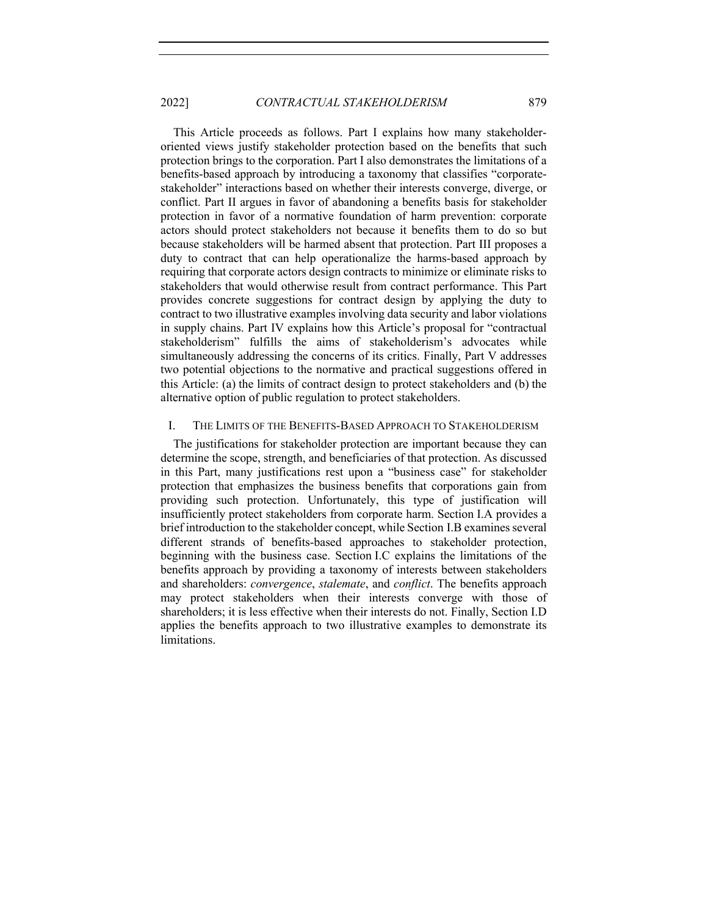This Article proceeds as follows. Part I explains how many stakeholder-oriented views justify stakeholder protection based on the benefits that such protection brings to the corporation. Part I also demonstrates the limitations of a benefits-based approach by introducing a taxonomy that classifies "corporate-stakeholder" interactions based on whether their interests converge, diverge, or conflict. Part II argues in favor of abandoning a benefits basis for stakeholder protection in favor of a normative foundation of harm prevention: corporate actors should protect stakeholders not because it benefits them to do so but because stakeholders will be harmed absent that protection. Part III proposes a duty to contract that can help operationalize the harms-based approach by requiring that corporate actors design contracts to minimize or eliminate risks to stakeholders that would otherwise result from contract performance. This Part provides concrete suggestions for contract design by applying the duty to contract to two illustrative examples involving data security and labor violations in supply chains. Part IV explains how this Article's proposal for "contractual stakeholderism" fulfills the aims of stakeholderism's advocates while simultaneously addressing the concerns of its critics. Finally, Part V addresses two potential objections to the normative and practical suggestions offered in this Article: (a) the limits of contract design to protect stakeholders and (b) the alternative option of public regulation to protect stakeholders.

## I. THE LIMITS OF THE BENEFITS-BASED APPROACH TO STAKEHOLDERISM

The justifications for stakeholder protection are important because they can determine the scope, strength, and beneficiaries of that protection. As discussed in this Part, many justifications rest upon a "business case" for stakeholder protection that emphasizes the business benefits that corporations gain from providing such protection. Unfortunately, this type of justification will insufficiently protect stakeholders from corporate harm. Section I.A provides a brief introduction to the stakeholder concept, while Section I.B examines several different strands of benefits-based approaches to stakeholder protection, beginning with the business case. Section I.C explains the limitations of the benefits approach by providing a taxonomy of interests between stakeholders and shareholders: *convergence*, *stalemate*, and *conflict*. The benefits approach may protect stakeholders when their interests converge with those of shareholders; it is less effective when their interests do not. Finally, Section I.D applies the benefits approach to two illustrative examples to demonstrate its limitations.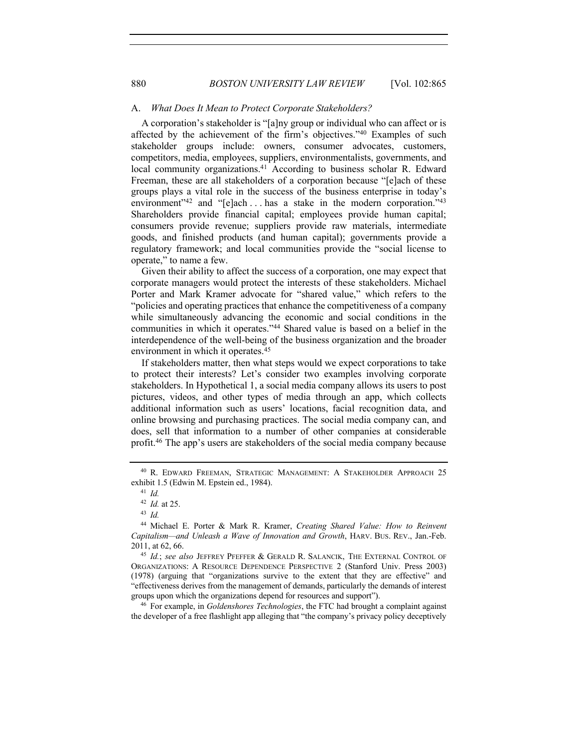## A. *What Does It Mean to Protect Corporate Stakeholders?*

A corporation's stakeholder is "[a]ny group or individual who can affect or is affected by the achievement of the firm's objectives."[40] Examples of such stakeholder groups include: owners, consumer advocates, customers, competitors, media, employees, suppliers, environmentalists, governments, and local community organizations.[41] According to business scholar R. Edward Freeman, these are all stakeholders of a corporation because "[e]ach of these groups plays a vital role in the success of the business enterprise in today's environment"[42] and "[e]ach . . . has a stake in the modern corporation."[43] Shareholders provide financial capital; employees provide human capital; consumers provide revenue; suppliers provide raw materials, intermediate goods, and finished products (and human capital); governments provide a regulatory framework; and local communities provide the "social license to operate," to name a few.

Given their ability to affect the success of a corporation, one may expect that corporate managers would protect the interests of these stakeholders. Michael Porter and Mark Kramer advocate for "shared value," which refers to the "policies and operating practices that enhance the competitiveness of a company while simultaneously advancing the economic and social conditions in the communities in which it operates."[44] Shared value is based on a belief in the interdependence of the well-being of the business organization and the broader environment in which it operates.[45]

If stakeholders matter, then what steps would we expect corporations to take to protect their interests? Let's consider two examples involving corporate stakeholders. In Hypothetical 1, a social media company allows its users to post pictures, videos, and other types of media through an app, which collects additional information such as users' locations, facial recognition data, and online browsing and purchasing practices. The social media company can, and does, sell that information to a number of other companies at considerable profit.[46] The app's users are stakeholders of the social media company because

---

[40] R. EDWARD FREEMAN, STRATEGIC MANAGEMENT: A STAKEHOLDER APPROACH 25 exhibit 1.5 (Edwin M. Epstein ed., 1984).

[41] *Id.*

[42] *Id.* at 25.

[43] *Id.*

[44] Michael E. Porter & Mark R. Kramer, *Creating Shared Value: How to Reinvent Capitalism—and Unleash a Wave of Innovation and Growth*, HARV. BUS. REV., Jan.-Feb. 2011, at 62, 66.

[45] *Id.*; *see also* JEFFREY PFEFFER & GERALD R. SALANCIK, THE EXTERNAL CONTROL OF ORGANIZATIONS: A RESOURCE DEPENDENCE PERSPECTIVE 2 (Stanford Univ. Press 2003) (1978) (arguing that "organizations survive to the extent that they are effective" and "effectiveness derives from the management of demands, particularly the demands of interest groups upon which the organizations depend for resources and support").

[46] For example, in *Goldenshores Technologies*, the FTC had brought a complaint against the developer of a free flashlight app alleging that "the company's privacy policy deceptively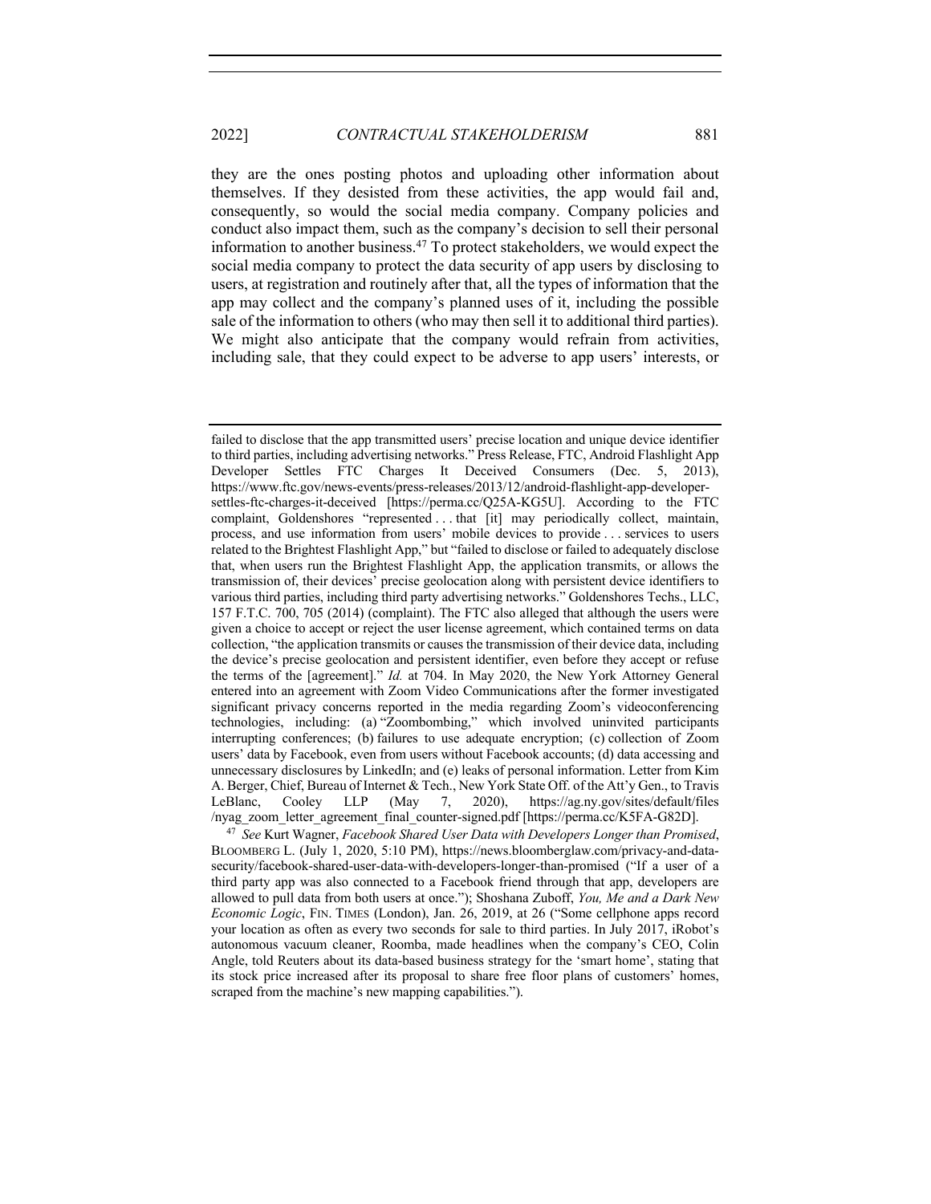they are the ones posting photos and uploading other information about themselves. If they desisted from these activities, the app would fail and, consequently, so would the social media company. Company policies and conduct also impact them, such as the company's decision to sell their personal information to another business.[47] To protect stakeholders, we would expect the social media company to protect the data security of app users by disclosing to users, at registration and routinely after that, all the types of information that the app may collect and the company's planned uses of it, including the possible sale of the information to others (who may then sell it to additional third parties). We might also anticipate that the company would refrain from activities, including sale, that they could expect to be adverse to app users' interests, or

---

failed to disclose that the app transmitted users' precise location and unique device identifier to third parties, including advertising networks." Press Release, FTC, Android Flashlight App Developer Settles FTC Charges It Deceived Consumers (Dec. 5, 2013), https://www.ftc.gov/news-events/press-releases/2013/12/android-flashlight-app-developer-settles-ftc-charges-it-deceived [https://perma.cc/Q25A-KG5U]. According to the FTC complaint, Goldenshores "represented . . . that [it] may periodically collect, maintain, process, and use information from users' mobile devices to provide . . . services to users related to the Brightest Flashlight App," but "failed to disclose or failed to adequately disclose that, when users run the Brightest Flashlight App, the application transmits, or allows the transmission of, their devices' precise geolocation along with persistent device identifiers to various third parties, including third party advertising networks." Goldenshores Techs., LLC, 157 F.T.C. 700, 705 (2014) (complaint). The FTC also alleged that although the users were given a choice to accept or reject the user license agreement, which contained terms on data collection, "the application transmits or causes the transmission of their device data, including the device's precise geolocation and persistent identifier, even before they accept or refuse the terms of the [agreement]." *Id.* at 704. In May 2020, the New York Attorney General entered into an agreement with Zoom Video Communications after the former investigated significant privacy concerns reported in the media regarding Zoom's videoconferencing technologies, including: (a) "Zoombombing," which involved uninvited participants interrupting conferences; (b) failures to use adequate encryption; (c) collection of Zoom users' data by Facebook, even from users without Facebook accounts; (d) data accessing and unnecessary disclosures by LinkedIn; and (e) leaks of personal information. Letter from Kim A. Berger, Chief, Bureau of Internet & Tech., New York State Off. of the Att'y Gen., to Travis LeBlanc, Cooley LLP (May 7, 2020), https://ag.ny.gov/sites/default/files/nyag_zoom_letter_agreement_final_counter-signed.pdf [https://perma.cc/K5FA-G82D].

[47] *See* Kurt Wagner, *Facebook Shared User Data with Developers Longer than Promised*, BLOOMBERG L. (July 1, 2020, 5:10 PM), https://news.bloomberglaw.com/privacy-and-data-security/facebook-shared-user-data-with-developers-longer-than-promised ("If a user of a third party app was also connected to a Facebook friend through that app, developers are allowed to pull data from both users at once."); Shoshana Zuboff, *You, Me and a Dark New Economic Logic*, FIN. TIMES (London), Jan. 26, 2019, at 26 ("Some cellphone apps record your location as often as every two seconds for sale to third parties. In July 2017, iRobot's autonomous vacuum cleaner, Roomba, made headlines when the company's CEO, Colin Angle, told Reuters about its data-based business strategy for the 'smart home', stating that its stock price increased after its proposal to share free floor plans of customers' homes, scraped from the machine's new mapping capabilities.").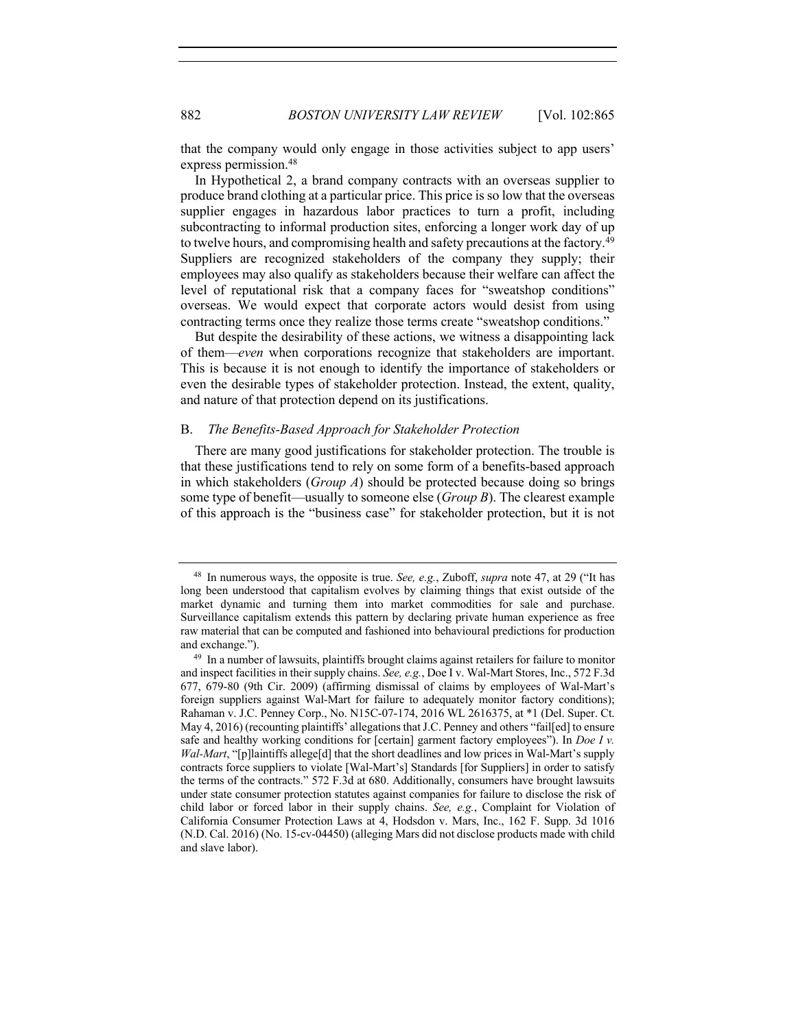that the company would only engage in those activities subject to app users' express permission.[48]

In Hypothetical 2, a brand company contracts with an overseas supplier to produce brand clothing at a particular price. This price is so low that the overseas supplier engages in hazardous labor practices to turn a profit, including subcontracting to informal production sites, enforcing a longer work day of up to twelve hours, and compromising health and safety precautions at the factory.[49] Suppliers are recognized stakeholders of the company they supply; their employees may also qualify as stakeholders because their welfare can affect the level of reputational risk that a company faces for "sweatshop conditions" overseas. We would expect that corporate actors would desist from using contracting terms once they realize those terms create "sweatshop conditions."

But despite the desirability of these actions, we witness a disappointing lack of them—*even* when corporations recognize that stakeholders are important. This is because it is not enough to identify the importance of stakeholders or even the desirable types of stakeholder protection. Instead, the extent, quality, and nature of that protection depend on its justifications.

## B. *The Benefits-Based Approach for Stakeholder Protection*

There are many good justifications for stakeholder protection. The trouble is that these justifications tend to rely on some form of a benefits-based approach in which stakeholders (*Group A*) should be protected because doing so brings some type of benefit—usually to someone else (*Group B*). The clearest example of this approach is the "business case" for stakeholder protection, but it is not

---

[48] In numerous ways, the opposite is true. *See, e.g.*, Zuboff, *supra* note 47, at 29 ("It has long been understood that capitalism evolves by claiming things that exist outside of the market dynamic and turning them into market commodities for sale and purchase. Surveillance capitalism extends this pattern by declaring private human experience as free raw material that can be computed and fashioned into behavioural predictions for production and exchange.").

[49] In a number of lawsuits, plaintiffs brought claims against retailers for failure to monitor and inspect facilities in their supply chains. *See, e.g.*, Doe I v. Wal-Mart Stores, Inc., 572 F.3d 677, 679-80 (9th Cir. 2009) (affirming dismissal of claims by employees of Wal-Mart's foreign suppliers against Wal-Mart for failure to adequately monitor factory conditions); Rahaman v. J.C. Penney Corp., No. N15C-07-174, 2016 WL 2616375, at *1 (Del. Super. Ct. May 4, 2016) (recounting plaintiffs' allegations that J.C. Penney and others "fail[ed] to ensure safe and healthy working conditions for [certain] garment factory employees"). In *Doe I v. Wal-Mart*, "[p]laintiffs allege[d] that the short deadlines and low prices in Wal-Mart's supply contracts force suppliers to violate [Wal-Mart's] Standards [for Suppliers] in order to satisfy the terms of the contracts." 572 F.3d at 680. Additionally, consumers have brought lawsuits under state consumer protection statutes against companies for failure to disclose the risk of child labor or forced labor in their supply chains. *See, e.g.*, Complaint for Violation of California Consumer Protection Laws at 4, Hodsdon v. Mars, Inc., 162 F. Supp. 3d 1016 (N.D. Cal. 2016) (No. 15-cv-04450) (alleging Mars did not disclose products made with child and slave labor).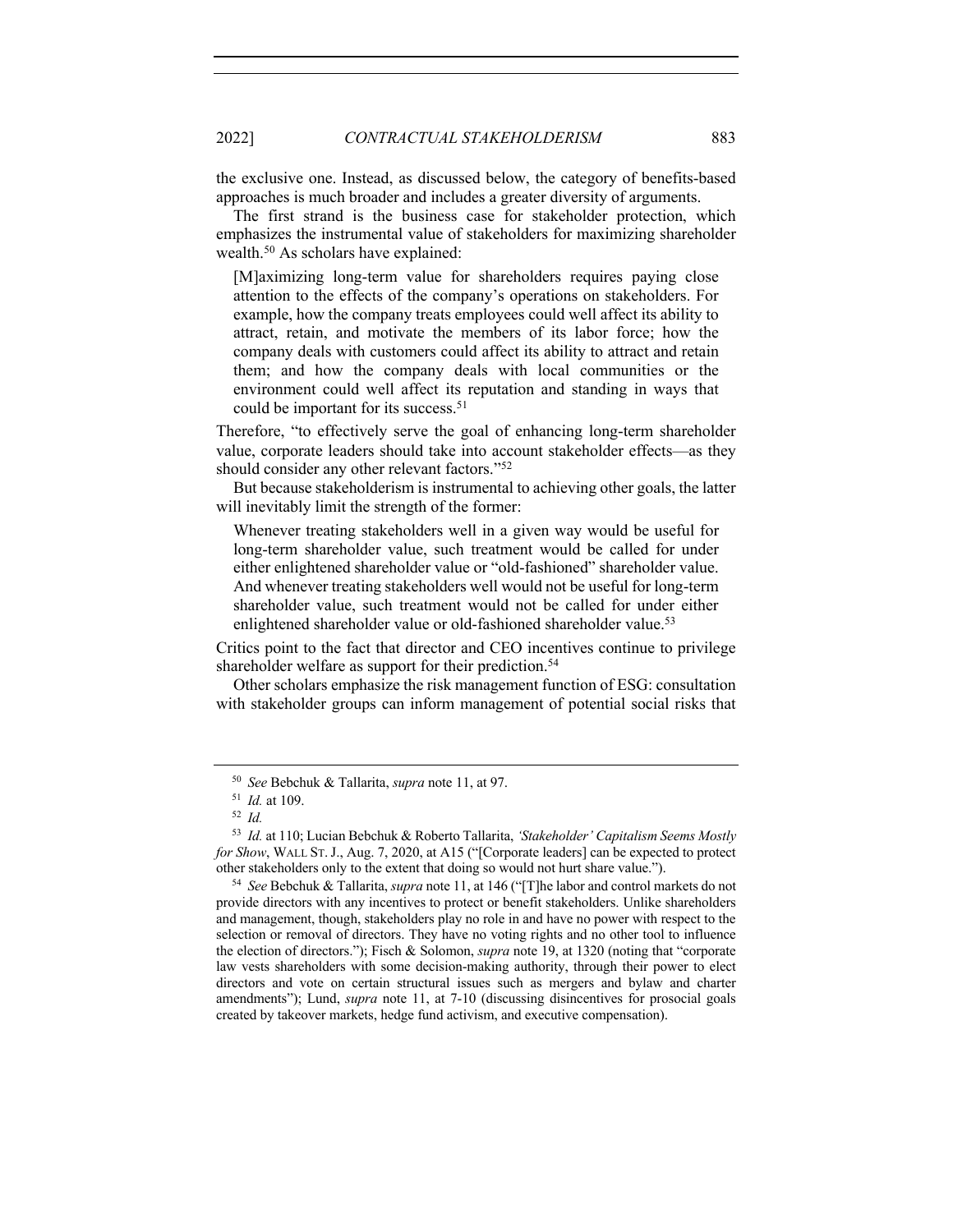the exclusive one. Instead, as discussed below, the category of benefits-based approaches is much broader and includes a greater diversity of arguments.

The first strand is the business case for stakeholder protection, which emphasizes the instrumental value of stakeholders for maximizing shareholder wealth.[50] As scholars have explained:

> [M]aximizing long-term value for shareholders requires paying close attention to the effects of the company's operations on stakeholders. For example, how the company treats employees could well affect its ability to attract, retain, and motivate the members of its labor force; how the company deals with customers could affect its ability to attract and retain them; and how the company deals with local communities or the environment could well affect its reputation and standing in ways that could be important for its success.[51]

Therefore, "to effectively serve the goal of enhancing long-term shareholder value, corporate leaders should take into account stakeholder effects—as they should consider any other relevant factors."[52]

But because stakeholderism is instrumental to achieving other goals, the latter will inevitably limit the strength of the former:

> Whenever treating stakeholders well in a given way would be useful for long-term shareholder value, such treatment would be called for under either enlightened shareholder value or "old-fashioned" shareholder value. And whenever treating stakeholders well would not be useful for long-term shareholder value, such treatment would not be called for under either enlightened shareholder value or old-fashioned shareholder value.[53]

Critics point to the fact that director and CEO incentives continue to privilege shareholder welfare as support for their prediction.[54]

Other scholars emphasize the risk management function of ESG: consultation with stakeholder groups can inform management of potential social risks that

---

[50] *See* Bebchuk & Tallarita, *supra* note 11, at 97.

[51] *Id.* at 109.

[52] *Id.*

[53] *Id.* at 110; Lucian Bebchuk & Roberto Tallarita, *'Stakeholder' Capitalism Seems Mostly for Show*, WALL ST. J., Aug. 7, 2020, at A15 ("[Corporate leaders] can be expected to protect other stakeholders only to the extent that doing so would not hurt share value.").

[54] *See* Bebchuk & Tallarita, *supra* note 11, at 146 ("[T]he labor and control markets do not provide directors with any incentives to protect or benefit stakeholders. Unlike shareholders and management, though, stakeholders play no role in and have no power with respect to the selection or removal of directors. They have no voting rights and no other tool to influence the election of directors."); Fisch & Solomon, *supra* note 19, at 1320 (noting that "corporate law vests shareholders with some decision-making authority, through their power to elect directors and vote on certain structural issues such as mergers and bylaw and charter amendments"); Lund, *supra* note 11, at 7-10 (discussing disincentives for prosocial goals created by takeover markets, hedge fund activism, and executive compensation).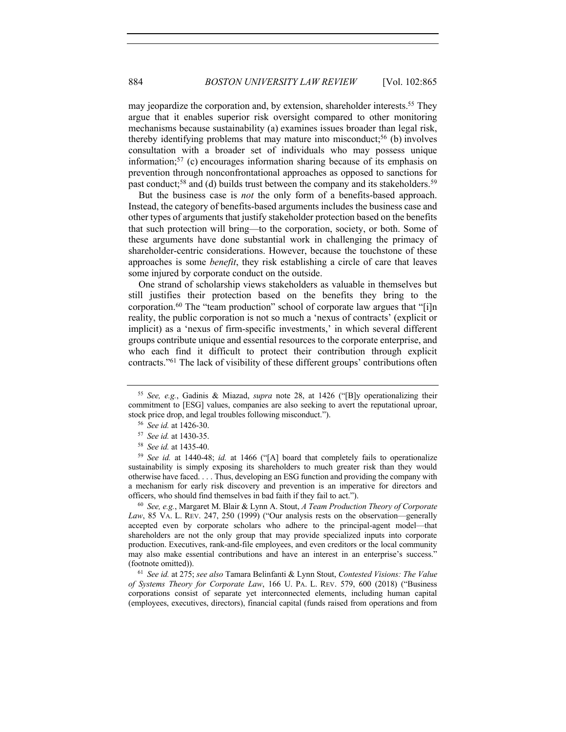may jeopardize the corporation and, by extension, shareholder interests.[55] They argue that it enables superior risk oversight compared to other monitoring mechanisms because sustainability (a) examines issues broader than legal risk, thereby identifying problems that may mature into misconduct;[56] (b) involves consultation with a broader set of individuals who may possess unique information;[57] (c) encourages information sharing because of its emphasis on prevention through nonconfrontational approaches as opposed to sanctions for past conduct;[58] and (d) builds trust between the company and its stakeholders.[59]

But the business case is *not* the only form of a benefits-based approach. Instead, the category of benefits-based arguments includes the business case and other types of arguments that justify stakeholder protection based on the benefits that such protection will bring—to the corporation, society, or both. Some of these arguments have done substantial work in challenging the primacy of shareholder-centric considerations. However, because the touchstone of these approaches is some *benefit*, they risk establishing a circle of care that leaves some injured by corporate conduct on the outside.

One strand of scholarship views stakeholders as valuable in themselves but still justifies their protection based on the benefits they bring to the corporation.[60] The "team production" school of corporate law argues that "[i]n reality, the public corporation is not so much a 'nexus of contracts' (explicit or implicit) as a 'nexus of firm-specific investments,' in which several different groups contribute unique and essential resources to the corporate enterprise, and who each find it difficult to protect their contribution through explicit contracts."[61] The lack of visibility of these different groups' contributions often

---

[55] *See, e.g.*, Gadinis & Miazad, *supra* note 28, at 1426 ("[B]y operationalizing their commitment to [ESG] values, companies are also seeking to avert the reputational uproar, stock price drop, and legal troubles following misconduct.").

[56] *See id.* at 1426-30.

[57] *See id.* at 1430-35.

[58] *See id.* at 1435-40.

[59] *See id.* at 1440-48; *id.* at 1466 ("[A] board that completely fails to operationalize sustainability is simply exposing its shareholders to much greater risk than they would otherwise have faced. . . . Thus, developing an ESG function and providing the company with a mechanism for early risk discovery and prevention is an imperative for directors and officers, who should find themselves in bad faith if they fail to act.").

[60] *See, e.g.*, Margaret M. Blair & Lynn A. Stout, *A Team Production Theory of Corporate Law*, 85 VA. L. REV. 247, 250 (1999) ("Our analysis rests on the observation—generally accepted even by corporate scholars who adhere to the principal-agent model—that shareholders are not the only group that may provide specialized inputs into corporate production. Executives, rank-and-file employees, and even creditors or the local community may also make essential contributions and have an interest in an enterprise's success." (footnote omitted)).

[61] *See id.* at 275; *see also* Tamara Belinfanti & Lynn Stout, *Contested Visions: The Value of Systems Theory for Corporate Law*, 166 U. PA. L. REV. 579, 600 (2018) ("Business corporations consist of separate yet interconnected elements, including human capital (employees, executives, directors), financial capital (funds raised from operations and from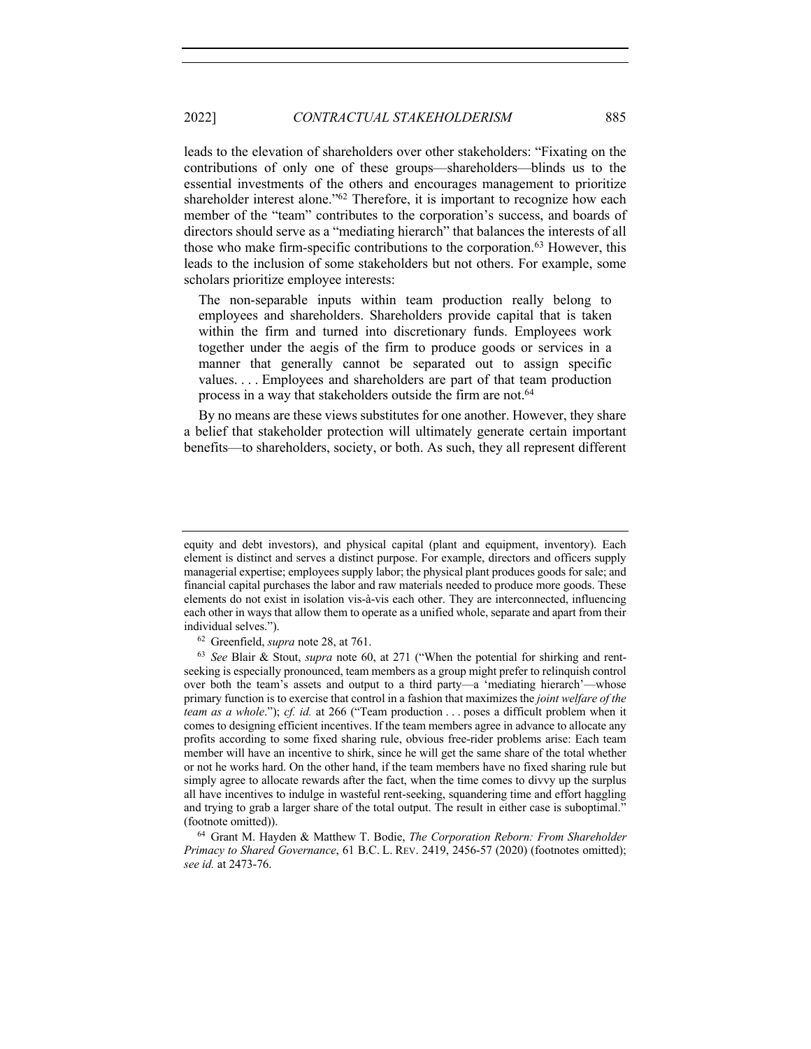leads to the elevation of shareholders over other stakeholders: "Fixating on the contributions of only one of these groups—shareholders—blinds us to the essential investments of the others and encourages management to prioritize shareholder interest alone."[62] Therefore, it is important to recognize how each member of the "team" contributes to the corporation's success, and boards of directors should serve as a "mediating hierarch" that balances the interests of all those who make firm-specific contributions to the corporation.[63] However, this leads to the inclusion of some stakeholders but not others. For example, some scholars prioritize employee interests:

> The non-separable inputs within team production really belong to employees and shareholders. Shareholders provide capital that is taken within the firm and turned into discretionary funds. Employees work together under the aegis of the firm to produce goods or services in a manner that generally cannot be separated out to assign specific values. . . . Employees and shareholders are part of that team production process in a way that stakeholders outside the firm are not.[64]

By no means are these views substitutes for one another. However, they share a belief that stakeholder protection will ultimately generate certain important benefits—to shareholders, society, or both. As such, they all represent different

---

equity and debt investors), and physical capital (plant and equipment, inventory). Each element is distinct and serves a distinct purpose. For example, directors and officers supply managerial expertise; employees supply labor; the physical plant produces goods for sale; and financial capital purchases the labor and raw materials needed to produce more goods. These elements do not exist in isolation vis-à-vis each other. They are interconnected, influencing each other in ways that allow them to operate as a unified whole, separate and apart from their individual selves.").

[62] Greenfield, *supra* note 28, at 761.

[63] *See* Blair & Stout, *supra* note 60, at 271 ("When the potential for shirking and rent-seeking is especially pronounced, team members as a group might prefer to relinquish control over both the team's assets and output to a third party—a 'mediating hierarch'—whose primary function is to exercise that control in a fashion that maximizes the *joint welfare of the team as a whole*."); *cf. id.* at 266 ("Team production . . . poses a difficult problem when it comes to designing efficient incentives. If the team members agree in advance to allocate any profits according to some fixed sharing rule, obvious free-rider problems arise: Each team member will have an incentive to shirk, since he will get the same share of the total whether or not he works hard. On the other hand, if the team members have no fixed sharing rule but simply agree to allocate rewards after the fact, when the time comes to divvy up the surplus all have incentives to indulge in wasteful rent-seeking, squandering time and effort haggling and trying to grab a larger share of the total output. The result in either case is suboptimal." (footnote omitted)).

[64] Grant M. Hayden & Matthew T. Bodie, *The Corporation Reborn: From Shareholder Primacy to Shared Governance*, 61 B.C. L. REV. 2419, 2456-57 (2020) (footnotes omitted); *see id.* at 2473-76.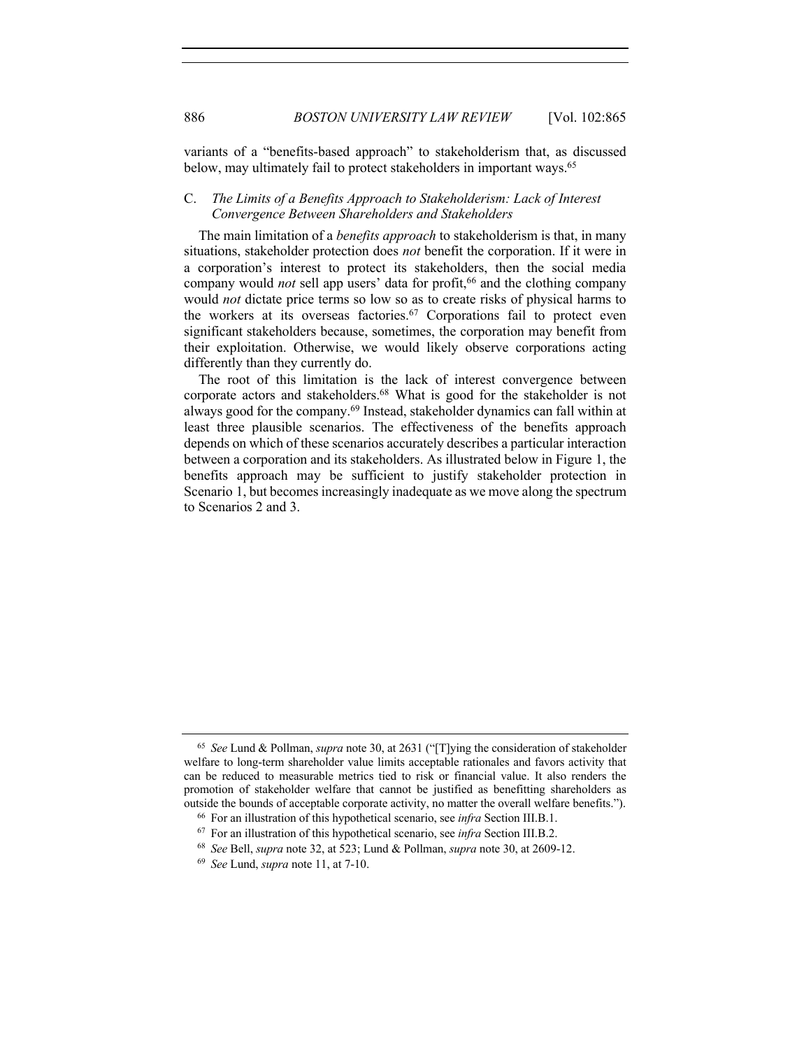variants of a "benefits-based approach" to stakeholderism that, as discussed below, may ultimately fail to protect stakeholders in important ways.[65]

### C. *The Limits of a Benefits Approach to Stakeholderism: Lack of Interest Convergence Between Shareholders and Stakeholders*

The main limitation of a *benefits approach* to stakeholderism is that, in many situations, stakeholder protection does *not* benefit the corporation. If it were in a corporation's interest to protect its stakeholders, then the social media company would *not* sell app users' data for profit,[66] and the clothing company would *not* dictate price terms so low so as to create risks of physical harms to the workers at its overseas factories.[67] Corporations fail to protect even significant stakeholders because, sometimes, the corporation may benefit from their exploitation. Otherwise, we would likely observe corporations acting differently than they currently do.

The root of this limitation is the lack of interest convergence between corporate actors and stakeholders.[68] What is good for the stakeholder is not always good for the company.[69] Instead, stakeholder dynamics can fall within at least three plausible scenarios. The effectiveness of the benefits approach depends on which of these scenarios accurately describes a particular interaction between a corporation and its stakeholders. As illustrated below in Figure 1, the benefits approach may be sufficient to justify stakeholder protection in Scenario 1, but becomes increasingly inadequate as we move along the spectrum to Scenarios 2 and 3.

---

[65] *See* Lund & Pollman, *supra* note 30, at 2631 ("[T]ying the consideration of stakeholder welfare to long-term shareholder value limits acceptable rationales and favors activity that can be reduced to measurable metrics tied to risk or financial value. It also renders the promotion of stakeholder welfare that cannot be justified as benefitting shareholders as outside the bounds of acceptable corporate activity, no matter the overall welfare benefits.").

[66] For an illustration of this hypothetical scenario, see *infra* Section III.B.1.

[67] For an illustration of this hypothetical scenario, see *infra* Section III.B.2.

[68] *See* Bell, *supra* note 32, at 523; Lund & Pollman, *supra* note 30, at 2609-12.

[69] *See* Lund, *supra* note 11, at 7-10.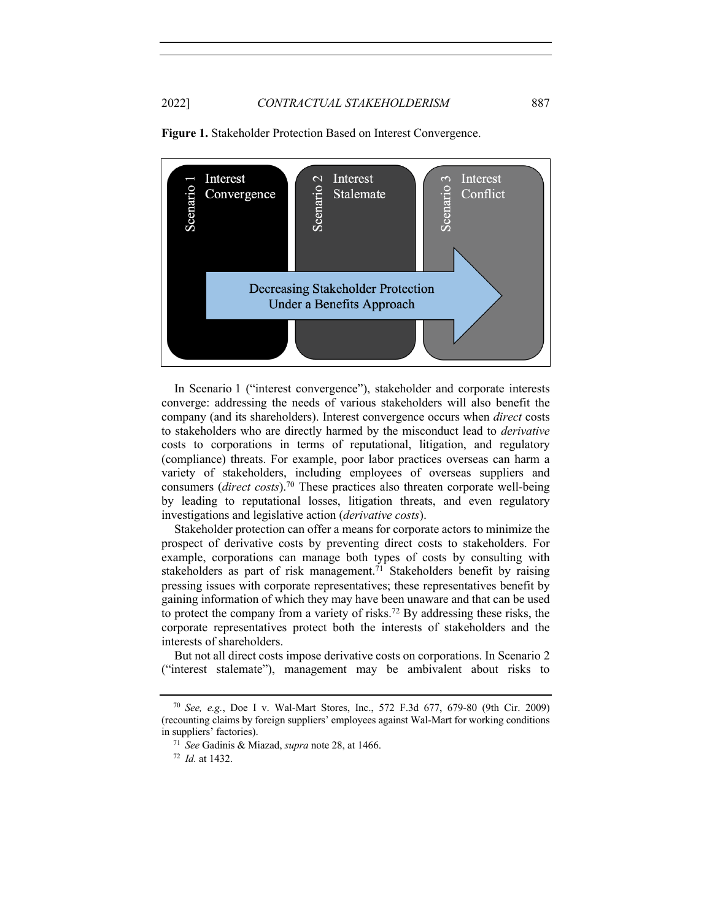**Figure 1.** Stakeholder Protection Based on Interest Convergence.

Scenario 1 Interest Convergence | Scenario 2 Interest Stalemate | Scenario 3 Interest Conflict

Decreasing Stakeholder Protection Under a Benefits Approach

In Scenario 1 ("interest convergence"), stakeholder and corporate interests converge: addressing the needs of various stakeholders will also benefit the company (and its shareholders). Interest convergence occurs when *direct* costs to stakeholders who are directly harmed by the misconduct lead to *derivative* costs to corporations in terms of reputational, litigation, and regulatory (compliance) threats. For example, poor labor practices overseas can harm a variety of stakeholders, including employees of overseas suppliers and consumers (*direct costs*).[70] These practices also threaten corporate well-being by leading to reputational losses, litigation threats, and even regulatory investigations and legislative action (*derivative costs*).

Stakeholder protection can offer a means for corporate actors to minimize the prospect of derivative costs by preventing direct costs to stakeholders. For example, corporations can manage both types of costs by consulting with stakeholders as part of risk management.[71] Stakeholders benefit by raising pressing issues with corporate representatives; these representatives benefit by gaining information of which they may have been unaware and that can be used to protect the company from a variety of risks.[72] By addressing these risks, the corporate representatives protect both the interests of stakeholders and the interests of shareholders.

But not all direct costs impose derivative costs on corporations. In Scenario 2 ("interest stalemate"), management may be ambivalent about risks to

[70] *See, e.g.*, Doe I v. Wal-Mart Stores, Inc., 572 F.3d 677, 679-80 (9th Cir. 2009) (recounting claims by foreign suppliers' employees against Wal-Mart for working conditions in suppliers' factories).

[71] *See* Gadinis & Miazad, *supra* note 28, at 1466.

[72] *Id.* at 1432.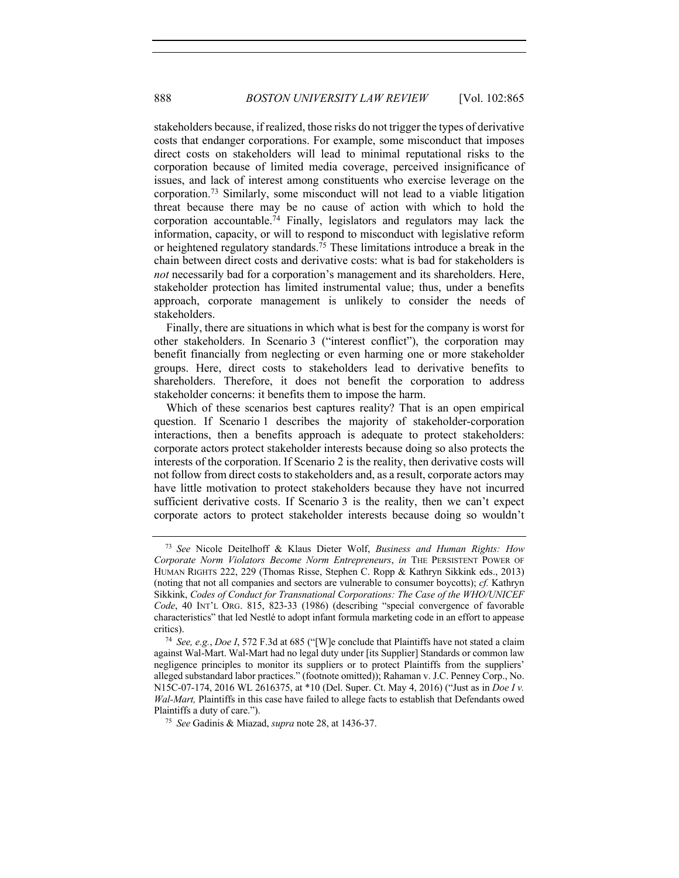stakeholders because, if realized, those risks do not trigger the types of derivative costs that endanger corporations. For example, some misconduct that imposes direct costs on stakeholders will lead to minimal reputational risks to the corporation because of limited media coverage, perceived insignificance of issues, and lack of interest among constituents who exercise leverage on the corporation.[73] Similarly, some misconduct will not lead to a viable litigation threat because there may be no cause of action with which to hold the corporation accountable.[74] Finally, legislators and regulators may lack the information, capacity, or will to respond to misconduct with legislative reform or heightened regulatory standards.[75] These limitations introduce a break in the chain between direct costs and derivative costs: what is bad for stakeholders is *not* necessarily bad for a corporation's management and its shareholders. Here, stakeholder protection has limited instrumental value; thus, under a benefits approach, corporate management is unlikely to consider the needs of stakeholders.

Finally, there are situations in which what is best for the company is worst for other stakeholders. In Scenario 3 ("interest conflict"), the corporation may benefit financially from neglecting or even harming one or more stakeholder groups. Here, direct costs to stakeholders lead to derivative benefits to shareholders. Therefore, it does not benefit the corporation to address stakeholder concerns: it benefits them to impose the harm.

Which of these scenarios best captures reality? That is an open empirical question. If Scenario 1 describes the majority of stakeholder-corporation interactions, then a benefits approach is adequate to protect stakeholders: corporate actors protect stakeholder interests because doing so also protects the interests of the corporation. If Scenario 2 is the reality, then derivative costs will not follow from direct costs to stakeholders and, as a result, corporate actors may have little motivation to protect stakeholders because they have not incurred sufficient derivative costs. If Scenario 3 is the reality, then we can't expect corporate actors to protect stakeholder interests because doing so wouldn't

---

[73] *See* Nicole Deitelhoff & Klaus Dieter Wolf, *Business and Human Rights: How Corporate Norm Violators Become Norm Entrepreneurs*, *in* THE PERSISTENT POWER OF HUMAN RIGHTS 222, 229 (Thomas Risse, Stephen C. Ropp & Kathryn Sikkink eds., 2013) (noting that not all companies and sectors are vulnerable to consumer boycotts); *cf.* Kathryn Sikkink, *Codes of Conduct for Transnational Corporations: The Case of the WHO/UNICEF Code*, 40 INT'L ORG. 815, 823-33 (1986) (describing "special convergence of favorable characteristics" that led Nestlé to adopt infant formula marketing code in an effort to appease critics).

[74] *See, e.g.*, *Doe I*, 572 F.3d at 685 ("[W]e conclude that Plaintiffs have not stated a claim against Wal-Mart. Wal-Mart had no legal duty under [its Supplier] Standards or common law negligence principles to monitor its suppliers or to protect Plaintiffs from the suppliers' alleged substandard labor practices." (footnote omitted)); Rahaman v. J.C. Penney Corp., No. N15C-07-174, 2016 WL 2616375, at *10 (Del. Super. Ct. May 4, 2016) ("Just as in *Doe I v. Wal-Mart,* Plaintiffs in this case have failed to allege facts to establish that Defendants owed Plaintiffs a duty of care.").

[75] *See* Gadinis & Miazad, *supra* note 28, at 1436-37.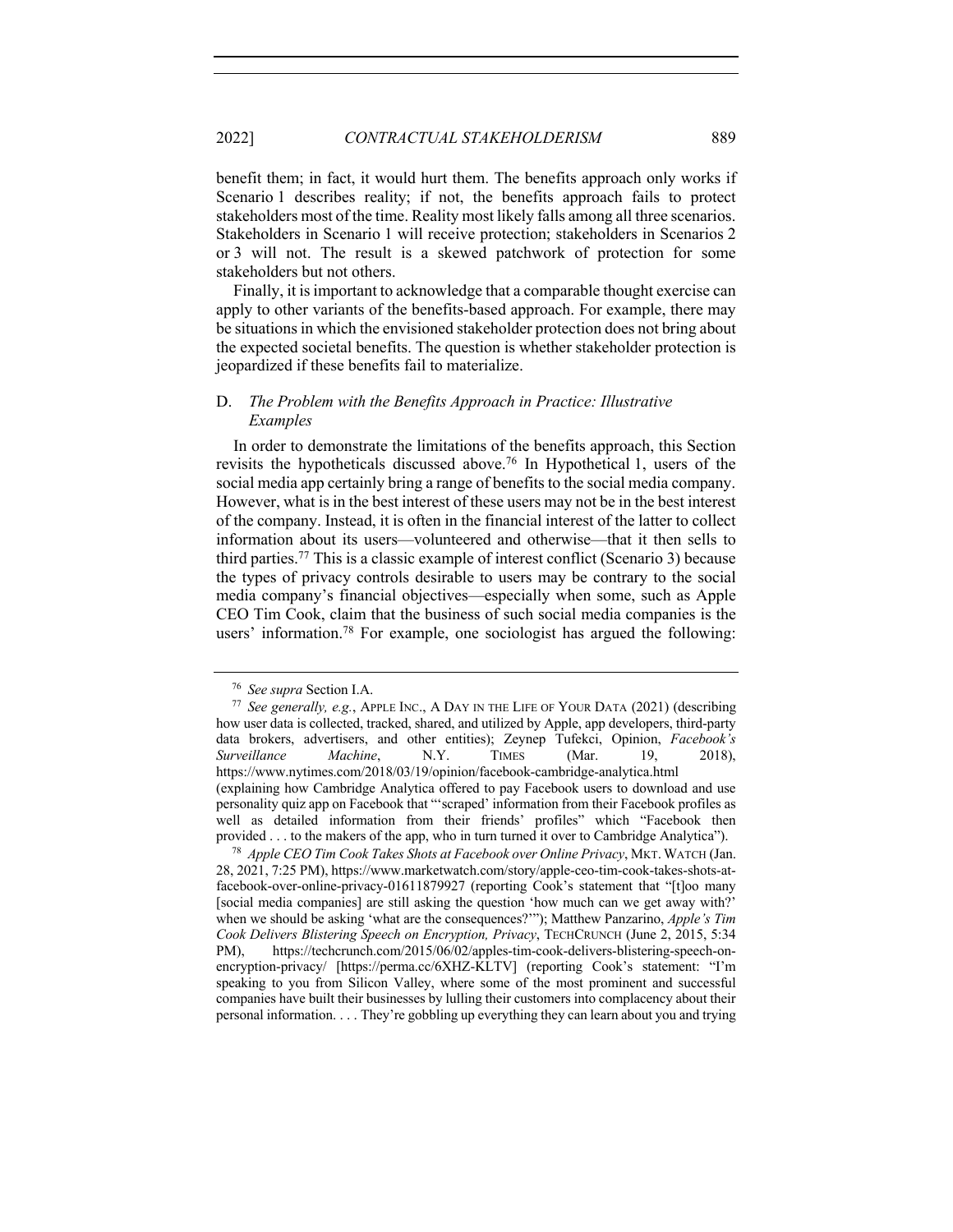benefit them; in fact, it would hurt them. The benefits approach only works if Scenario 1 describes reality; if not, the benefits approach fails to protect stakeholders most of the time. Reality most likely falls among all three scenarios. Stakeholders in Scenario 1 will receive protection; stakeholders in Scenarios 2 or 3 will not. The result is a skewed patchwork of protection for some stakeholders but not others.

Finally, it is important to acknowledge that a comparable thought exercise can apply to other variants of the benefits-based approach. For example, there may be situations in which the envisioned stakeholder protection does not bring about the expected societal benefits. The question is whether stakeholder protection is jeopardized if these benefits fail to materialize.

### D. *The Problem with the Benefits Approach in Practice: Illustrative Examples*

In order to demonstrate the limitations of the benefits approach, this Section revisits the hypotheticals discussed above.[76] In Hypothetical 1, users of the social media app certainly bring a range of benefits to the social media company. However, what is in the best interest of these users may not be in the best interest of the company. Instead, it is often in the financial interest of the latter to collect information about its users—volunteered and otherwise—that it then sells to third parties.[77] This is a classic example of interest conflict (Scenario 3) because the types of privacy controls desirable to users may be contrary to the social media company's financial objectives—especially when some, such as Apple CEO Tim Cook, claim that the business of such social media companies is the users' information.[78] For example, one sociologist has argued the following:

---

[76] *See supra* Section I.A.

[77] *See generally, e.g.*, APPLE INC., A DAY IN THE LIFE OF YOUR DATA (2021) (describing how user data is collected, tracked, shared, and utilized by Apple, app developers, third-party data brokers, advertisers, and other entities); Zeynep Tufekci, Opinion, *Facebook's Surveillance Machine*, N.Y. TIMES (Mar. 19, 2018), https://www.nytimes.com/2018/03/19/opinion/facebook-cambridge-analytica.html (explaining how Cambridge Analytica offered to pay Facebook users to download and use personality quiz app on Facebook that "'scraped' information from their Facebook profiles as well as detailed information from their friends' profiles" which "Facebook then provided . . . to the makers of the app, who in turn turned it over to Cambridge Analytica").

[78] *Apple CEO Tim Cook Takes Shots at Facebook over Online Privacy*, MKT. WATCH (Jan. 28, 2021, 7:25 PM), https://www.marketwatch.com/story/apple-ceo-tim-cook-takes-shots-at-facebook-over-online-privacy-01611879927 (reporting Cook's statement that "[t]oo many [social media companies] are still asking the question 'how much can we get away with?' when we should be asking 'what are the consequences?'"); Matthew Panzarino, *Apple's Tim Cook Delivers Blistering Speech on Encryption, Privacy*, TECHCRUNCH (June 2, 2015, 5:34 PM), https://techcrunch.com/2015/06/02/apples-tim-cook-delivers-blistering-speech-on-encryption-privacy/ [https://perma.cc/6XHZ-KLTV] (reporting Cook's statement: "I'm speaking to you from Silicon Valley, where some of the most prominent and successful companies have built their businesses by lulling their customers into complacency about their personal information. . . . They're gobbling up everything they can learn about you and trying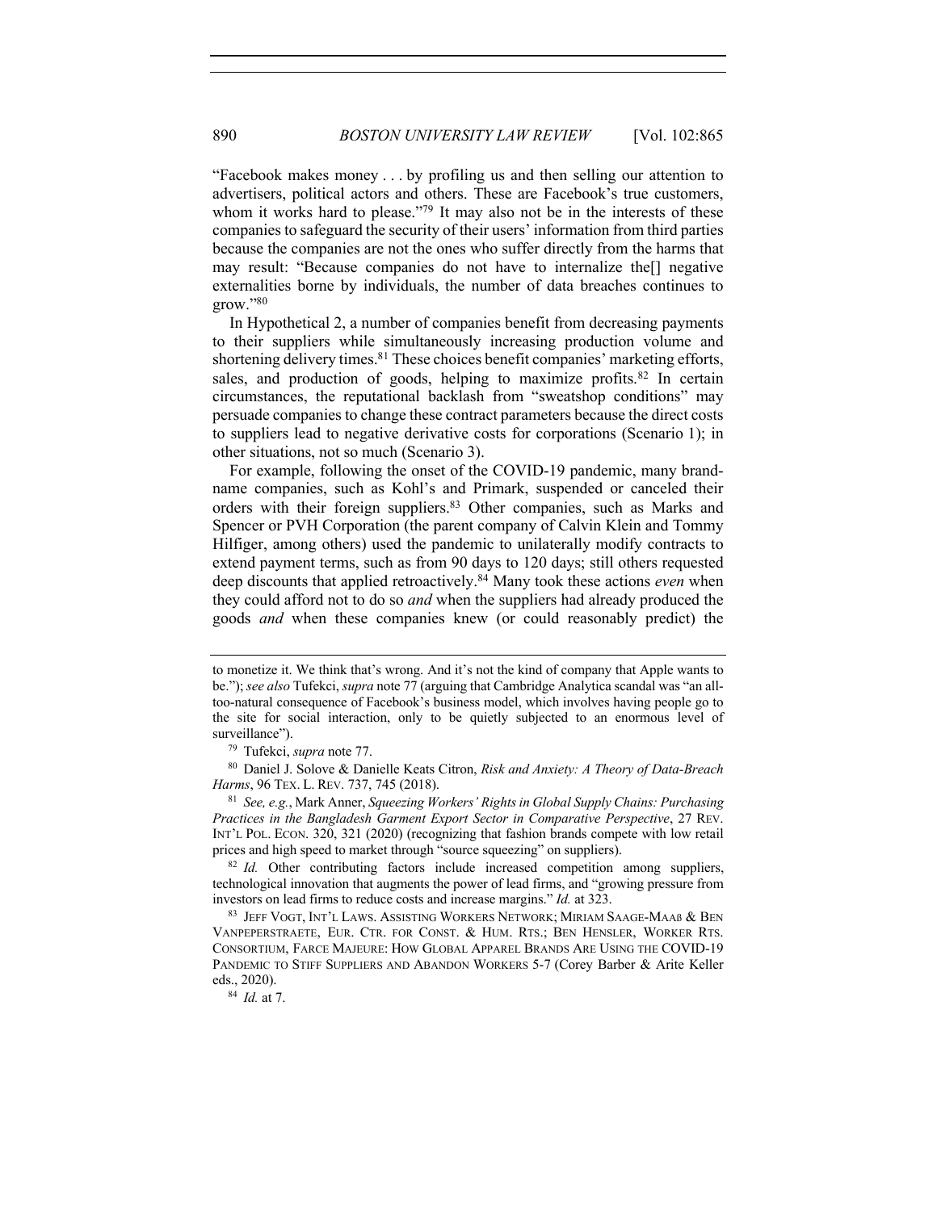"Facebook makes money . . . by profiling us and then selling our attention to advertisers, political actors and others. These are Facebook's true customers, whom it works hard to please."[79] It may also not be in the interests of these companies to safeguard the security of their users' information from third parties because the companies are not the ones who suffer directly from the harms that may result: "Because companies do not have to internalize the[] negative externalities borne by individuals, the number of data breaches continues to grow."[80]

In Hypothetical 2, a number of companies benefit from decreasing payments to their suppliers while simultaneously increasing production volume and shortening delivery times.[81] These choices benefit companies' marketing efforts, sales, and production of goods, helping to maximize profits.[82] In certain circumstances, the reputational backlash from "sweatshop conditions" may persuade companies to change these contract parameters because the direct costs to suppliers lead to negative derivative costs for corporations (Scenario 1); in other situations, not so much (Scenario 3).

For example, following the onset of the COVID-19 pandemic, many brand-name companies, such as Kohl's and Primark, suspended or canceled their orders with their foreign suppliers.[83] Other companies, such as Marks and Spencer or PVH Corporation (the parent company of Calvin Klein and Tommy Hilfiger, among others) used the pandemic to unilaterally modify contracts to extend payment terms, such as from 90 days to 120 days; still others requested deep discounts that applied retroactively.[84] Many took these actions *even* when they could afford not to do so *and* when the suppliers had already produced the goods *and* when these companies knew (or could reasonably predict) the

---

to monetize it. We think that's wrong. And it's not the kind of company that Apple wants to be."); *see also* Tufekci, *supra* note 77 (arguing that Cambridge Analytica scandal was "an all-too-natural consequence of Facebook's business model, which involves having people go to the site for social interaction, only to be quietly subjected to an enormous level of surveillance").

[79] Tufekci, *supra* note 77.

[80] Daniel J. Solove & Danielle Keats Citron, *Risk and Anxiety: A Theory of Data-Breach Harms*, 96 TEX. L. REV. 737, 745 (2018).

[81] *See, e.g.*, Mark Anner, *Squeezing Workers' Rights in Global Supply Chains: Purchasing Practices in the Bangladesh Garment Export Sector in Comparative Perspective*, 27 REV. INT'L POL. ECON. 320, 321 (2020) (recognizing that fashion brands compete with low retail prices and high speed to market through "source squeezing" on suppliers).

[82] *Id.* Other contributing factors include increased competition among suppliers, technological innovation that augments the power of lead firms, and "growing pressure from investors on lead firms to reduce costs and increase margins." *Id.* at 323.

[83] JEFF VOGT, INT'L LAWS. ASSISTING WORKERS NETWORK; MIRIAM SAAGE-MAAß & BEN VANPEPERSTRAETE, EUR. CTR. FOR CONST. & HUM. RTS.; BEN HENSLER, WORKER RTS. CONSORTIUM, FARCE MAJEURE: HOW GLOBAL APPAREL BRANDS ARE USING THE COVID-19 PANDEMIC TO STIFF SUPPLIERS AND ABANDON WORKERS 5-7 (Corey Barber & Arite Keller eds., 2020).

[84] *Id.* at 7.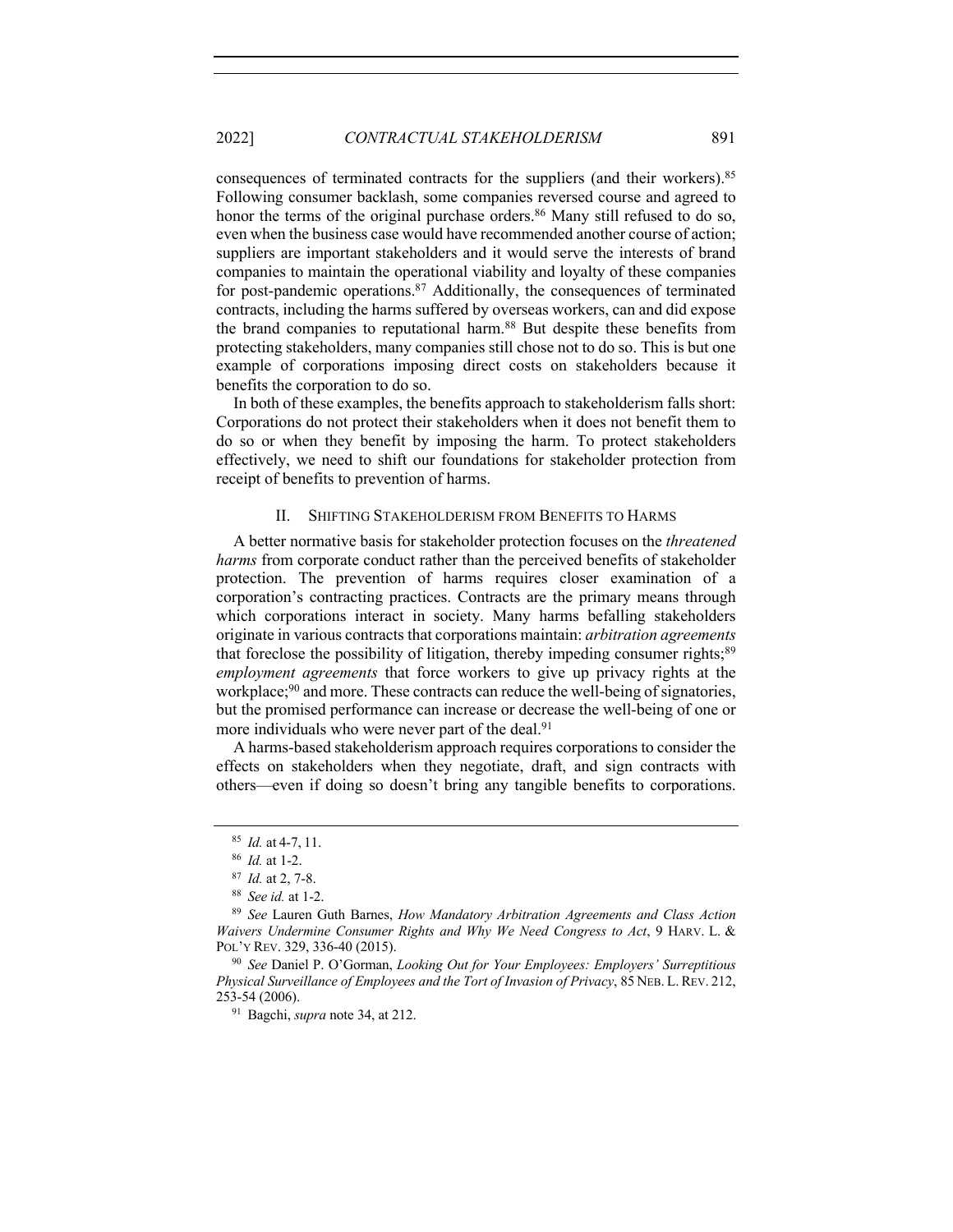consequences of terminated contracts for the suppliers (and their workers).[85] Following consumer backlash, some companies reversed course and agreed to honor the terms of the original purchase orders.[86] Many still refused to do so, even when the business case would have recommended another course of action; suppliers are important stakeholders and it would serve the interests of brand companies to maintain the operational viability and loyalty of these companies for post-pandemic operations.[87] Additionally, the consequences of terminated contracts, including the harms suffered by overseas workers, can and did expose the brand companies to reputational harm.[88] But despite these benefits from protecting stakeholders, many companies still chose not to do so. This is but one example of corporations imposing direct costs on stakeholders because it benefits the corporation to do so.

In both of these examples, the benefits approach to stakeholderism falls short: Corporations do not protect their stakeholders when it does not benefit them to do so or when they benefit by imposing the harm. To protect stakeholders effectively, we need to shift our foundations for stakeholder protection from receipt of benefits to prevention of harms.

## II. SHIFTING STAKEHOLDERISM FROM BENEFITS TO HARMS

A better normative basis for stakeholder protection focuses on the *threatened harms* from corporate conduct rather than the perceived benefits of stakeholder protection. The prevention of harms requires closer examination of a corporation's contracting practices. Contracts are the primary means through which corporations interact in society. Many harms befalling stakeholders originate in various contracts that corporations maintain: *arbitration agreements* that foreclose the possibility of litigation, thereby impeding consumer rights;[89] *employment agreements* that force workers to give up privacy rights at the workplace;[90] and more. These contracts can reduce the well-being of signatories, but the promised performance can increase or decrease the well-being of one or more individuals who were never part of the deal.[91]

A harms-based stakeholderism approach requires corporations to consider the effects on stakeholders when they negotiate, draft, and sign contracts with others—even if doing so doesn't bring any tangible benefits to corporations.

---

[85] *Id.* at 4-7, 11.

[86] *Id.* at 1-2.

[87] *Id.* at 2, 7-8.

[88] *See id.* at 1-2.

[89] *See* Lauren Guth Barnes, *How Mandatory Arbitration Agreements and Class Action Waivers Undermine Consumer Rights and Why We Need Congress to Act*, 9 HARV. L. & POL'Y REV. 329, 336-40 (2015).

[90] *See* Daniel P. O'Gorman, *Looking Out for Your Employees: Employers' Surreptitious Physical Surveillance of Employees and the Tort of Invasion of Privacy*, 85 NEB. L. REV. 212, 253-54 (2006).

[91] Bagchi, *supra* note 34, at 212.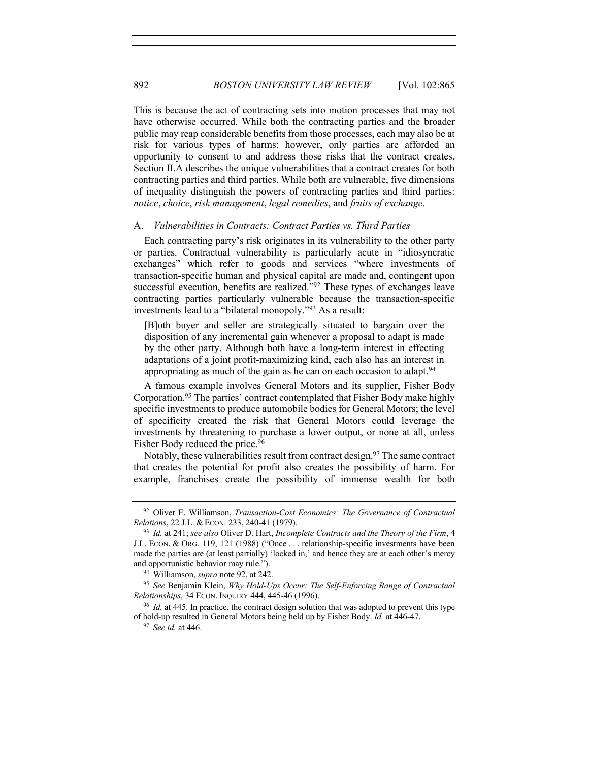This is because the act of contracting sets into motion processes that may not have otherwise occurred. While both the contracting parties and the broader public may reap considerable benefits from those processes, each may also be at risk for various types of harms; however, only parties are afforded an opportunity to consent to and address those risks that the contract creates. Section II.A describes the unique vulnerabilities that a contract creates for both contracting parties and third parties. While both are vulnerable, five dimensions of inequality distinguish the powers of contracting parties and third parties: *notice*, *choice*, *risk management*, *legal remedies*, and *fruits of exchange*.

### A. *Vulnerabilities in Contracts: Contract Parties vs. Third Parties*

Each contracting party's risk originates in its vulnerability to the other party or parties. Contractual vulnerability is particularly acute in "idiosyncratic exchanges" which refer to goods and services "where investments of transaction-specific human and physical capital are made and, contingent upon successful execution, benefits are realized."[92] These types of exchanges leave contracting parties particularly vulnerable because the transaction-specific investments lead to a "bilateral monopoly."[93] As a result:

> [B]oth buyer and seller are strategically situated to bargain over the disposition of any incremental gain whenever a proposal to adapt is made by the other party. Although both have a long-term interest in effecting adaptations of a joint profit-maximizing kind, each also has an interest in appropriating as much of the gain as he can on each occasion to adapt.[94]

A famous example involves General Motors and its supplier, Fisher Body Corporation.[95] The parties' contract contemplated that Fisher Body make highly specific investments to produce automobile bodies for General Motors; the level of specificity created the risk that General Motors could leverage the investments by threatening to purchase a lower output, or none at all, unless Fisher Body reduced the price.[96]

Notably, these vulnerabilities result from contract design.[97] The same contract that creates the potential for profit also creates the possibility of harm. For example, franchises create the possibility of immense wealth for both

---

[92] Oliver E. Williamson, *Transaction-Cost Economics: The Governance of Contractual Relations*, 22 J.L. & ECON. 233, 240-41 (1979).

[93] *Id.* at 241; *see also* Oliver D. Hart, *Incomplete Contracts and the Theory of the Firm*, 4 J.L. ECON. & ORG. 119, 121 (1988) ("Once . . . relationship-specific investments have been made the parties are (at least partially) 'locked in,' and hence they are at each other's mercy and opportunistic behavior may rule.").

[94] Williamson, *supra* note 92, at 242.

[95] *See* Benjamin Klein, *Why Hold-Ups Occur: The Self-Enforcing Range of Contractual Relationships*, 34 ECON. INQUIRY 444, 445-46 (1996).

[96] *Id.* at 445. In practice, the contract design solution that was adopted to prevent this type of hold-up resulted in General Motors being held up by Fisher Body. *Id.* at 446-47.

[97] *See id.* at 446.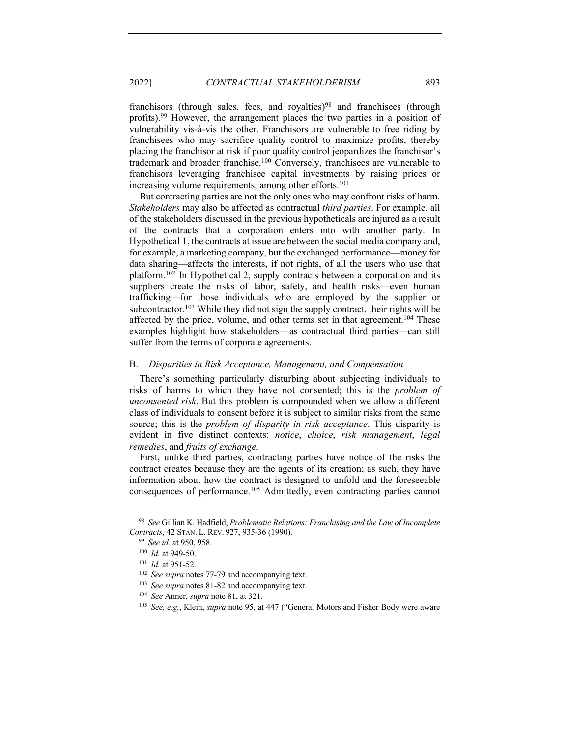franchisors (through sales, fees, and royalties)[98] and franchisees (through profits).[99] However, the arrangement places the two parties in a position of vulnerability vis-à-vis the other. Franchisors are vulnerable to free riding by franchisees who may sacrifice quality control to maximize profits, thereby placing the franchisor at risk if poor quality control jeopardizes the franchisor's trademark and broader franchise.[100] Conversely, franchisees are vulnerable to franchisors leveraging franchisee capital investments by raising prices or increasing volume requirements, among other efforts.[101]

But contracting parties are not the only ones who may confront risks of harm. *Stakeholders* may also be affected as contractual *third parties*. For example, all of the stakeholders discussed in the previous hypotheticals are injured as a result of the contracts that a corporation enters into with another party. In Hypothetical 1, the contracts at issue are between the social media company and, for example, a marketing company, but the exchanged performance—money for data sharing—affects the interests, if not rights, of all the users who use that platform.[102] In Hypothetical 2, supply contracts between a corporation and its suppliers create the risks of labor, safety, and health risks—even human trafficking—for those individuals who are employed by the supplier or subcontractor.[103] While they did not sign the supply contract, their rights will be affected by the price, volume, and other terms set in that agreement.[104] These examples highlight how stakeholders—as contractual third parties—can still suffer from the terms of corporate agreements.

### B. *Disparities in Risk Acceptance, Management, and Compensation*

There's something particularly disturbing about subjecting individuals to risks of harms to which they have not consented; this is the *problem of unconsented risk*. But this problem is compounded when we allow a different class of individuals to consent before it is subject to similar risks from the same source; this is the *problem of disparity in risk acceptance*. This disparity is evident in five distinct contexts: *notice*, *choice*, *risk management*, *legal remedies*, and *fruits of exchange*.

First, unlike third parties, contracting parties have notice of the risks the contract creates because they are the agents of its creation; as such, they have information about how the contract is designed to unfold and the foreseeable consequences of performance.[105] Admittedly, even contracting parties cannot

---

[98] *See* Gillian K. Hadfield, *Problematic Relations: Franchising and the Law of Incomplete Contracts*, 42 STAN. L. REV. 927, 935-36 (1990).

[99] *See id.* at 950, 958.

[100] *Id.* at 949-50.

[101] *Id.* at 951-52.

[102] *See supra* notes 77-79 and accompanying text.

[103] *See supra* notes 81-82 and accompanying text.

[104] *See* Anner, *supra* note 81, at 321.

[105] *See, e.g.*, Klein, *supra* note 95, at 447 ("General Motors and Fisher Body were aware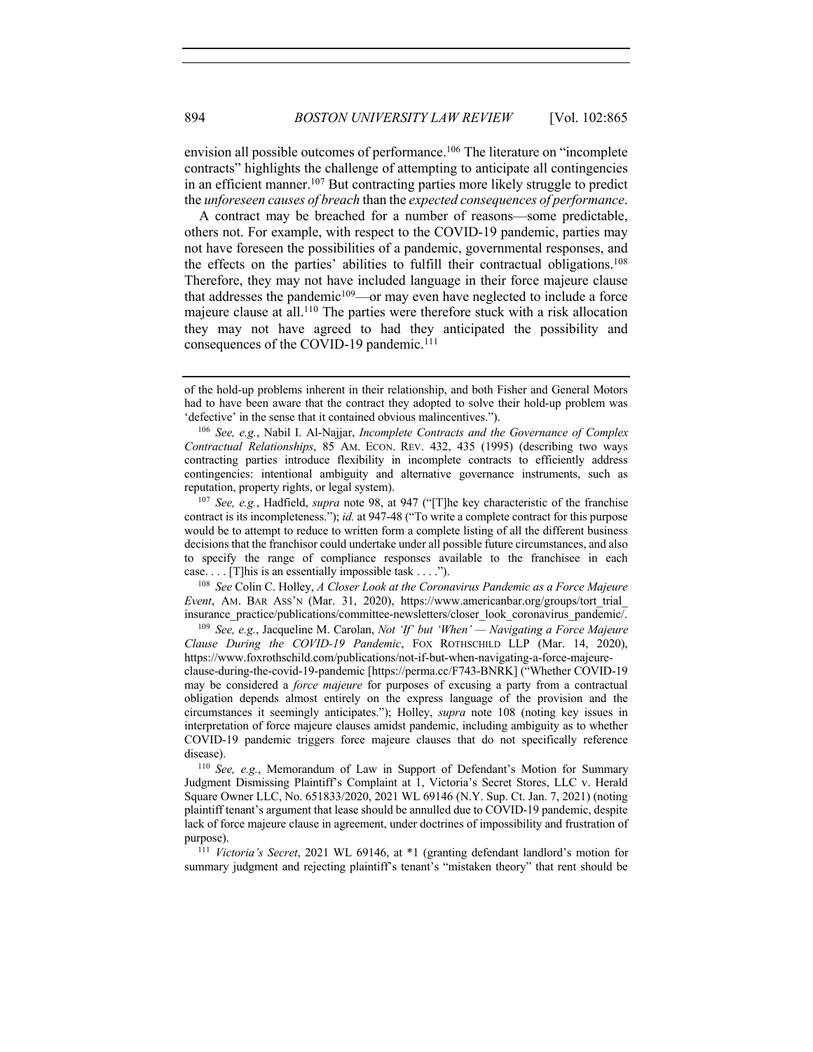envision all possible outcomes of performance.[106] The literature on "incomplete contracts" highlights the challenge of attempting to anticipate all contingencies in an efficient manner.[107] But contracting parties more likely struggle to predict the *unforeseen causes of breach* than the *expected consequences of performance*.

A contract may be breached for a number of reasons—some predictable, others not. For example, with respect to the COVID-19 pandemic, parties may not have foreseen the possibilities of a pandemic, governmental responses, and the effects on the parties' abilities to fulfill their contractual obligations.[108] Therefore, they may not have included language in their force majeure clause that addresses the pandemic[109]—or may even have neglected to include a force majeure clause at all.[110] The parties were therefore stuck with a risk allocation they may not have agreed to had they anticipated the possibility and consequences of the COVID-19 pandemic.[111]

---

of the hold-up problems inherent in their relationship, and both Fisher and General Motors had to have been aware that the contract they adopted to solve their hold-up problem was 'defective' in the sense that it contained obvious malincentives.").

[106] *See, e.g.*, Nabil I. Al-Najjar, *Incomplete Contracts and the Governance of Complex Contractual Relationships*, 85 AM. ECON. REV. 432, 435 (1995) (describing two ways contracting parties introduce flexibility in incomplete contracts to efficiently address contingencies: intentional ambiguity and alternative governance instruments, such as reputation, property rights, or legal system).

[107] *See, e.g.*, Hadfield, *supra* note 98, at 947 ("[T]he key characteristic of the franchise contract is its incompleteness."); *id.* at 947-48 ("To write a complete contract for this purpose would be to attempt to reduce to written form a complete listing of all the different business decisions that the franchisor could undertake under all possible future circumstances, and also to specify the range of compliance responses available to the franchisee in each case. . . . [T]his is an essentially impossible task . . . .").

[108] *See* Colin C. Holley, *A Closer Look at the Coronavirus Pandemic as a Force Majeure Event*, AM. BAR ASS'N (Mar. 31, 2020), https://www.americanbar.org/groups/tort_trial_insurance_practice/publications/committee-newsletters/closer_look_coronavirus_pandemic/.

[109] *See, e.g.*, Jacqueline M. Carolan, *Not 'If' but 'When' — Navigating a Force Majeure Clause During the COVID-19 Pandemic*, FOX ROTHSCHILD LLP (Mar. 14, 2020), https://www.foxrothschild.com/publications/not-if-but-when-navigating-a-force-majeure-clause-during-the-covid-19-pandemic [https://perma.cc/F743-BNRK] ("Whether COVID-19 may be considered a *force majeure* for purposes of excusing a party from a contractual obligation depends almost entirely on the express language of the provision and the circumstances it seemingly anticipates."); Holley, *supra* note 108 (noting key issues in interpretation of force majeure clauses amidst pandemic, including ambiguity as to whether COVID-19 pandemic triggers force majeure clauses that do not specifically reference disease).

[110] *See, e.g.*, Memorandum of Law in Support of Defendant's Motion for Summary Judgment Dismissing Plaintiff's Complaint at 1, Victoria's Secret Stores, LLC v. Herald Square Owner LLC, No. 651833/2020, 2021 WL 69146 (N.Y. Sup. Ct. Jan. 7, 2021) (noting plaintiff tenant's argument that lease should be annulled due to COVID-19 pandemic, despite lack of force majeure clause in agreement, under doctrines of impossibility and frustration of purpose).

[111] *Victoria's Secret*, 2021 WL 69146, at *1 (granting defendant landlord's motion for summary judgment and rejecting plaintiff's tenant's "mistaken theory" that rent should be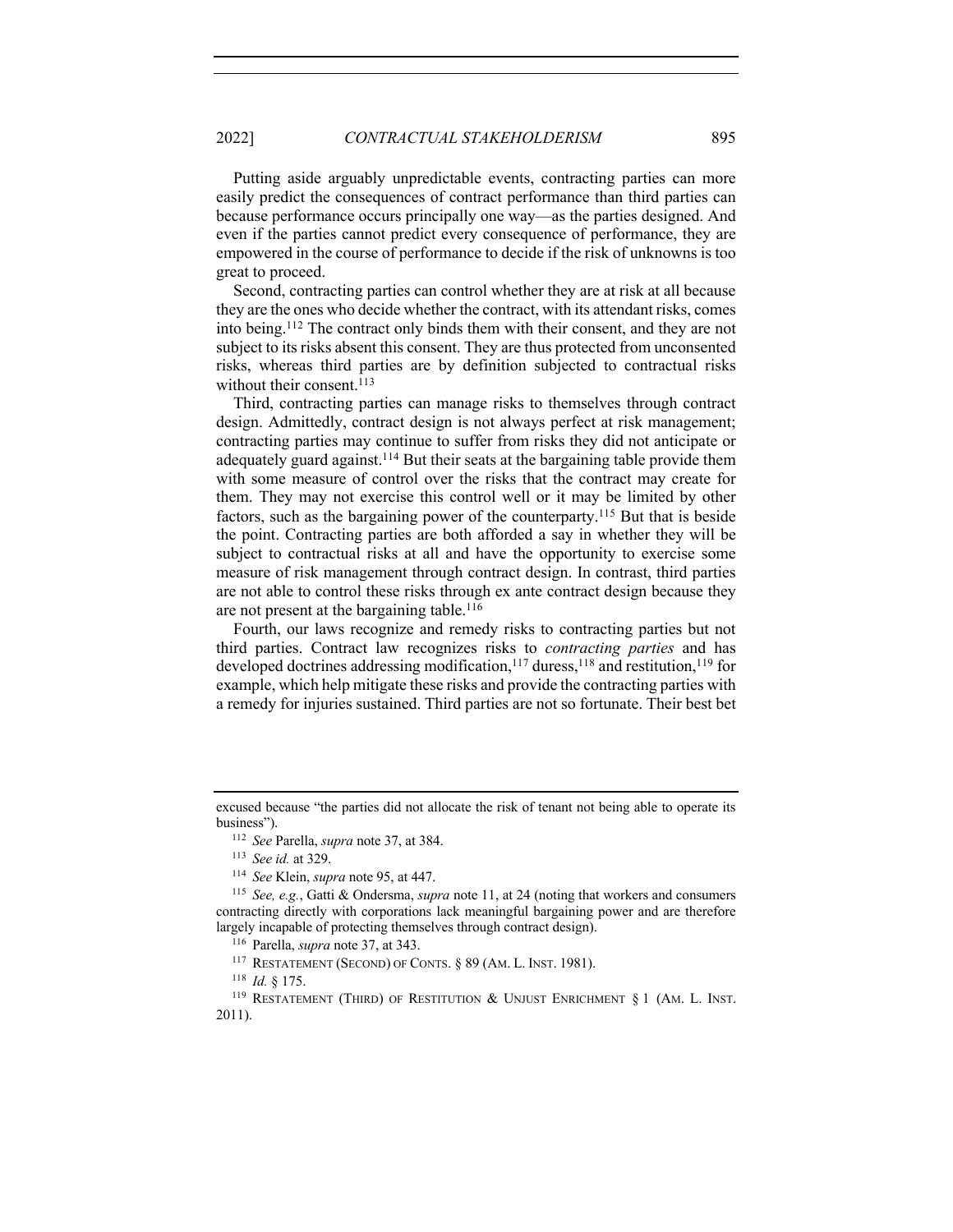Putting aside arguably unpredictable events, contracting parties can more easily predict the consequences of contract performance than third parties can because performance occurs principally one way—as the parties designed. And even if the parties cannot predict every consequence of performance, they are empowered in the course of performance to decide if the risk of unknowns is too great to proceed.

Second, contracting parties can control whether they are at risk at all because they are the ones who decide whether the contract, with its attendant risks, comes into being.[112] The contract only binds them with their consent, and they are not subject to its risks absent this consent. They are thus protected from unconsented risks, whereas third parties are by definition subjected to contractual risks without their consent.[113]

Third, contracting parties can manage risks to themselves through contract design. Admittedly, contract design is not always perfect at risk management; contracting parties may continue to suffer from risks they did not anticipate or adequately guard against.[114] But their seats at the bargaining table provide them with some measure of control over the risks that the contract may create for them. They may not exercise this control well or it may be limited by other factors, such as the bargaining power of the counterparty.[115] But that is beside the point. Contracting parties are both afforded a say in whether they will be subject to contractual risks at all and have the opportunity to exercise some measure of risk management through contract design. In contrast, third parties are not able to control these risks through ex ante contract design because they are not present at the bargaining table.[116]

Fourth, our laws recognize and remedy risks to contracting parties but not third parties. Contract law recognizes risks to *contracting parties* and has developed doctrines addressing modification,[117] duress,[118] and restitution,[119] for example, which help mitigate these risks and provide the contracting parties with a remedy for injuries sustained. Third parties are not so fortunate. Their best bet

---

excused because "the parties did not allocate the risk of tenant not being able to operate its business").

[112] *See* Parella, *supra* note 37, at 384.

[113] *See id.* at 329.

[114] *See* Klein, *supra* note 95, at 447.

[115] *See, e.g.*, Gatti & Ondersma, *supra* note 11, at 24 (noting that workers and consumers contracting directly with corporations lack meaningful bargaining power and are therefore largely incapable of protecting themselves through contract design).

[116] Parella, *supra* note 37, at 343.

[117] RESTATEMENT (SECOND) OF CONTS. § 89 (AM. L. INST. 1981).

[118] *Id.* § 175.

[119] RESTATEMENT (THIRD) OF RESTITUTION & UNJUST ENRICHMENT § 1 (AM. L. INST. 2011).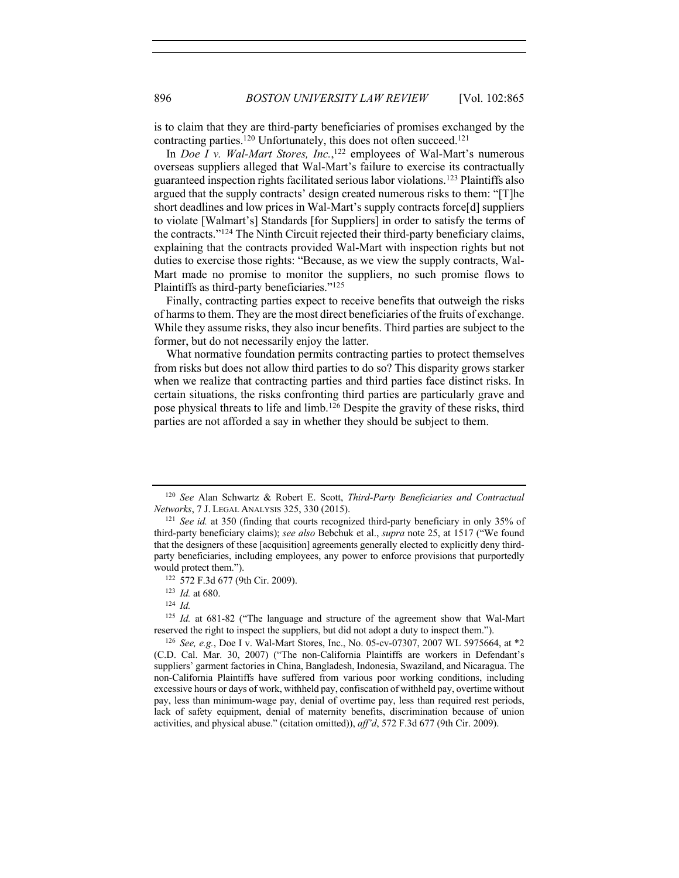is to claim that they are third-party beneficiaries of promises exchanged by the contracting parties.[120] Unfortunately, this does not often succeed.[121]

In *Doe I v. Wal-Mart Stores, Inc.*,[122] employees of Wal-Mart's numerous overseas suppliers alleged that Wal-Mart's failure to exercise its contractually guaranteed inspection rights facilitated serious labor violations.[123] Plaintiffs also argued that the supply contracts' design created numerous risks to them: "[T]he short deadlines and low prices in Wal-Mart's supply contracts force[d] suppliers to violate [Walmart's] Standards [for Suppliers] in order to satisfy the terms of the contracts."[124] The Ninth Circuit rejected their third-party beneficiary claims, explaining that the contracts provided Wal-Mart with inspection rights but not duties to exercise those rights: "Because, as we view the supply contracts, Wal-Mart made no promise to monitor the suppliers, no such promise flows to Plaintiffs as third-party beneficiaries."[125]

Finally, contracting parties expect to receive benefits that outweigh the risks of harms to them. They are the most direct beneficiaries of the fruits of exchange. While they assume risks, they also incur benefits. Third parties are subject to the former, but do not necessarily enjoy the latter.

What normative foundation permits contracting parties to protect themselves from risks but does not allow third parties to do so? This disparity grows starker when we realize that contracting parties and third parties face distinct risks. In certain situations, the risks confronting third parties are particularly grave and pose physical threats to life and limb.[126] Despite the gravity of these risks, third parties are not afforded a say in whether they should be subject to them.

---

[120] *See* Alan Schwartz & Robert E. Scott, *Third-Party Beneficiaries and Contractual Networks*, 7 J. LEGAL ANALYSIS 325, 330 (2015).

[121] *See id.* at 350 (finding that courts recognized third-party beneficiary in only 35% of third-party beneficiary claims); *see also* Bebchuk et al., *supra* note 25, at 1517 ("We found that the designers of these [acquisition] agreements generally elected to explicitly deny third-party beneficiaries, including employees, any power to enforce provisions that purportedly would protect them.").

[122] 572 F.3d 677 (9th Cir. 2009).

[123] *Id.* at 680.

[124] *Id.*

[125] *Id.* at 681-82 ("The language and structure of the agreement show that Wal-Mart reserved the right to inspect the suppliers, but did not adopt a duty to inspect them.").

[126] *See, e.g.*, Doe I v. Wal-Mart Stores, Inc., No. 05-cv-07307, 2007 WL 5975664, at *2 (C.D. Cal. Mar. 30, 2007) ("The non-California Plaintiffs are workers in Defendant's suppliers' garment factories in China, Bangladesh, Indonesia, Swaziland, and Nicaragua. The non-California Plaintiffs have suffered from various poor working conditions, including excessive hours or days of work, withheld pay, confiscation of withheld pay, overtime without pay, less than minimum-wage pay, denial of overtime pay, less than required rest periods, lack of safety equipment, denial of maternity benefits, discrimination because of union activities, and physical abuse." (citation omitted)), *aff'd*, 572 F.3d 677 (9th Cir. 2009).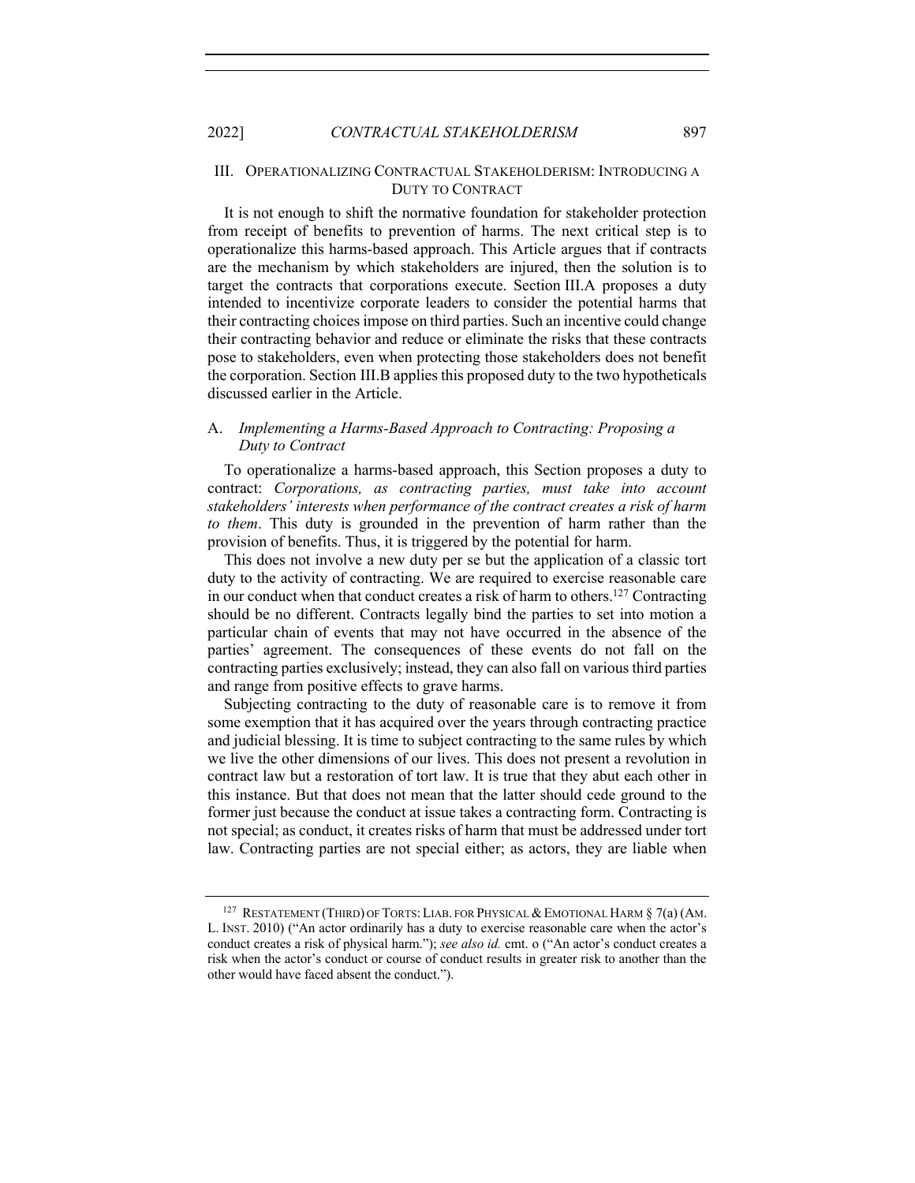## III. Operationalizing Contractual Stakeholderism: Introducing a Duty to Contract

It is not enough to shift the normative foundation for stakeholder protection from receipt of benefits to prevention of harms. The next critical step is to operationalize this harms-based approach. This Article argues that if contracts are the mechanism by which stakeholders are injured, then the solution is to target the contracts that corporations execute. Section III.A proposes a duty intended to incentivize corporate leaders to consider the potential harms that their contracting choices impose on third parties. Such an incentive could change their contracting behavior and reduce or eliminate the risks that these contracts pose to stakeholders, even when protecting those stakeholders does not benefit the corporation. Section III.B applies this proposed duty to the two hypotheticals discussed earlier in the Article.

### A. *Implementing a Harms-Based Approach to Contracting: Proposing a Duty to Contract*

To operationalize a harms-based approach, this Section proposes a duty to contract: *Corporations, as contracting parties, must take into account stakeholders' interests when performance of the contract creates a risk of harm to them*. This duty is grounded in the prevention of harm rather than the provision of benefits. Thus, it is triggered by the potential for harm.

This does not involve a new duty per se but the application of a classic tort duty to the activity of contracting. We are required to exercise reasonable care in our conduct when that conduct creates a risk of harm to others.[127] Contracting should be no different. Contracts legally bind the parties to set into motion a particular chain of events that may not have occurred in the absence of the parties' agreement. The consequences of these events do not fall on the contracting parties exclusively; instead, they can also fall on various third parties and range from positive effects to grave harms.

Subjecting contracting to the duty of reasonable care is to remove it from some exemption that it has acquired over the years through contracting practice and judicial blessing. It is time to subject contracting to the same rules by which we live the other dimensions of our lives. This does not present a revolution in contract law but a restoration of tort law. It is true that they abut each other in this instance. But that does not mean that the latter should cede ground to the former just because the conduct at issue takes a contracting form. Contracting is not special; as conduct, it creates risks of harm that must be addressed under tort law. Contracting parties are not special either; as actors, they are liable when

---

[127] Restatement (Third) of Torts: Liab. for Physical & Emotional Harm § 7(a) (Am. L. Inst. 2010) ("An actor ordinarily has a duty to exercise reasonable care when the actor's conduct creates a risk of physical harm."); *see also id.* cmt. o ("An actor's conduct creates a risk when the actor's conduct or course of conduct results in greater risk to another than the other would have faced absent the conduct.").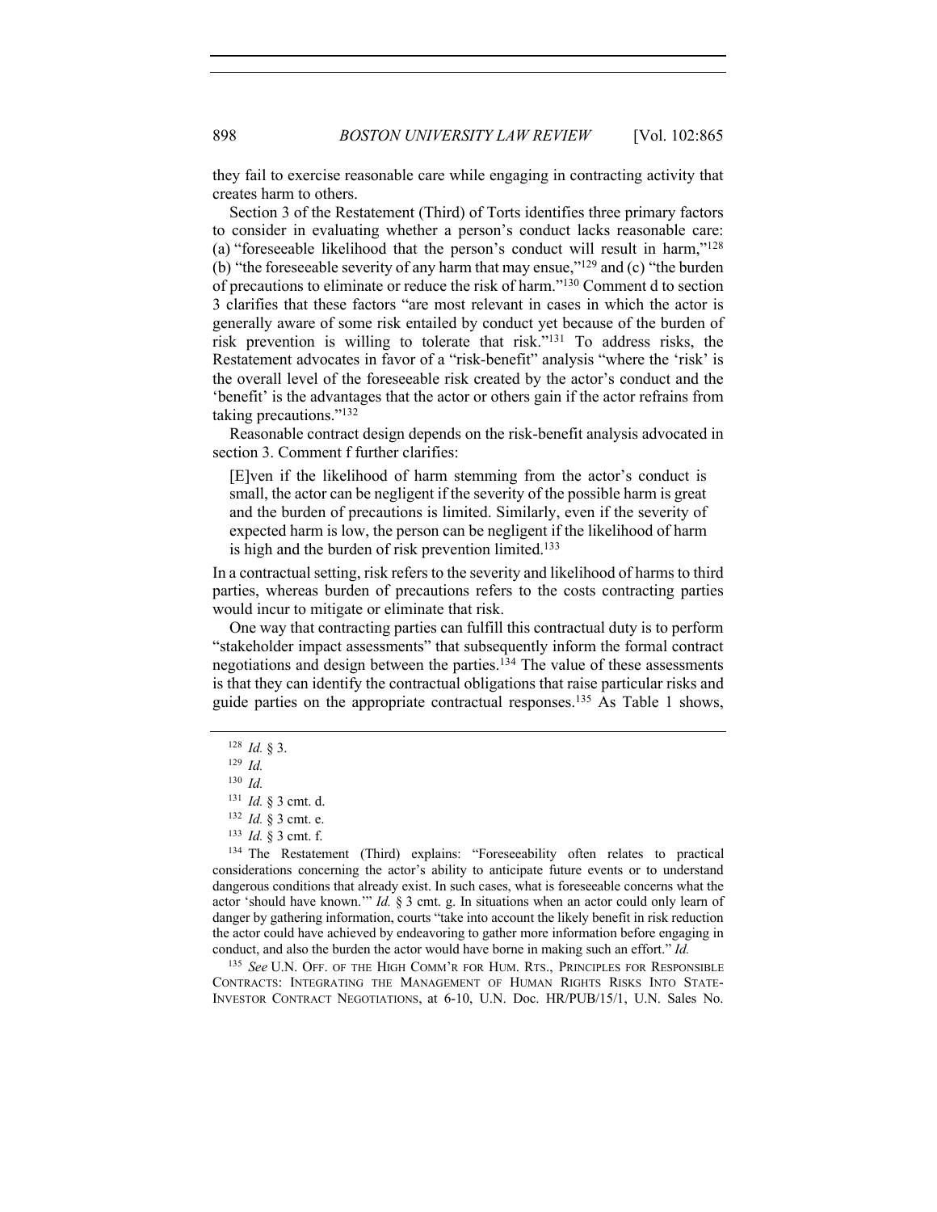they fail to exercise reasonable care while engaging in contracting activity that creates harm to others.

Section 3 of the Restatement (Third) of Torts identifies three primary factors to consider in evaluating whether a person's conduct lacks reasonable care: (a) "foreseeable likelihood that the person's conduct will result in harm,"[128] (b) "the foreseeable severity of any harm that may ensue,"[129] and (c) "the burden of precautions to eliminate or reduce the risk of harm."[130] Comment d to section 3 clarifies that these factors "are most relevant in cases in which the actor is generally aware of some risk entailed by conduct yet because of the burden of risk prevention is willing to tolerate that risk."[131] To address risks, the Restatement advocates in favor of a "risk-benefit" analysis "where the 'risk' is the overall level of the foreseeable risk created by the actor's conduct and the 'benefit' is the advantages that the actor or others gain if the actor refrains from taking precautions."[132]

Reasonable contract design depends on the risk-benefit analysis advocated in section 3. Comment f further clarifies:

> [E]ven if the likelihood of harm stemming from the actor's conduct is small, the actor can be negligent if the severity of the possible harm is great and the burden of precautions is limited. Similarly, even if the severity of expected harm is low, the person can be negligent if the likelihood of harm is high and the burden of risk prevention limited.[133]

In a contractual setting, risk refers to the severity and likelihood of harms to third parties, whereas burden of precautions refers to the costs contracting parties would incur to mitigate or eliminate that risk.

One way that contracting parties can fulfill this contractual duty is to perform "stakeholder impact assessments" that subsequently inform the formal contract negotiations and design between the parties.[134] The value of these assessments is that they can identify the contractual obligations that raise particular risks and guide parties on the appropriate contractual responses.[135] As Table 1 shows,

---

[128] *Id.* § 3.

[129] *Id.*

[130] *Id.*

[131] *Id.* § 3 cmt. d.

[132] *Id.* § 3 cmt. e.

[133] *Id.* § 3 cmt. f.

[134] The Restatement (Third) explains: "Foreseeability often relates to practical considerations concerning the actor's ability to anticipate future events or to understand dangerous conditions that already exist. In such cases, what is foreseeable concerns what the actor 'should have known.'" *Id.* § 3 cmt. g. In situations when an actor could only learn of danger by gathering information, courts "take into account the likely benefit in risk reduction the actor could have achieved by endeavoring to gather more information before engaging in conduct, and also the burden the actor would have borne in making such an effort." *Id.*

[135] *See* U.N. OFF. OF THE HIGH COMM'R FOR HUM. RTS., PRINCIPLES FOR RESPONSIBLE CONTRACTS: INTEGRATING THE MANAGEMENT OF HUMAN RIGHTS RISKS INTO STATE-INVESTOR CONTRACT NEGOTIATIONS, at 6-10, U.N. Doc. HR/PUB/15/1, U.N. Sales No.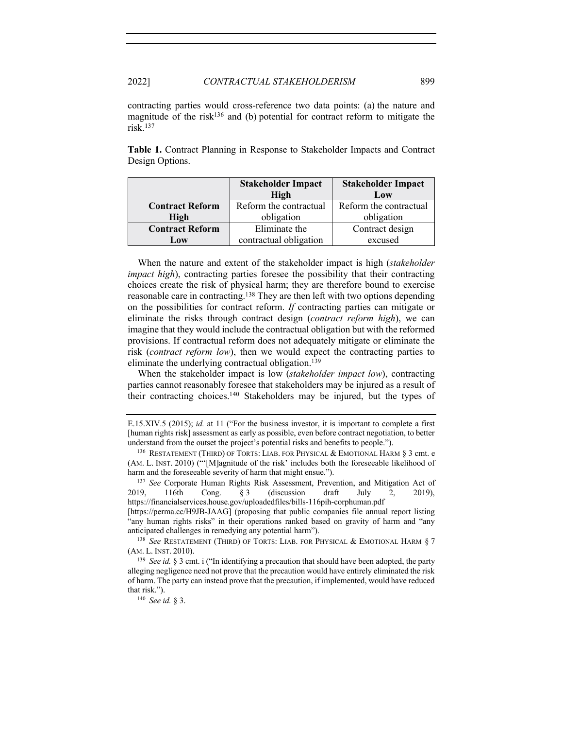contracting parties would cross-reference two data points: (a) the nature and magnitude of the risk[136] and (b) potential for contract reform to mitigate the risk.[137]

**Table 1.** Contract Planning in Response to Stakeholder Impacts and Contract Design Options.

| | **Stakeholder Impact High** | **Stakeholder Impact Low** |
|---|---|---|
| **Contract Reform High** | Reform the contractual obligation | Reform the contractual obligation |
| **Contract Reform Low** | Eliminate the contractual obligation | Contract design excused |

When the nature and extent of the stakeholder impact is high (*stakeholder impact high*), contracting parties foresee the possibility that their contracting choices create the risk of physical harm; they are therefore bound to exercise reasonable care in contracting.[138] They are then left with two options depending on the possibilities for contract reform. *If* contracting parties can mitigate or eliminate the risks through contract design (*contract reform high*), we can imagine that they would include the contractual obligation but with the reformed provisions. If contractual reform does not adequately mitigate or eliminate the risk (*contract reform low*), then we would expect the contracting parties to eliminate the underlying contractual obligation.[139]

When the stakeholder impact is low (*stakeholder impact low*), contracting parties cannot reasonably foresee that stakeholders may be injured as a result of their contracting choices.[140] Stakeholders may be injured, but the types of

---

E.15.XIV.5 (2015); *id.* at 11 ("For the business investor, it is important to complete a first [human rights risk] assessment as early as possible, even before contract negotiation, to better understand from the outset the project's potential risks and benefits to people.").

[136] RESTATEMENT (THIRD) OF TORTS: LIAB. FOR PHYSICAL & EMOTIONAL HARM § 3 cmt. e (AM. L. INST. 2010) ("'[M]agnitude of the risk' includes both the foreseeable likelihood of harm and the foreseeable severity of harm that might ensue.").

[137] *See* Corporate Human Rights Risk Assessment, Prevention, and Mitigation Act of 2019, 116th Cong. § 3 (discussion draft July 2, 2019), https://financialservices.house.gov/uploadedfiles/bills-116pih-corphuman.pdf [https://perma.cc/H9JB-JAAG] (proposing that public companies file annual report listing "any human rights risks" in their operations ranked based on gravity of harm and "any anticipated challenges in remedying any potential harm").

[138] *See* RESTATEMENT (THIRD) OF TORTS: LIAB. FOR PHYSICAL & EMOTIONAL HARM § 7 (AM. L. INST. 2010).

[139] *See id.* § 3 cmt. i ("In identifying a precaution that should have been adopted, the party alleging negligence need not prove that the precaution would have entirely eliminated the risk of harm. The party can instead prove that the precaution, if implemented, would have reduced that risk.").

[140] *See id.* § 3.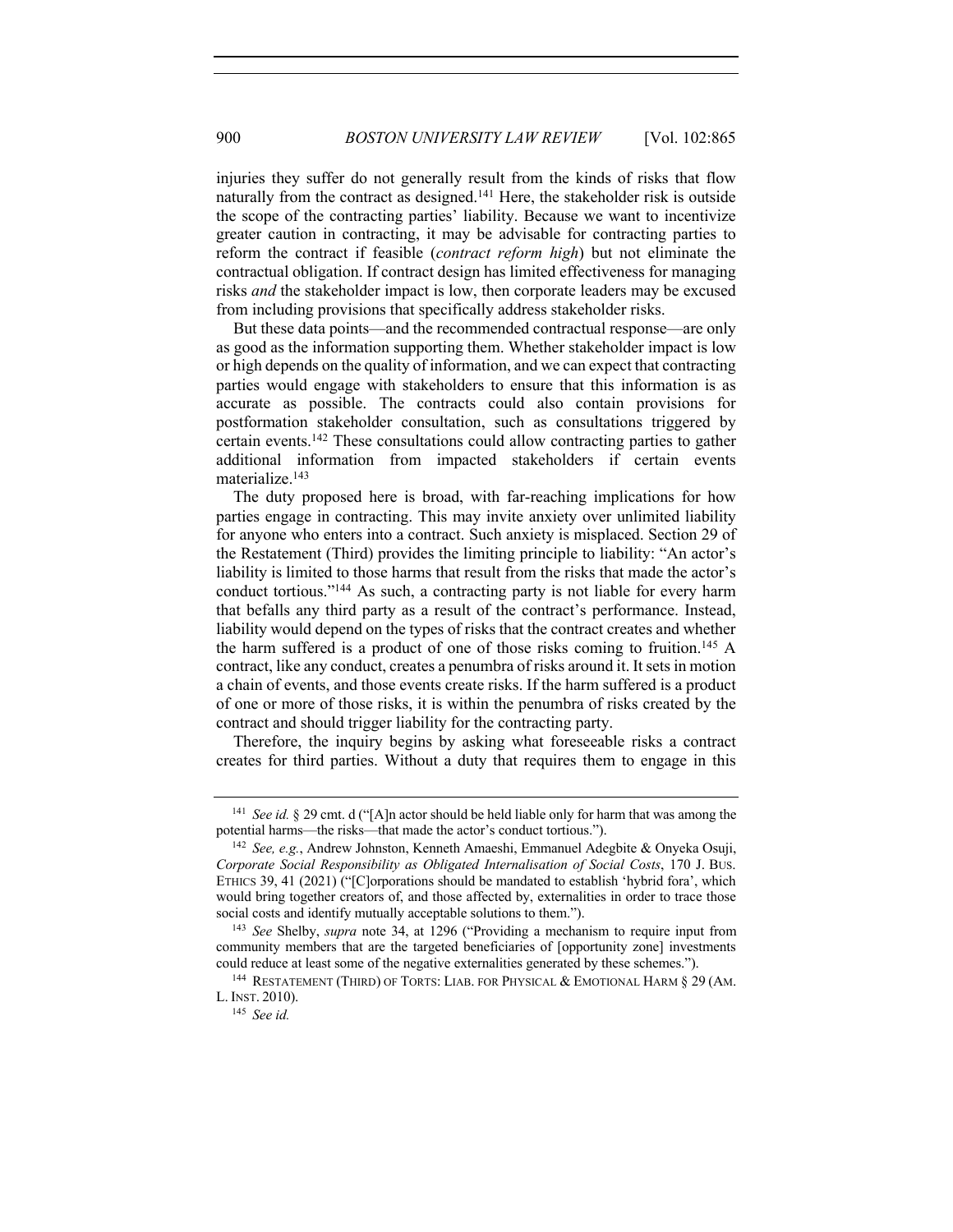injuries they suffer do not generally result from the kinds of risks that flow naturally from the contract as designed.[141] Here, the stakeholder risk is outside the scope of the contracting parties' liability. Because we want to incentivize greater caution in contracting, it may be advisable for contracting parties to reform the contract if feasible (*contract reform high*) but not eliminate the contractual obligation. If contract design has limited effectiveness for managing risks *and* the stakeholder impact is low, then corporate leaders may be excused from including provisions that specifically address stakeholder risks.

But these data points—and the recommended contractual response—are only as good as the information supporting them. Whether stakeholder impact is low or high depends on the quality of information, and we can expect that contracting parties would engage with stakeholders to ensure that this information is as accurate as possible. The contracts could also contain provisions for postformation stakeholder consultation, such as consultations triggered by certain events.[142] These consultations could allow contracting parties to gather additional information from impacted stakeholders if certain events materialize.[143]

The duty proposed here is broad, with far-reaching implications for how parties engage in contracting. This may invite anxiety over unlimited liability for anyone who enters into a contract. Such anxiety is misplaced. Section 29 of the Restatement (Third) provides the limiting principle to liability: "An actor's liability is limited to those harms that result from the risks that made the actor's conduct tortious."[144] As such, a contracting party is not liable for every harm that befalls any third party as a result of the contract's performance. Instead, liability would depend on the types of risks that the contract creates and whether the harm suffered is a product of one of those risks coming to fruition.[145] A contract, like any conduct, creates a penumbra of risks around it. It sets in motion a chain of events, and those events create risks. If the harm suffered is a product of one or more of those risks, it is within the penumbra of risks created by the contract and should trigger liability for the contracting party.

Therefore, the inquiry begins by asking what foreseeable risks a contract creates for third parties. Without a duty that requires them to engage in this

---

[141] *See id.* § 29 cmt. d ("[A]n actor should be held liable only for harm that was among the potential harms—the risks—that made the actor's conduct tortious.").

[142] *See, e.g.*, Andrew Johnston, Kenneth Amaeshi, Emmanuel Adegbite & Onyeka Osuji, *Corporate Social Responsibility as Obligated Internalisation of Social Costs*, 170 J. BUS. ETHICS 39, 41 (2021) ("[C]orporations should be mandated to establish 'hybrid fora', which would bring together creators of, and those affected by, externalities in order to trace those social costs and identify mutually acceptable solutions to them.").

[143] *See* Shelby, *supra* note 34, at 1296 ("Providing a mechanism to require input from community members that are the targeted beneficiaries of [opportunity zone] investments could reduce at least some of the negative externalities generated by these schemes.").

[144] RESTATEMENT (THIRD) OF TORTS: LIAB. FOR PHYSICAL & EMOTIONAL HARM § 29 (AM. L. INST. 2010).

[145] *See id.*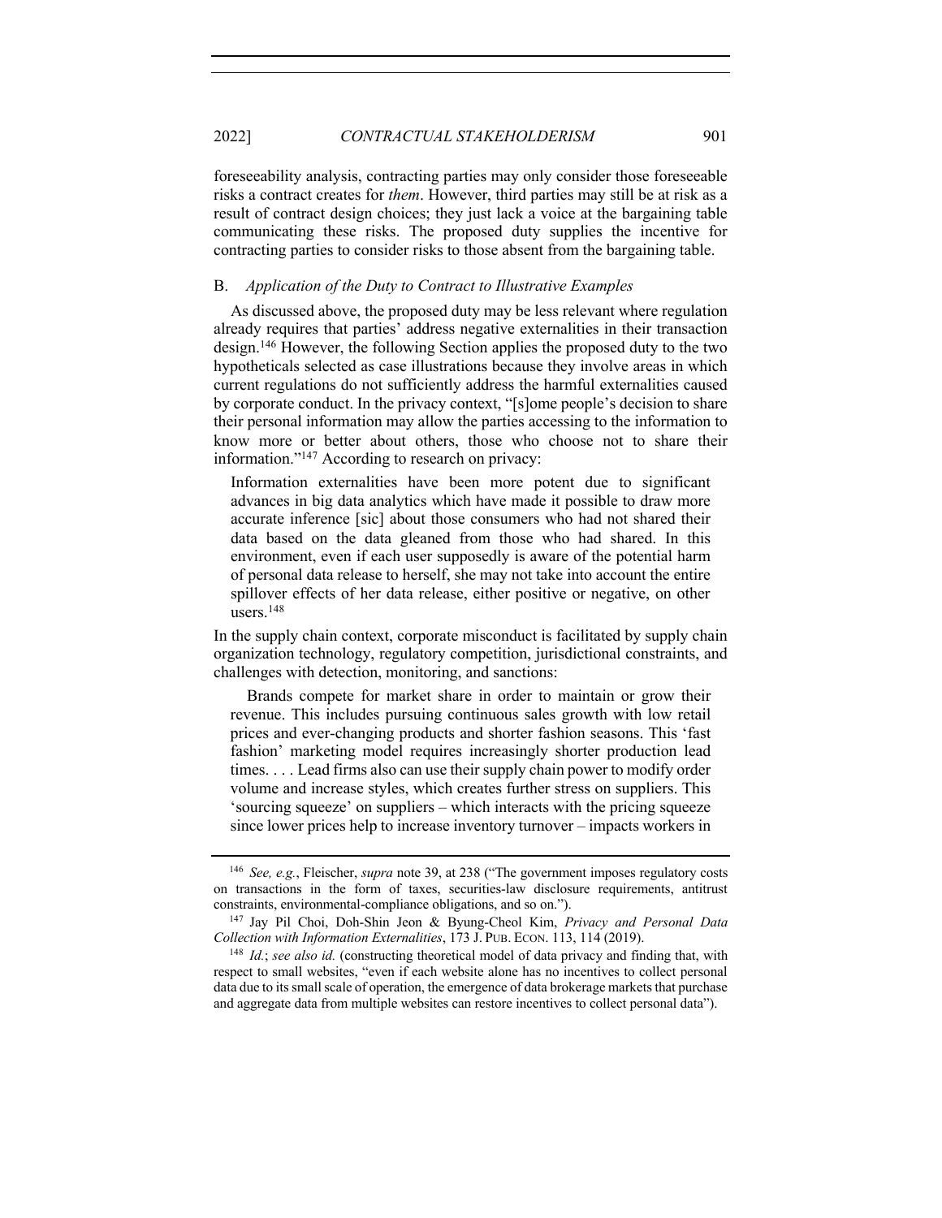foreseeability analysis, contracting parties may only consider those foreseeable risks a contract creates for *them*. However, third parties may still be at risk as a result of contract design choices; they just lack a voice at the bargaining table communicating these risks. The proposed duty supplies the incentive for contracting parties to consider risks to those absent from the bargaining table.

### B. *Application of the Duty to Contract to Illustrative Examples*

As discussed above, the proposed duty may be less relevant where regulation already requires that parties' address negative externalities in their transaction design.[146] However, the following Section applies the proposed duty to the two hypotheticals selected as case illustrations because they involve areas in which current regulations do not sufficiently address the harmful externalities caused by corporate conduct. In the privacy context, "[s]ome people's decision to share their personal information may allow the parties accessing to the information to know more or better about others, those who choose not to share their information."[147] According to research on privacy:

> Information externalities have been more potent due to significant advances in big data analytics which have made it possible to draw more accurate inference [sic] about those consumers who had not shared their data based on the data gleaned from those who had shared. In this environment, even if each user supposedly is aware of the potential harm of personal data release to herself, she may not take into account the entire spillover effects of her data release, either positive or negative, on other users.[148]

In the supply chain context, corporate misconduct is facilitated by supply chain organization technology, regulatory competition, jurisdictional constraints, and challenges with detection, monitoring, and sanctions:

> Brands compete for market share in order to maintain or grow their revenue. This includes pursuing continuous sales growth with low retail prices and ever-changing products and shorter fashion seasons. This 'fast fashion' marketing model requires increasingly shorter production lead times. . . . Lead firms also can use their supply chain power to modify order volume and increase styles, which creates further stress on suppliers. This 'sourcing squeeze' on suppliers – which interacts with the pricing squeeze since lower prices help to increase inventory turnover – impacts workers in

---

[146] *See, e.g.*, Fleischer, *supra* note 39, at 238 ("The government imposes regulatory costs on transactions in the form of taxes, securities-law disclosure requirements, antitrust constraints, environmental-compliance obligations, and so on.").

[147] Jay Pil Choi, Doh-Shin Jeon & Byung-Cheol Kim, *Privacy and Personal Data Collection with Information Externalities*, 173 J. PUB. ECON. 113, 114 (2019).

[148] *Id.*; *see also id.* (constructing theoretical model of data privacy and finding that, with respect to small websites, "even if each website alone has no incentives to collect personal data due to its small scale of operation, the emergence of data brokerage markets that purchase and aggregate data from multiple websites can restore incentives to collect personal data").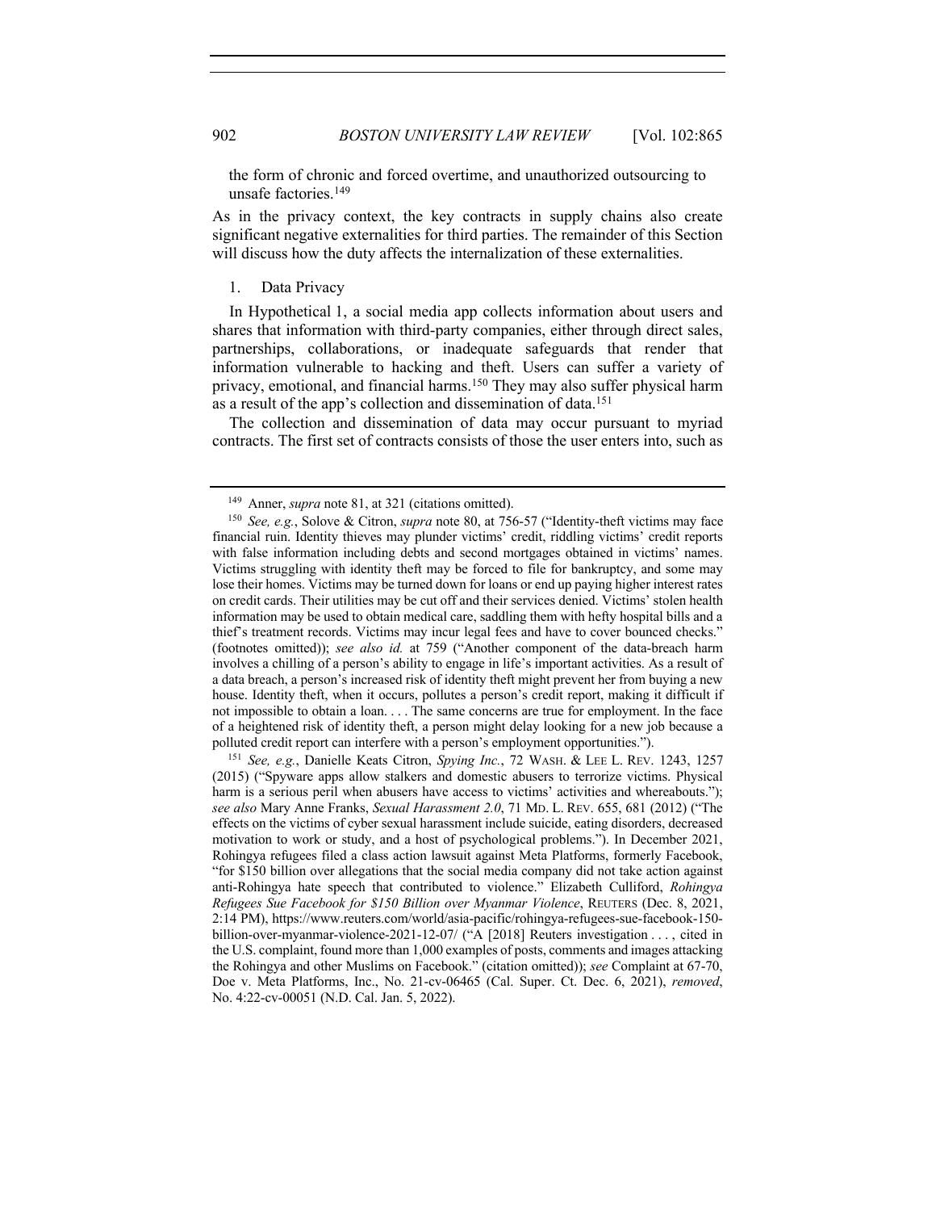the form of chronic and forced overtime, and unauthorized outsourcing to unsafe factories.[149]

As in the privacy context, the key contracts in supply chains also create significant negative externalities for third parties. The remainder of this Section will discuss how the duty affects the internalization of these externalities.

1. Data Privacy

In Hypothetical 1, a social media app collects information about users and shares that information with third-party companies, either through direct sales, partnerships, collaborations, or inadequate safeguards that render that information vulnerable to hacking and theft. Users can suffer a variety of privacy, emotional, and financial harms.[150] They may also suffer physical harm as a result of the app's collection and dissemination of data.[151]

The collection and dissemination of data may occur pursuant to myriad contracts. The first set of contracts consists of those the user enters into, such as

---

[149] Anner, *supra* note 81, at 321 (citations omitted).

[150] *See, e.g.*, Solove & Citron, *supra* note 80, at 756-57 ("Identity-theft victims may face financial ruin. Identity thieves may plunder victims' credit, riddling victims' credit reports with false information including debts and second mortgages obtained in victims' names. Victims struggling with identity theft may be forced to file for bankruptcy, and some may lose their homes. Victims may be turned down for loans or end up paying higher interest rates on credit cards. Their utilities may be cut off and their services denied. Victims' stolen health information may be used to obtain medical care, saddling them with hefty hospital bills and a thief's treatment records. Victims may incur legal fees and have to cover bounced checks." (footnotes omitted)); *see also id.* at 759 ("Another component of the data-breach harm involves a chilling of a person's ability to engage in life's important activities. As a result of a data breach, a person's increased risk of identity theft might prevent her from buying a new house. Identity theft, when it occurs, pollutes a person's credit report, making it difficult if not impossible to obtain a loan. . . . The same concerns are true for employment. In the face of a heightened risk of identity theft, a person might delay looking for a new job because a polluted credit report can interfere with a person's employment opportunities.").

[151] *See, e.g.*, Danielle Keats Citron, *Spying Inc.*, 72 WASH. & LEE L. REV. 1243, 1257 (2015) ("Spyware apps allow stalkers and domestic abusers to terrorize victims. Physical harm is a serious peril when abusers have access to victims' activities and whereabouts."); *see also* Mary Anne Franks, *Sexual Harassment 2.0*, 71 MD. L. REV. 655, 681 (2012) ("The effects on the victims of cyber sexual harassment include suicide, eating disorders, decreased motivation to work or study, and a host of psychological problems."). In December 2021, Rohingya refugees filed a class action lawsuit against Meta Platforms, formerly Facebook, "for $150 billion over allegations that the social media company did not take action against anti-Rohingya hate speech that contributed to violence." Elizabeth Culliford, *Rohingya Refugees Sue Facebook for $150 Billion over Myanmar Violence*, REUTERS (Dec. 8, 2021, 2:14 PM), https://www.reuters.com/world/asia-pacific/rohingya-refugees-sue-facebook-150-billion-over-myanmar-violence-2021-12-07/ ("A [2018] Reuters investigation . . . , cited in the U.S. complaint, found more than 1,000 examples of posts, comments and images attacking the Rohingya and other Muslims on Facebook." (citation omitted)); *see* Complaint at 67-70, Doe v. Meta Platforms, Inc., No. 21-cv-06465 (Cal. Super. Ct. Dec. 6, 2021), *removed*, No. 4:22-cv-00051 (N.D. Cal. Jan. 5, 2022).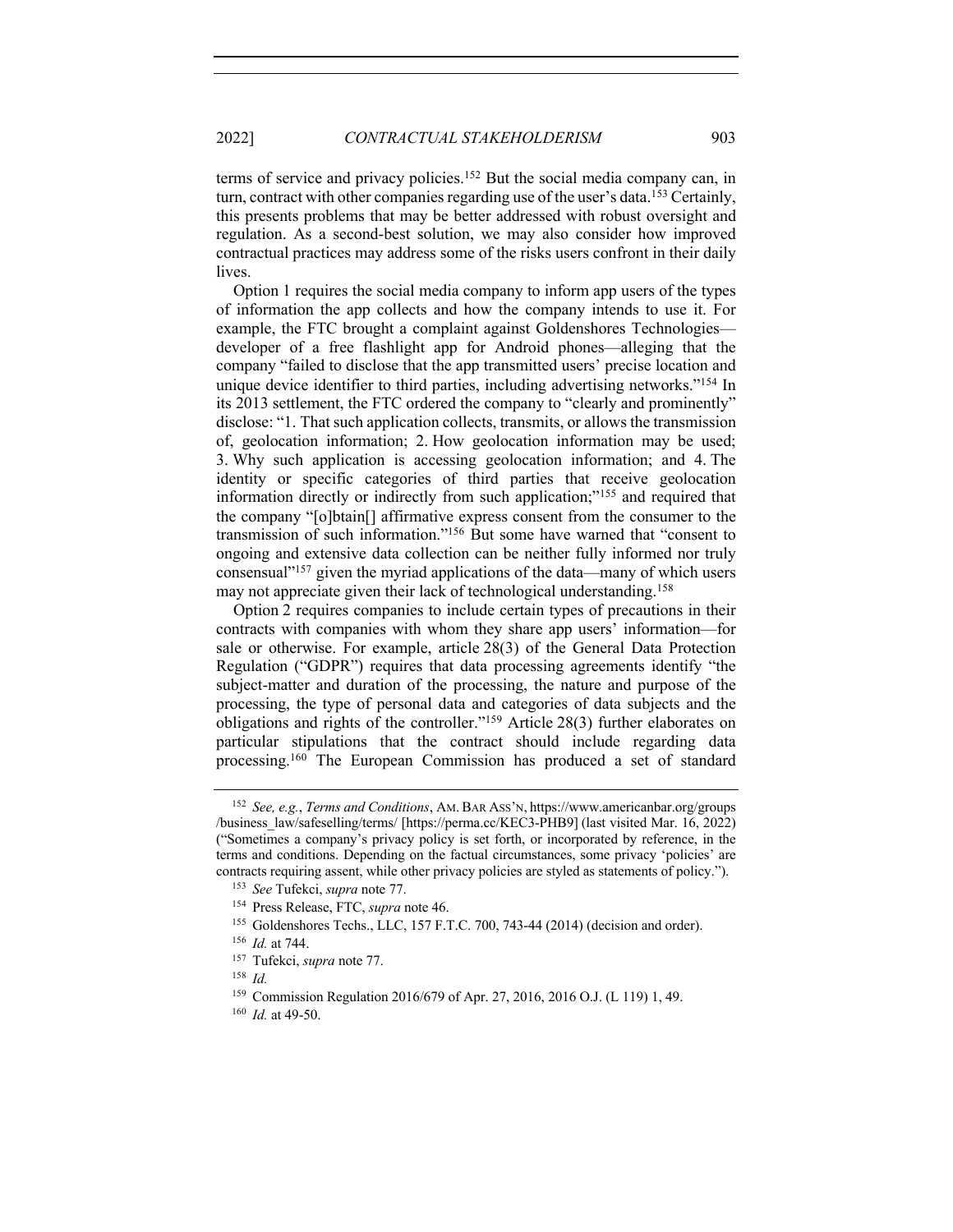terms of service and privacy policies.[152] But the social media company can, in turn, contract with other companies regarding use of the user's data.[153] Certainly, this presents problems that may be better addressed with robust oversight and regulation. As a second-best solution, we may also consider how improved contractual practices may address some of the risks users confront in their daily lives.

Option 1 requires the social media company to inform app users of the types of information the app collects and how the company intends to use it. For example, the FTC brought a complaint against Goldenshores Technologies—developer of a free flashlight app for Android phones—alleging that the company "failed to disclose that the app transmitted users' precise location and unique device identifier to third parties, including advertising networks."[154] In its 2013 settlement, the FTC ordered the company to "clearly and prominently" disclose: "1. That such application collects, transmits, or allows the transmission of, geolocation information; 2. How geolocation information may be used; 3. Why such application is accessing geolocation information; and 4. The identity or specific categories of third parties that receive geolocation information directly or indirectly from such application;"[155] and required that the company "[o]btain[] affirmative express consent from the consumer to the transmission of such information."[156] But some have warned that "consent to ongoing and extensive data collection can be neither fully informed nor truly consensual"[157] given the myriad applications of the data—many of which users may not appreciate given their lack of technological understanding.[158]

Option 2 requires companies to include certain types of precautions in their contracts with companies with whom they share app users' information—for sale or otherwise. For example, article 28(3) of the General Data Protection Regulation ("GDPR") requires that data processing agreements identify "the subject-matter and duration of the processing, the nature and purpose of the processing, the type of personal data and categories of data subjects and the obligations and rights of the controller."[159] Article 28(3) further elaborates on particular stipulations that the contract should include regarding data processing.[160] The European Commission has produced a set of standard

---

[152] *See, e.g.*, *Terms and Conditions*, AM. BAR ASS'N, https://www.americanbar.org/groups/business_law/safeselling/terms/ [https://perma.cc/KEC3-PHB9] (last visited Mar. 16, 2022) ("Sometimes a company's privacy policy is set forth, or incorporated by reference, in the terms and conditions. Depending on the factual circumstances, some privacy 'policies' are contracts requiring assent, while other privacy policies are styled as statements of policy.").

[153] *See* Tufekci, *supra* note 77.

[154] Press Release, FTC, *supra* note 46.

[155] Goldenshores Techs., LLC, 157 F.T.C. 700, 743-44 (2014) (decision and order).

[156] *Id.* at 744.

[157] Tufekci, *supra* note 77.

[158] *Id.*

[159] Commission Regulation 2016/679 of Apr. 27, 2016, 2016 O.J. (L 119) 1, 49.

[160] *Id.* at 49-50.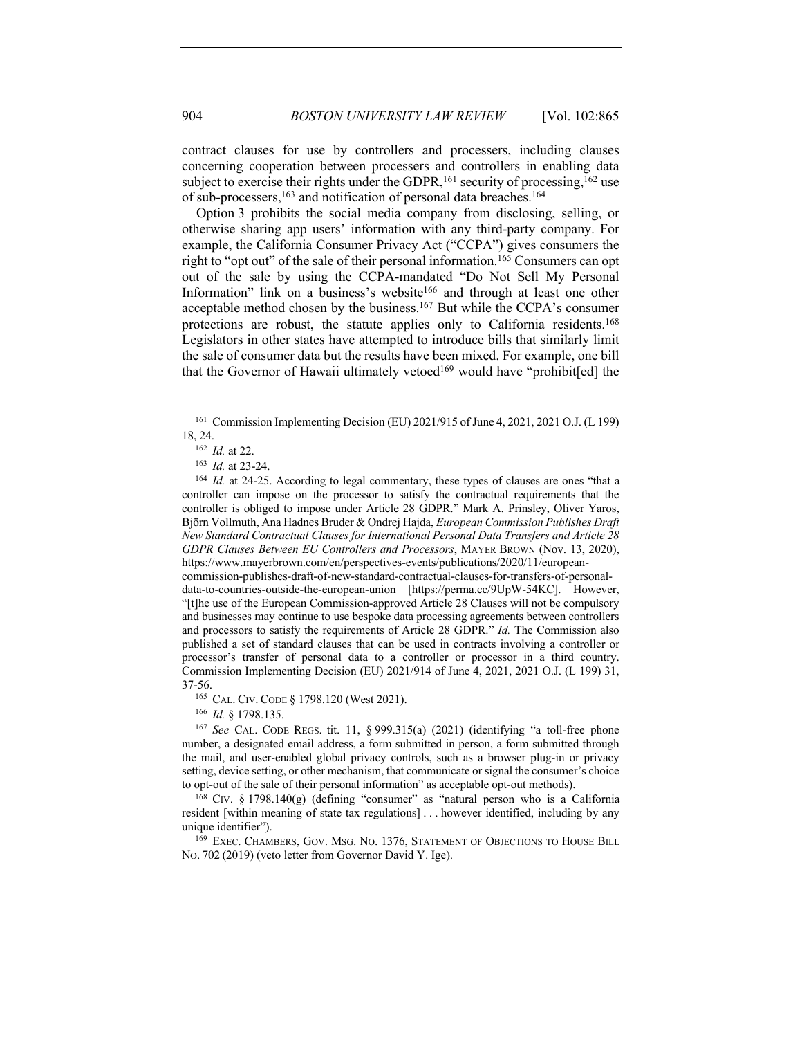contract clauses for use by controllers and processers, including clauses concerning cooperation between processers and controllers in enabling data subject to exercise their rights under the GDPR,[161] security of processing,[162] use of sub-processers,[163] and notification of personal data breaches.[164]

Option 3 prohibits the social media company from disclosing, selling, or otherwise sharing app users' information with any third-party company. For example, the California Consumer Privacy Act ("CCPA") gives consumers the right to "opt out" of the sale of their personal information.[165] Consumers can opt out of the sale by using the CCPA-mandated "Do Not Sell My Personal Information" link on a business's website[166] and through at least one other acceptable method chosen by the business.[167] But while the CCPA's consumer protections are robust, the statute applies only to California residents.[168] Legislators in other states have attempted to introduce bills that similarly limit the sale of consumer data but the results have been mixed. For example, one bill that the Governor of Hawaii ultimately vetoed[169] would have "prohibit[ed] the

---

[161] Commission Implementing Decision (EU) 2021/915 of June 4, 2021, 2021 O.J. (L 199) 18, 24.

[162] *Id.* at 22.

[163] *Id.* at 23-24.

[164] *Id.* at 24-25. According to legal commentary, these types of clauses are ones "that a controller can impose on the processor to satisfy the contractual requirements that the controller is obliged to impose under Article 28 GDPR." Mark A. Prinsley, Oliver Yaros, Björn Vollmuth, Ana Hadnes Bruder & Ondrej Hajda, *European Commission Publishes Draft New Standard Contractual Clauses for International Personal Data Transfers and Article 28 GDPR Clauses Between EU Controllers and Processors*, MAYER BROWN (Nov. 13, 2020), https://www.mayerbrown.com/en/perspectives-events/publications/2020/11/european-commission-publishes-draft-of-new-standard-contractual-clauses-for-transfers-of-personal-data-to-countries-outside-the-european-union [https://perma.cc/9UpW-54KC]. However, "[t]he use of the European Commission-approved Article 28 Clauses will not be compulsory and businesses may continue to use bespoke data processing agreements between controllers and processors to satisfy the requirements of Article 28 GDPR." *Id.* The Commission also published a set of standard clauses that can be used in contracts involving a controller or processor's transfer of personal data to a controller or processor in a third country. Commission Implementing Decision (EU) 2021/914 of June 4, 2021, 2021 O.J. (L 199) 31, 37-56.

[165] CAL. CIV. CODE § 1798.120 (West 2021).

[166] *Id.* § 1798.135.

[167] *See* CAL. CODE REGS. tit. 11, § 999.315(a) (2021) (identifying "a toll-free phone number, a designated email address, a form submitted in person, a form submitted through the mail, and user-enabled global privacy controls, such as a browser plug-in or privacy setting, device setting, or other mechanism, that communicate or signal the consumer's choice to opt-out of the sale of their personal information" as acceptable opt-out methods).

[168] CIV. § 1798.140(g) (defining "consumer" as "natural person who is a California resident [within meaning of state tax regulations] . . . however identified, including by any unique identifier").

[169] EXEC. CHAMBERS, GOV. MSG. NO. 1376, STATEMENT OF OBJECTIONS TO HOUSE BILL NO. 702 (2019) (veto letter from Governor David Y. Ige).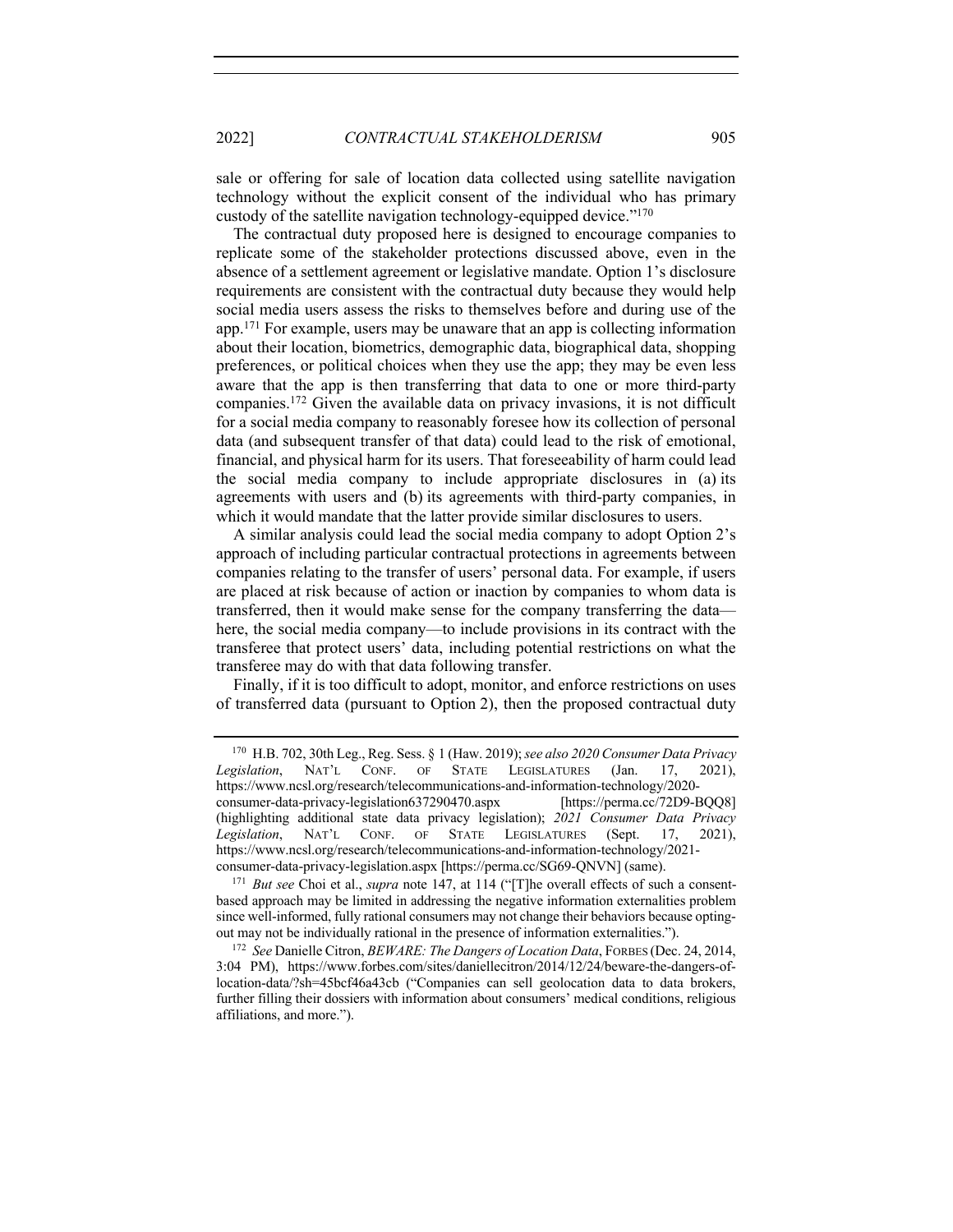sale or offering for sale of location data collected using satellite navigation technology without the explicit consent of the individual who has primary custody of the satellite navigation technology-equipped device."[170]

The contractual duty proposed here is designed to encourage companies to replicate some of the stakeholder protections discussed above, even in the absence of a settlement agreement or legislative mandate. Option 1's disclosure requirements are consistent with the contractual duty because they would help social media users assess the risks to themselves before and during use of the app.[171] For example, users may be unaware that an app is collecting information about their location, biometrics, demographic data, biographical data, shopping preferences, or political choices when they use the app; they may be even less aware that the app is then transferring that data to one or more third-party companies.[172] Given the available data on privacy invasions, it is not difficult for a social media company to reasonably foresee how its collection of personal data (and subsequent transfer of that data) could lead to the risk of emotional, financial, and physical harm for its users. That foreseeability of harm could lead the social media company to include appropriate disclosures in (a) its agreements with users and (b) its agreements with third-party companies, in which it would mandate that the latter provide similar disclosures to users.

A similar analysis could lead the social media company to adopt Option 2's approach of including particular contractual protections in agreements between companies relating to the transfer of users' personal data. For example, if users are placed at risk because of action or inaction by companies to whom data is transferred, then it would make sense for the company transferring the data—here, the social media company—to include provisions in its contract with the transferee that protect users' data, including potential restrictions on what the transferee may do with that data following transfer.

Finally, if it is too difficult to adopt, monitor, and enforce restrictions on uses of transferred data (pursuant to Option 2), then the proposed contractual duty

---

[170] H.B. 702, 30th Leg., Reg. Sess. § 1 (Haw. 2019); *see also 2020 Consumer Data Privacy Legislation*, NAT'L CONF. OF STATE LEGISLATURES (Jan. 17, 2021), https://www.ncsl.org/research/telecommunications-and-information-technology/2020-consumer-data-privacy-legislation637290470.aspx [https://perma.cc/72D9-BQQ8] (highlighting additional state data privacy legislation); *2021 Consumer Data Privacy Legislation*, NAT'L CONF. OF STATE LEGISLATURES (Sept. 17, 2021), https://www.ncsl.org/research/telecommunications-and-information-technology/2021-consumer-data-privacy-legislation.aspx [https://perma.cc/SG69-QNVN] (same).

[171] *But see* Choi et al., *supra* note 147, at 114 ("[T]he overall effects of such a consent-based approach may be limited in addressing the negative information externalities problem since well-informed, fully rational consumers may not change their behaviors because opting-out may not be individually rational in the presence of information externalities.").

[172] *See* Danielle Citron, *BEWARE: The Dangers of Location Data*, FORBES (Dec. 24, 2014, 3:04 PM), https://www.forbes.com/sites/daniellecitron/2014/12/24/beware-the-dangers-of-location-data/?sh=45bcf46a43cb ("Companies can sell geolocation data to data brokers, further filling their dossiers with information about consumers' medical conditions, religious affiliations, and more.").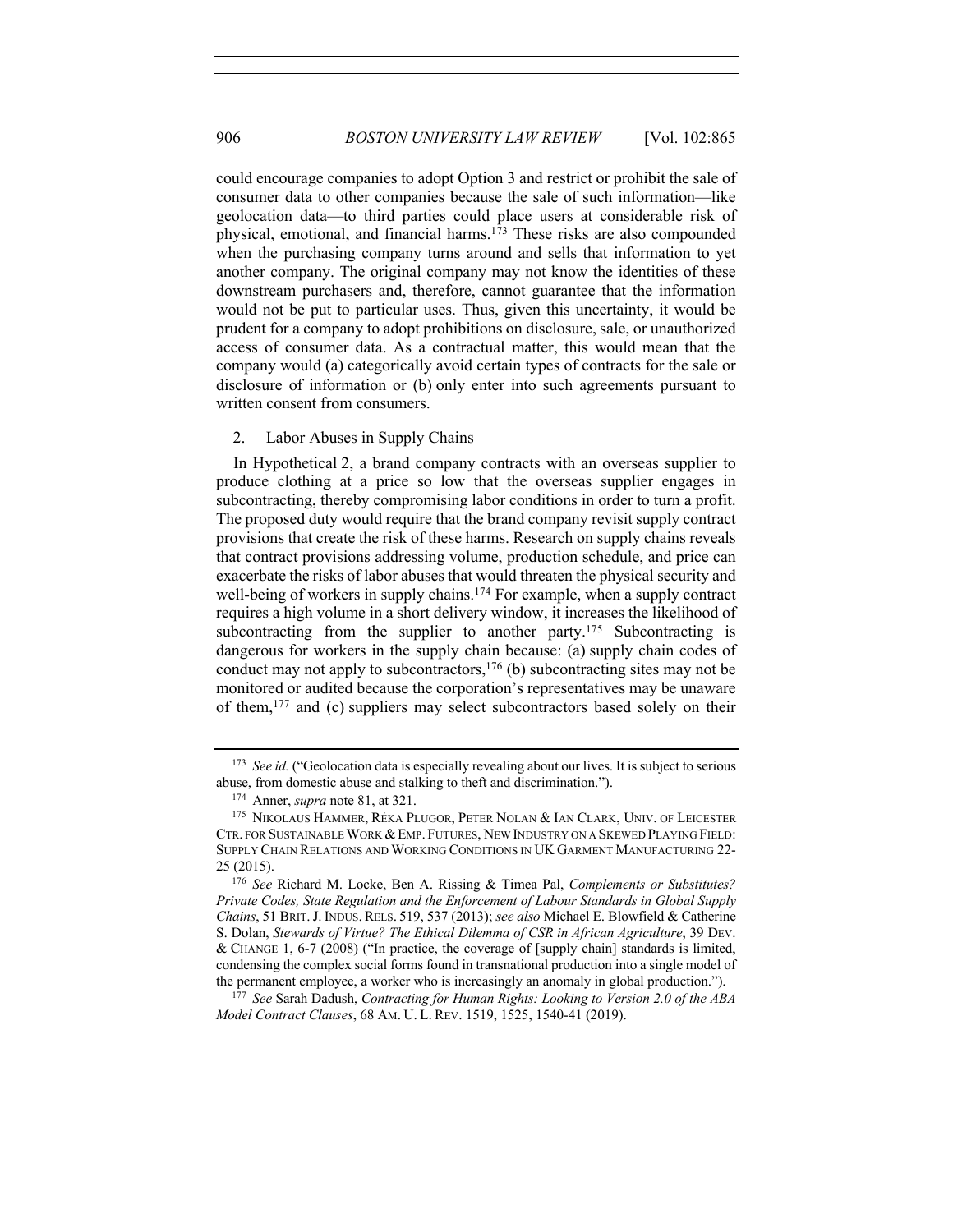could encourage companies to adopt Option 3 and restrict or prohibit the sale of consumer data to other companies because the sale of such information—like geolocation data—to third parties could place users at considerable risk of physical, emotional, and financial harms.[173] These risks are also compounded when the purchasing company turns around and sells that information to yet another company. The original company may not know the identities of these downstream purchasers and, therefore, cannot guarantee that the information would not be put to particular uses. Thus, given this uncertainty, it would be prudent for a company to adopt prohibitions on disclosure, sale, or unauthorized access of consumer data. As a contractual matter, this would mean that the company would (a) categorically avoid certain types of contracts for the sale or disclosure of information or (b) only enter into such agreements pursuant to written consent from consumers.

### 2. Labor Abuses in Supply Chains

In Hypothetical 2, a brand company contracts with an overseas supplier to produce clothing at a price so low that the overseas supplier engages in subcontracting, thereby compromising labor conditions in order to turn a profit. The proposed duty would require that the brand company revisit supply contract provisions that create the risk of these harms. Research on supply chains reveals that contract provisions addressing volume, production schedule, and price can exacerbate the risks of labor abuses that would threaten the physical security and well-being of workers in supply chains.[174] For example, when a supply contract requires a high volume in a short delivery window, it increases the likelihood of subcontracting from the supplier to another party.[175] Subcontracting is dangerous for workers in the supply chain because: (a) supply chain codes of conduct may not apply to subcontractors,[176] (b) subcontracting sites may not be monitored or audited because the corporation's representatives may be unaware of them,[177] and (c) suppliers may select subcontractors based solely on their

---

[173] *See id.* ("Geolocation data is especially revealing about our lives. It is subject to serious abuse, from domestic abuse and stalking to theft and discrimination.").

[174] Anner, *supra* note 81, at 321.

[175] NIKOLAUS HAMMER, RÉKA PLUGOR, PETER NOLAN & IAN CLARK, UNIV. OF LEICESTER CTR. FOR SUSTAINABLE WORK & EMP. FUTURES, NEW INDUSTRY ON A SKEWED PLAYING FIELD: SUPPLY CHAIN RELATIONS AND WORKING CONDITIONS IN UK GARMENT MANUFACTURING 22-25 (2015).

[176] *See* Richard M. Locke, Ben A. Rissing & Timea Pal, *Complements or Substitutes? Private Codes, State Regulation and the Enforcement of Labour Standards in Global Supply Chains*, 51 BRIT. J. INDUS. RELS. 519, 537 (2013); *see also* Michael E. Blowfield & Catherine S. Dolan, *Stewards of Virtue? The Ethical Dilemma of CSR in African Agriculture*, 39 DEV. & CHANGE 1, 6-7 (2008) ("In practice, the coverage of [supply chain] standards is limited, condensing the complex social forms found in transnational production into a single model of the permanent employee, a worker who is increasingly an anomaly in global production.").

[177] *See* Sarah Dadush, *Contracting for Human Rights: Looking to Version 2.0 of the ABA Model Contract Clauses*, 68 AM. U. L. REV. 1519, 1525, 1540-41 (2019).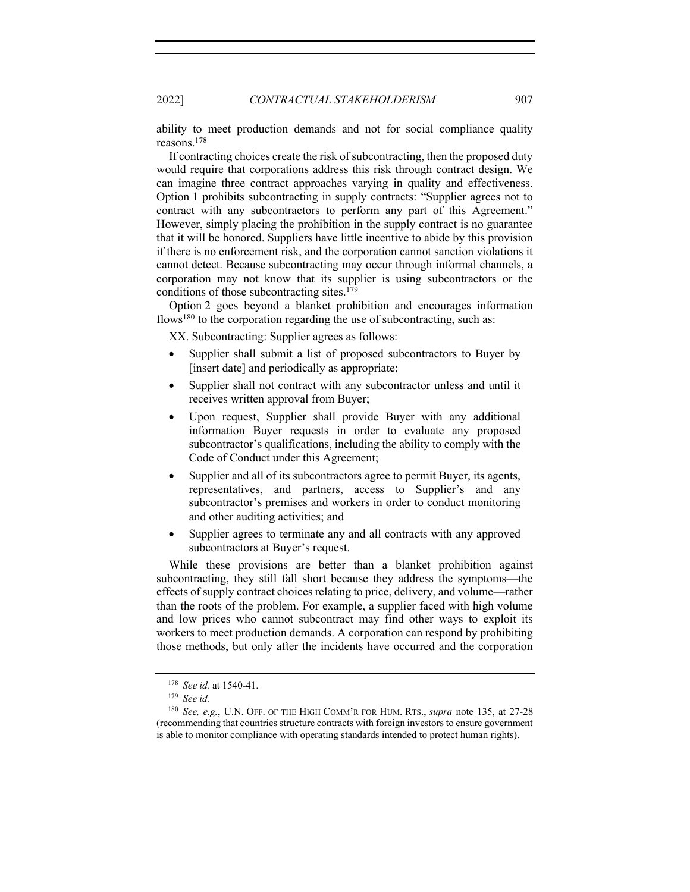ability to meet production demands and not for social compliance quality reasons.[178]

If contracting choices create the risk of subcontracting, then the proposed duty would require that corporations address this risk through contract design. We can imagine three contract approaches varying in quality and effectiveness. Option 1 prohibits subcontracting in supply contracts: "Supplier agrees not to contract with any subcontractors to perform any part of this Agreement." However, simply placing the prohibition in the supply contract is no guarantee that it will be honored. Suppliers have little incentive to abide by this provision if there is no enforcement risk, and the corporation cannot sanction violations it cannot detect. Because subcontracting may occur through informal channels, a corporation may not know that its supplier is using subcontractors or the conditions of those subcontracting sites.[179]

Option 2 goes beyond a blanket prohibition and encourages information flows[180] to the corporation regarding the use of subcontracting, such as:

XX. Subcontracting: Supplier agrees as follows:

- Supplier shall submit a list of proposed subcontractors to Buyer by [insert date] and periodically as appropriate;
- Supplier shall not contract with any subcontractor unless and until it receives written approval from Buyer;
- Upon request, Supplier shall provide Buyer with any additional information Buyer requests in order to evaluate any proposed subcontractor's qualifications, including the ability to comply with the Code of Conduct under this Agreement;
- Supplier and all of its subcontractors agree to permit Buyer, its agents, representatives, and partners, access to Supplier's and any subcontractor's premises and workers in order to conduct monitoring and other auditing activities; and
- Supplier agrees to terminate any and all contracts with any approved subcontractors at Buyer's request.

While these provisions are better than a blanket prohibition against subcontracting, they still fall short because they address the symptoms—the effects of supply contract choices relating to price, delivery, and volume—rather than the roots of the problem. For example, a supplier faced with high volume and low prices who cannot subcontract may find other ways to exploit its workers to meet production demands. A corporation can respond by prohibiting those methods, but only after the incidents have occurred and the corporation

---

[178] *See id.* at 1540-41.

[179] *See id.*

[180] *See, e.g.*, U.N. OFF. OF THE HIGH COMM'R FOR HUM. RTS., *supra* note 135, at 27-28 (recommending that countries structure contracts with foreign investors to ensure government is able to monitor compliance with operating standards intended to protect human rights).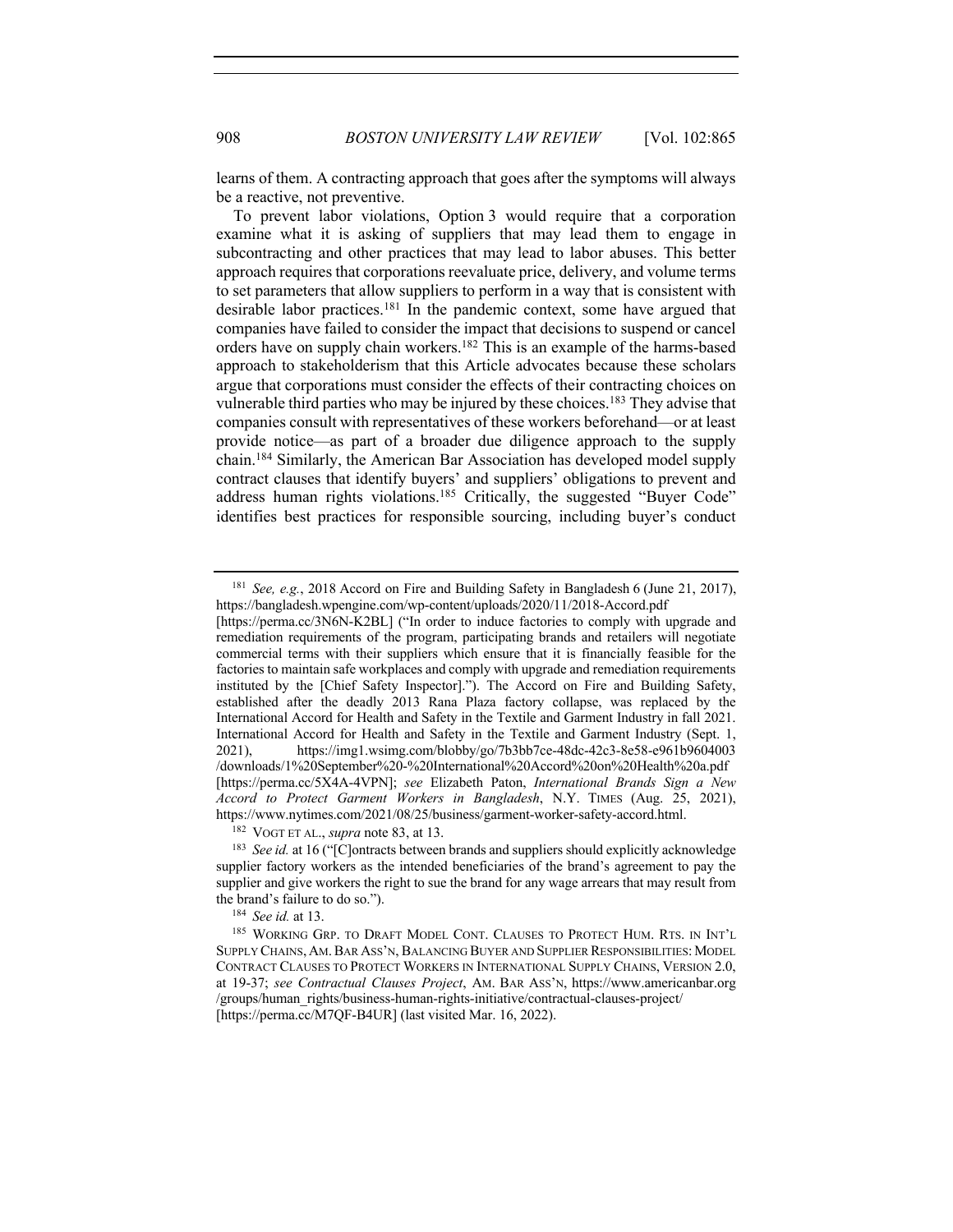learns of them. A contracting approach that goes after the symptoms will always be a reactive, not preventive.

To prevent labor violations, Option 3 would require that a corporation examine what it is asking of suppliers that may lead them to engage in subcontracting and other practices that may lead to labor abuses. This better approach requires that corporations reevaluate price, delivery, and volume terms to set parameters that allow suppliers to perform in a way that is consistent with desirable labor practices.[181] In the pandemic context, some have argued that companies have failed to consider the impact that decisions to suspend or cancel orders have on supply chain workers.[182] This is an example of the harms-based approach to stakeholderism that this Article advocates because these scholars argue that corporations must consider the effects of their contracting choices on vulnerable third parties who may be injured by these choices.[183] They advise that companies consult with representatives of these workers beforehand—or at least provide notice—as part of a broader due diligence approach to the supply chain.[184] Similarly, the American Bar Association has developed model supply contract clauses that identify buyers' and suppliers' obligations to prevent and address human rights violations.[185] Critically, the suggested "Buyer Code" identifies best practices for responsible sourcing, including buyer's conduct

---

[181] *See, e.g.*, 2018 Accord on Fire and Building Safety in Bangladesh 6 (June 21, 2017), https://bangladesh.wpengine.com/wp-content/uploads/2020/11/2018-Accord.pdf [https://perma.cc/3N6N-K2BL] ("In order to induce factories to comply with upgrade and remediation requirements of the program, participating brands and retailers will negotiate commercial terms with their suppliers which ensure that it is financially feasible for the factories to maintain safe workplaces and comply with upgrade and remediation requirements instituted by the [Chief Safety Inspector]."). The Accord on Fire and Building Safety, established after the deadly 2013 Rana Plaza factory collapse, was replaced by the International Accord for Health and Safety in the Textile and Garment Industry in fall 2021. International Accord for Health and Safety in the Textile and Garment Industry (Sept. 1, 2021), https://img1.wsimg.com/blobby/go/7b3bb7ce-48dc-42c3-8e58-e961b9604003/downloads/1%20September%20-%20International%20Accord%20on%20Health%20a.pdf [https://perma.cc/5X4A-4VPN]; *see* Elizabeth Paton, *International Brands Sign a New Accord to Protect Garment Workers in Bangladesh*, N.Y. TIMES (Aug. 25, 2021), https://www.nytimes.com/2021/08/25/business/garment-worker-safety-accord.html.

[182] VOGT ET AL., *supra* note 83, at 13.

[183] *See id.* at 16 ("[C]ontracts between brands and suppliers should explicitly acknowledge supplier factory workers as the intended beneficiaries of the brand's agreement to pay the supplier and give workers the right to sue the brand for any wage arrears that may result from the brand's failure to do so.").

[184] *See id.* at 13.

[185] WORKING GRP. TO DRAFT MODEL CONT. CLAUSES TO PROTECT HUM. RTS. IN INT'L SUPPLY CHAINS, AM. BAR ASS'N, BALANCING BUYER AND SUPPLIER RESPONSIBILITIES: MODEL CONTRACT CLAUSES TO PROTECT WORKERS IN INTERNATIONAL SUPPLY CHAINS, VERSION 2.0, at 19-37; *see Contractual Clauses Project*, AM. BAR ASS'N, https://www.americanbar.org/groups/human_rights/business-human-rights-initiative/contractual-clauses-project/ [https://perma.cc/M7QF-B4UR] (last visited Mar. 16, 2022).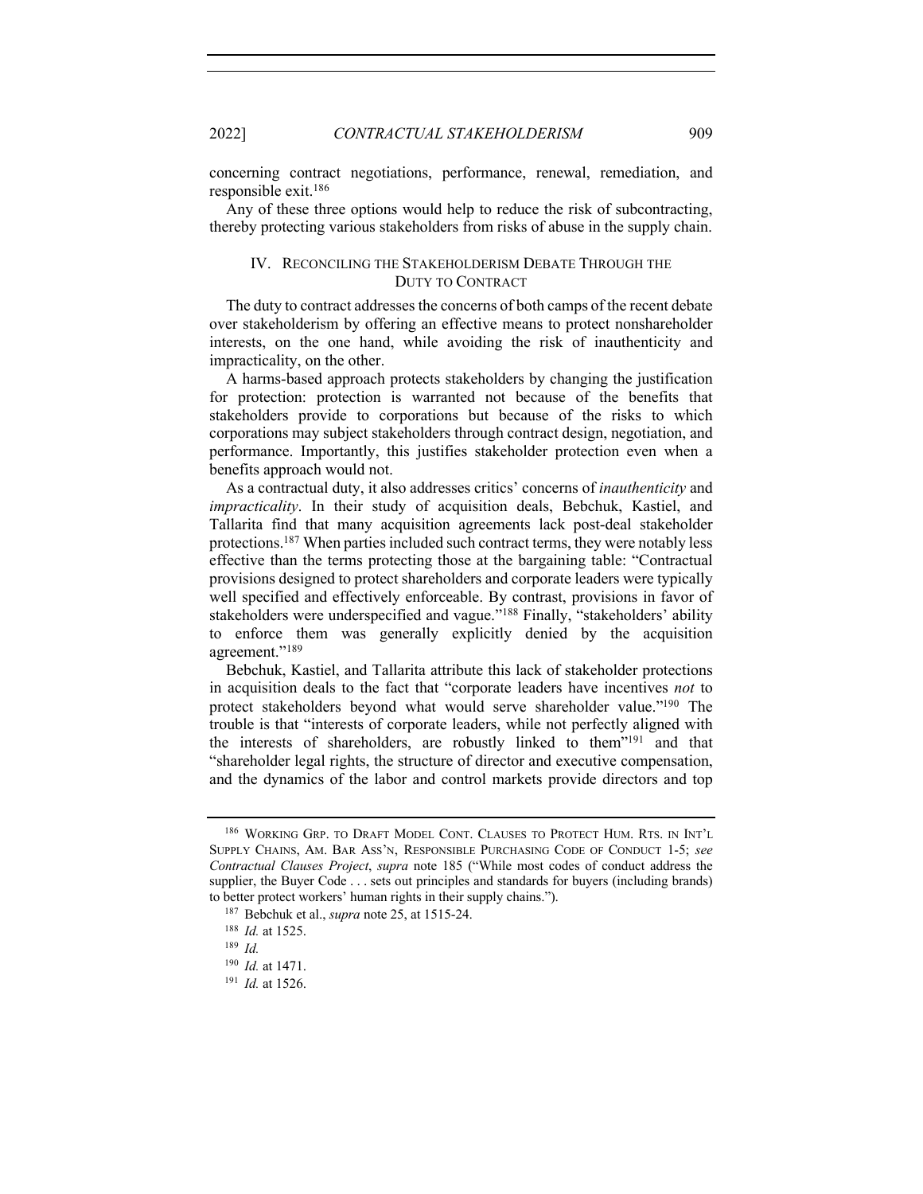concerning contract negotiations, performance, renewal, remediation, and responsible exit.[186]

Any of these three options would help to reduce the risk of subcontracting, thereby protecting various stakeholders from risks of abuse in the supply chain.

## IV. Reconciling the Stakeholderism Debate Through the Duty to Contract

The duty to contract addresses the concerns of both camps of the recent debate over stakeholderism by offering an effective means to protect nonshareholder interests, on the one hand, while avoiding the risk of inauthenticity and impracticality, on the other.

A harms-based approach protects stakeholders by changing the justification for protection: protection is warranted not because of the benefits that stakeholders provide to corporations but because of the risks to which corporations may subject stakeholders through contract design, negotiation, and performance. Importantly, this justifies stakeholder protection even when a benefits approach would not.

As a contractual duty, it also addresses critics' concerns of *inauthenticity* and *impracticality*. In their study of acquisition deals, Bebchuk, Kastiel, and Tallarita find that many acquisition agreements lack post-deal stakeholder protections.[187] When parties included such contract terms, they were notably less effective than the terms protecting those at the bargaining table: "Contractual provisions designed to protect shareholders and corporate leaders were typically well specified and effectively enforceable. By contrast, provisions in favor of stakeholders were underspecified and vague."[188] Finally, "stakeholders' ability to enforce them was generally explicitly denied by the acquisition agreement."[189]

Bebchuk, Kastiel, and Tallarita attribute this lack of stakeholder protections in acquisition deals to the fact that "corporate leaders have incentives *not* to protect stakeholders beyond what would serve shareholder value."[190] The trouble is that "interests of corporate leaders, while not perfectly aligned with the interests of shareholders, are robustly linked to them"[191] and that "shareholder legal rights, the structure of director and executive compensation, and the dynamics of the labor and control markets provide directors and top

---

[186] Working Grp. to Draft Model Cont. Clauses to Protect Hum. Rts. in Int'l Supply Chains, Am. Bar Ass'n, Responsible Purchasing Code of Conduct 1-5; *see Contractual Clauses Project*, *supra* note 185 ("While most codes of conduct address the supplier, the Buyer Code . . . sets out principles and standards for buyers (including brands) to better protect workers' human rights in their supply chains.").

[187] Bebchuk et al., *supra* note 25, at 1515-24.

[188] *Id.* at 1525.

[189] *Id.*

[190] *Id.* at 1471.

[191] *Id.* at 1526.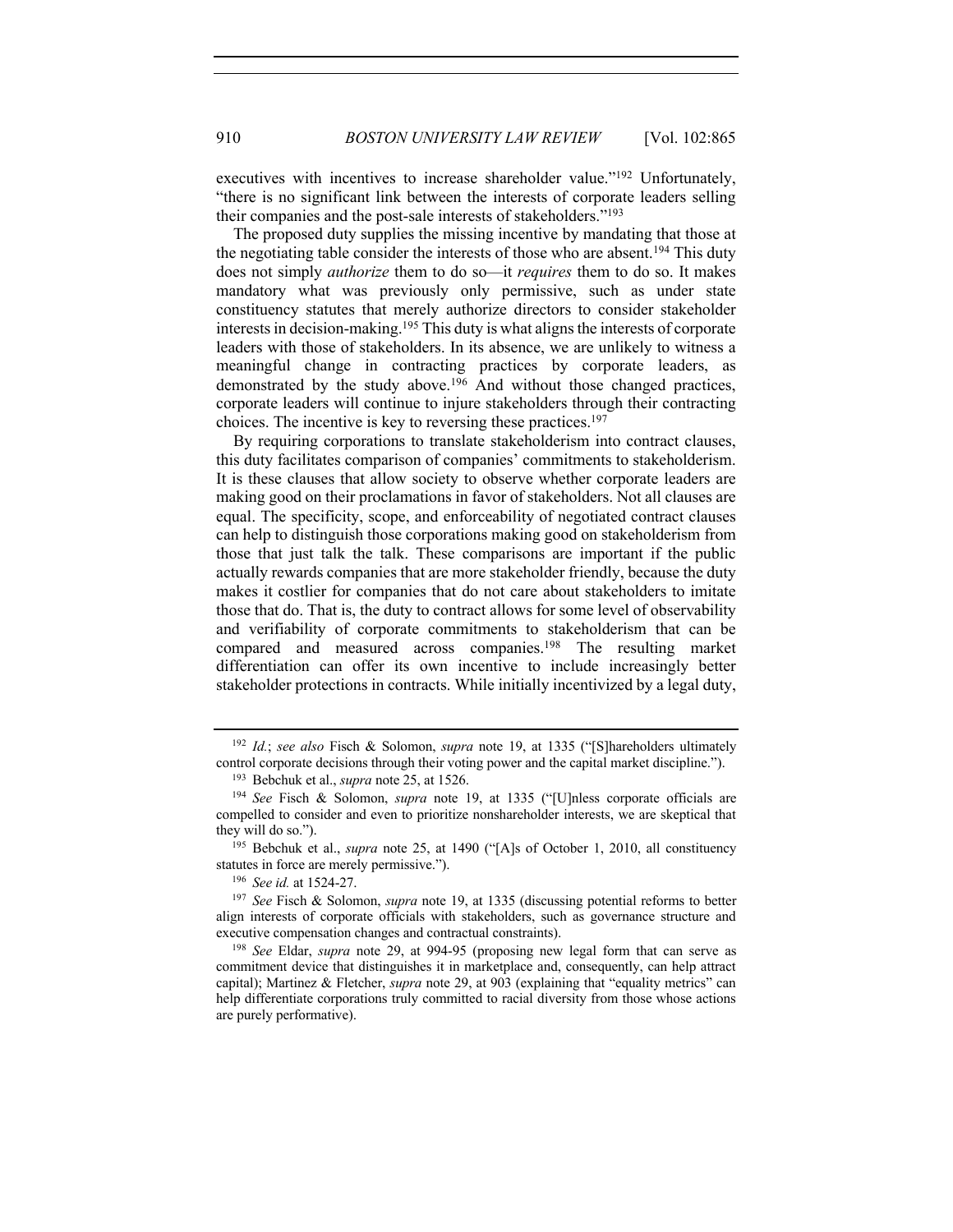executives with incentives to increase shareholder value."[192] Unfortunately, "there is no significant link between the interests of corporate leaders selling their companies and the post-sale interests of stakeholders."[193]

The proposed duty supplies the missing incentive by mandating that those at the negotiating table consider the interests of those who are absent.[194] This duty does not simply *authorize* them to do so—it *requires* them to do so. It makes mandatory what was previously only permissive, such as under state constituency statutes that merely authorize directors to consider stakeholder interests in decision-making.[195] This duty is what aligns the interests of corporate leaders with those of stakeholders. In its absence, we are unlikely to witness a meaningful change in contracting practices by corporate leaders, as demonstrated by the study above.[196] And without those changed practices, corporate leaders will continue to injure stakeholders through their contracting choices. The incentive is key to reversing these practices.[197]

By requiring corporations to translate stakeholderism into contract clauses, this duty facilitates comparison of companies' commitments to stakeholderism. It is these clauses that allow society to observe whether corporate leaders are making good on their proclamations in favor of stakeholders. Not all clauses are equal. The specificity, scope, and enforceability of negotiated contract clauses can help to distinguish those corporations making good on stakeholderism from those that just talk the talk. These comparisons are important if the public actually rewards companies that are more stakeholder friendly, because the duty makes it costlier for companies that do not care about stakeholders to imitate those that do. That is, the duty to contract allows for some level of observability and verifiability of corporate commitments to stakeholderism that can be compared and measured across companies.[198] The resulting market differentiation can offer its own incentive to include increasingly better stakeholder protections in contracts. While initially incentivized by a legal duty,

---

[192] *Id.*; *see also* Fisch & Solomon, *supra* note 19, at 1335 ("[S]hareholders ultimately control corporate decisions through their voting power and the capital market discipline.").

[193] Bebchuk et al., *supra* note 25, at 1526.

[194] *See* Fisch & Solomon, *supra* note 19, at 1335 ("[U]nless corporate officials are compelled to consider and even to prioritize nonshareholder interests, we are skeptical that they will do so.").

[195] Bebchuk et al., *supra* note 25, at 1490 ("[A]s of October 1, 2010, all constituency statutes in force are merely permissive.").

[196] *See id.* at 1524-27.

[197] *See* Fisch & Solomon, *supra* note 19, at 1335 (discussing potential reforms to better align interests of corporate officials with stakeholders, such as governance structure and executive compensation changes and contractual constraints).

[198] *See* Eldar, *supra* note 29, at 994-95 (proposing new legal form that can serve as commitment device that distinguishes it in marketplace and, consequently, can help attract capital); Martinez & Fletcher, *supra* note 29, at 903 (explaining that "equality metrics" can help differentiate corporations truly committed to racial diversity from those whose actions are purely performative).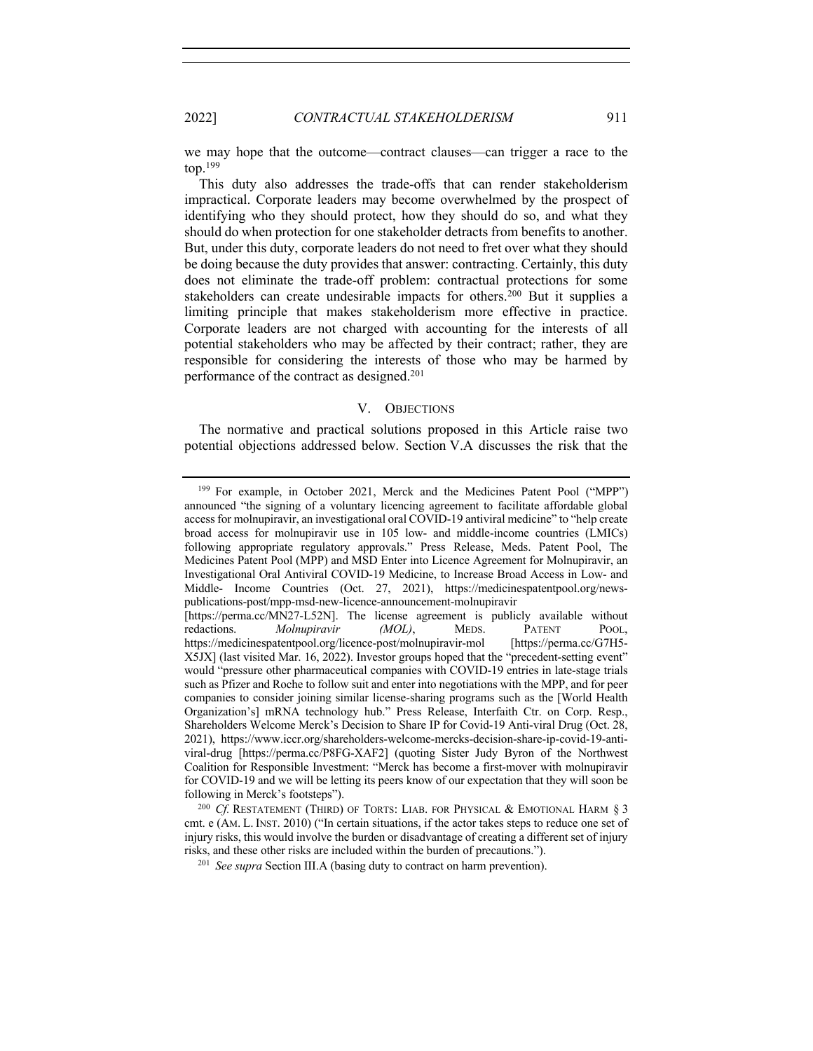we may hope that the outcome—contract clauses—can trigger a race to the top.[199]

This duty also addresses the trade-offs that can render stakeholderism impractical. Corporate leaders may become overwhelmed by the prospect of identifying who they should protect, how they should do so, and what they should do when protection for one stakeholder detracts from benefits to another. But, under this duty, corporate leaders do not need to fret over what they should be doing because the duty provides that answer: contracting. Certainly, this duty does not eliminate the trade-off problem: contractual protections for some stakeholders can create undesirable impacts for others.[200] But it supplies a limiting principle that makes stakeholderism more effective in practice. Corporate leaders are not charged with accounting for the interests of all potential stakeholders who may be affected by their contract; rather, they are responsible for considering the interests of those who may be harmed by performance of the contract as designed.[201]

## V. OBJECTIONS

The normative and practical solutions proposed in this Article raise two potential objections addressed below. Section V.A discusses the risk that the

---

[199] For example, in October 2021, Merck and the Medicines Patent Pool ("MPP") announced "the signing of a voluntary licencing agreement to facilitate affordable global access for molnupiravir, an investigational oral COVID-19 antiviral medicine" to "help create broad access for molnupiravir use in 105 low- and middle-income countries (LMICs) following appropriate regulatory approvals." Press Release, Meds. Patent Pool, The Medicines Patent Pool (MPP) and MSD Enter into Licence Agreement for Molnupiravir, an Investigational Oral Antiviral COVID-19 Medicine, to Increase Broad Access in Low- and Middle- Income Countries (Oct. 27, 2021), https://medicinespatentpool.org/news-publications-post/mpp-msd-new-licence-announcement-molnupiravir [https://perma.cc/MN27-L52N]. The license agreement is publicly available without redactions. *Molnupiravir (MOL)*, MEDS. PATENT POOL, https://medicinespatentpool.org/licence-post/molnupiravir-mol [https://perma.cc/G7H5-X5JX] (last visited Mar. 16, 2022). Investor groups hoped that the "precedent-setting event" would "pressure other pharmaceutical companies with COVID-19 entries in late-stage trials such as Pfizer and Roche to follow suit and enter into negotiations with the MPP, and for peer companies to consider joining similar license-sharing programs such as the [World Health Organization's] mRNA technology hub." Press Release, Interfaith Ctr. on Corp. Resp., Shareholders Welcome Merck's Decision to Share IP for Covid-19 Anti-viral Drug (Oct. 28, 2021), https://www.iccr.org/shareholders-welcome-mercks-decision-share-ip-covid-19-anti-viral-drug [https://perma.cc/P8FG-XAF2] (quoting Sister Judy Byron of the Northwest Coalition for Responsible Investment: "Merck has become a first-mover with molnupiravir for COVID-19 and we will be letting its peers know of our expectation that they will soon be following in Merck's footsteps").

[200] *Cf.* RESTATEMENT (THIRD) OF TORTS: LIAB. FOR PHYSICAL & EMOTIONAL HARM § 3 cmt. e (AM. L. INST. 2010) ("In certain situations, if the actor takes steps to reduce one set of injury risks, this would involve the burden or disadvantage of creating a different set of injury risks, and these other risks are included within the burden of precautions.").

[201] *See supra* Section III.A (basing duty to contract on harm prevention).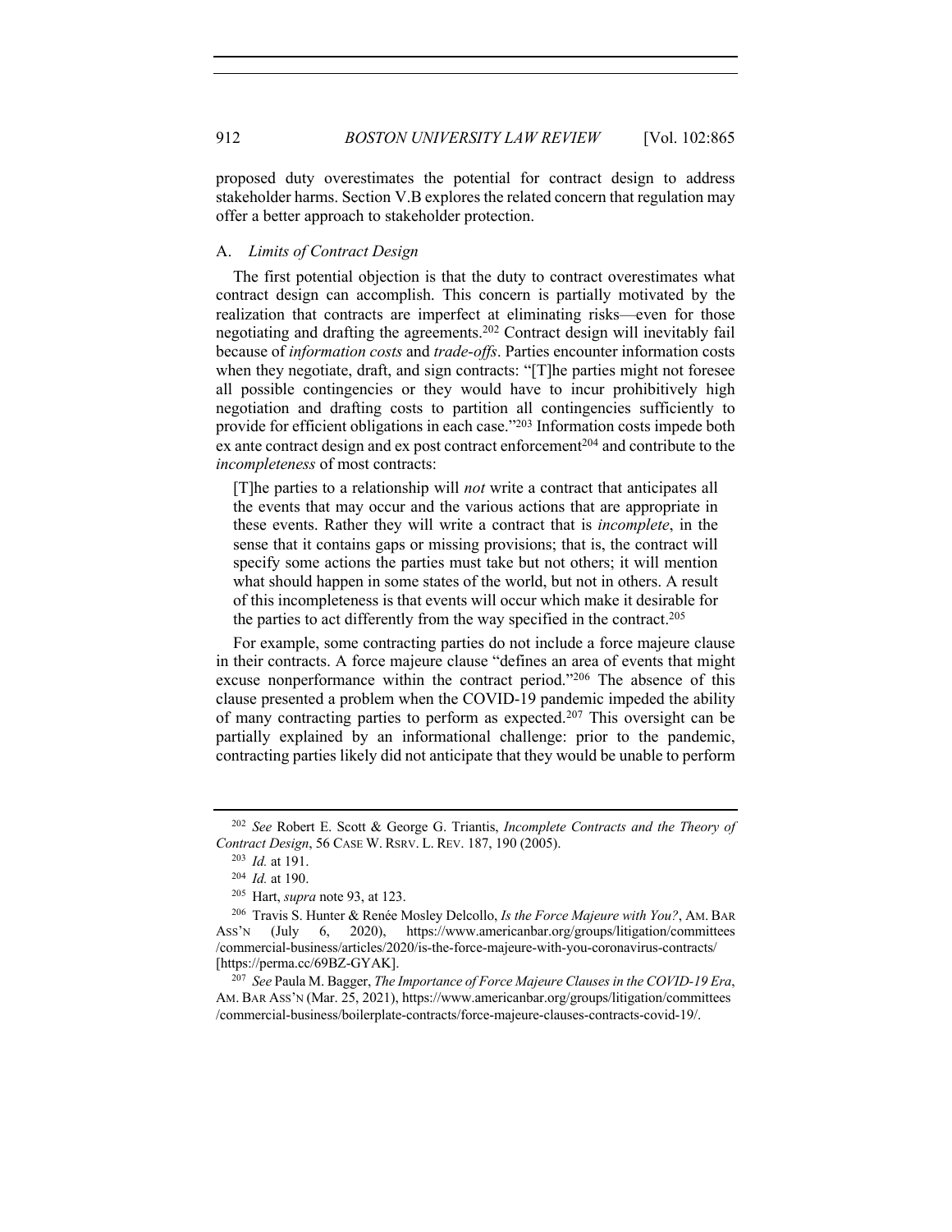proposed duty overestimates the potential for contract design to address stakeholder harms. Section V.B explores the related concern that regulation may offer a better approach to stakeholder protection.

### A. *Limits of Contract Design*

The first potential objection is that the duty to contract overestimates what contract design can accomplish. This concern is partially motivated by the realization that contracts are imperfect at eliminating risks—even for those negotiating and drafting the agreements.[202] Contract design will inevitably fail because of *information costs* and *trade-offs*. Parties encounter information costs when they negotiate, draft, and sign contracts: "[T]he parties might not foresee all possible contingencies or they would have to incur prohibitively high negotiation and drafting costs to partition all contingencies sufficiently to provide for efficient obligations in each case."[203] Information costs impede both ex ante contract design and ex post contract enforcement[204] and contribute to the *incompleteness* of most contracts:

> [T]he parties to a relationship will *not* write a contract that anticipates all the events that may occur and the various actions that are appropriate in these events. Rather they will write a contract that is *incomplete*, in the sense that it contains gaps or missing provisions; that is, the contract will specify some actions the parties must take but not others; it will mention what should happen in some states of the world, but not in others. A result of this incompleteness is that events will occur which make it desirable for the parties to act differently from the way specified in the contract.[205]

For example, some contracting parties do not include a force majeure clause in their contracts. A force majeure clause "defines an area of events that might excuse nonperformance within the contract period."[206] The absence of this clause presented a problem when the COVID-19 pandemic impeded the ability of many contracting parties to perform as expected.[207] This oversight can be partially explained by an informational challenge: prior to the pandemic, contracting parties likely did not anticipate that they would be unable to perform

---

[202] *See* Robert E. Scott & George G. Triantis, *Incomplete Contracts and the Theory of Contract Design*, 56 CASE W. RSRV. L. REV. 187, 190 (2005).

[203] *Id.* at 191.

[204] *Id.* at 190.

[205] Hart, *supra* note 93, at 123.

[206] Travis S. Hunter & Renée Mosley Delcollo, *Is the Force Majeure with You?*, AM. BAR ASS'N (July 6, 2020), https://www.americanbar.org/groups/litigation/committees/commercial-business/articles/2020/is-the-force-majeure-with-you-coronavirus-contracts/ [https://perma.cc/69BZ-GYAK].

[207] *See* Paula M. Bagger, *The Importance of Force Majeure Clauses in the COVID-19 Era*, AM. BAR ASS'N (Mar. 25, 2021), https://www.americanbar.org/groups/litigation/committees/commercial-business/boilerplate-contracts/force-majeure-clauses-contracts-covid-19/.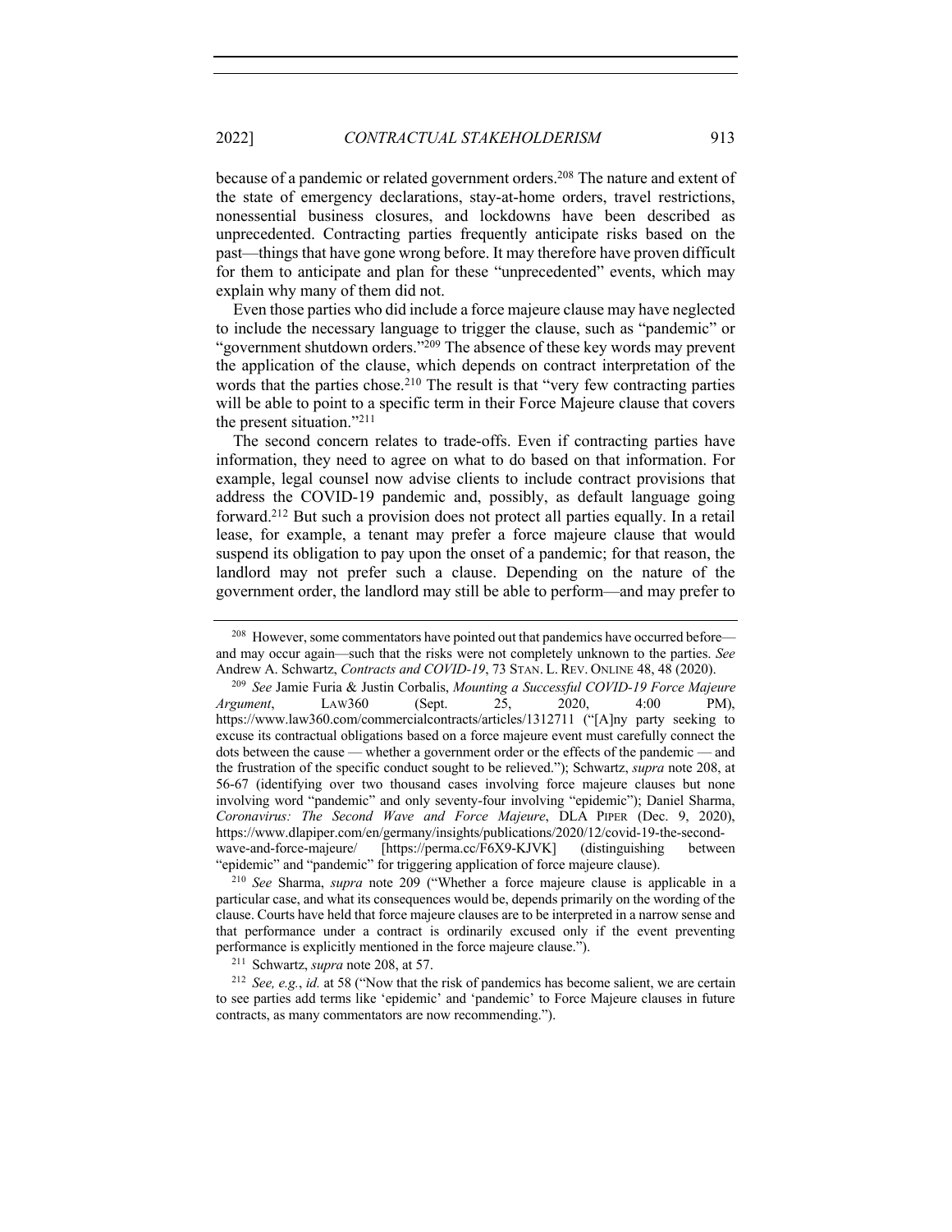because of a pandemic or related government orders.[208] The nature and extent of the state of emergency declarations, stay-at-home orders, travel restrictions, nonessential business closures, and lockdowns have been described as unprecedented. Contracting parties frequently anticipate risks based on the past—things that have gone wrong before. It may therefore have proven difficult for them to anticipate and plan for these "unprecedented" events, which may explain why many of them did not.

Even those parties who did include a force majeure clause may have neglected to include the necessary language to trigger the clause, such as "pandemic" or "government shutdown orders."[209] The absence of these key words may prevent the application of the clause, which depends on contract interpretation of the words that the parties chose.[210] The result is that "very few contracting parties will be able to point to a specific term in their Force Majeure clause that covers the present situation."[211]

The second concern relates to trade-offs. Even if contracting parties have information, they need to agree on what to do based on that information. For example, legal counsel now advise clients to include contract provisions that address the COVID-19 pandemic and, possibly, as default language going forward.[212] But such a provision does not protect all parties equally. In a retail lease, for example, a tenant may prefer a force majeure clause that would suspend its obligation to pay upon the onset of a pandemic; for that reason, the landlord may not prefer such a clause. Depending on the nature of the government order, the landlord may still be able to perform—and may prefer to

---

[208] However, some commentators have pointed out that pandemics have occurred before—and may occur again—such that the risks were not completely unknown to the parties. *See* Andrew A. Schwartz, *Contracts and COVID-19*, 73 STAN. L. REV. ONLINE 48, 48 (2020).

[209] *See* Jamie Furia & Justin Corbalis, *Mounting a Successful COVID-19 Force Majeure Argument*, LAW360 (Sept. 25, 2020, 4:00 PM), https://www.law360.com/commercialcontracts/articles/1312711 ("[A]ny party seeking to excuse its contractual obligations based on a force majeure event must carefully connect the dots between the cause — whether a government order or the effects of the pandemic — and the frustration of the specific conduct sought to be relieved."); Schwartz, *supra* note 208, at 56-67 (identifying over two thousand cases involving force majeure clauses but none involving word "pandemic" and only seventy-four involving "epidemic"); Daniel Sharma, *Coronavirus: The Second Wave and Force Majeure*, DLA PIPER (Dec. 9, 2020), https://www.dlapiper.com/en/germany/insights/publications/2020/12/covid-19-the-second-wave-and-force-majeure/ [https://perma.cc/F6X9-KJVK] (distinguishing between "epidemic" and "pandemic" for triggering application of force majeure clause).

[210] *See* Sharma, *supra* note 209 ("Whether a force majeure clause is applicable in a particular case, and what its consequences would be, depends primarily on the wording of the clause. Courts have held that force majeure clauses are to be interpreted in a narrow sense and that performance under a contract is ordinarily excused only if the event preventing performance is explicitly mentioned in the force majeure clause.").

[211] Schwartz, *supra* note 208, at 57.

[212] *See, e.g.*, *id.* at 58 ("Now that the risk of pandemics has become salient, we are certain to see parties add terms like 'epidemic' and 'pandemic' to Force Majeure clauses in future contracts, as many commentators are now recommending.").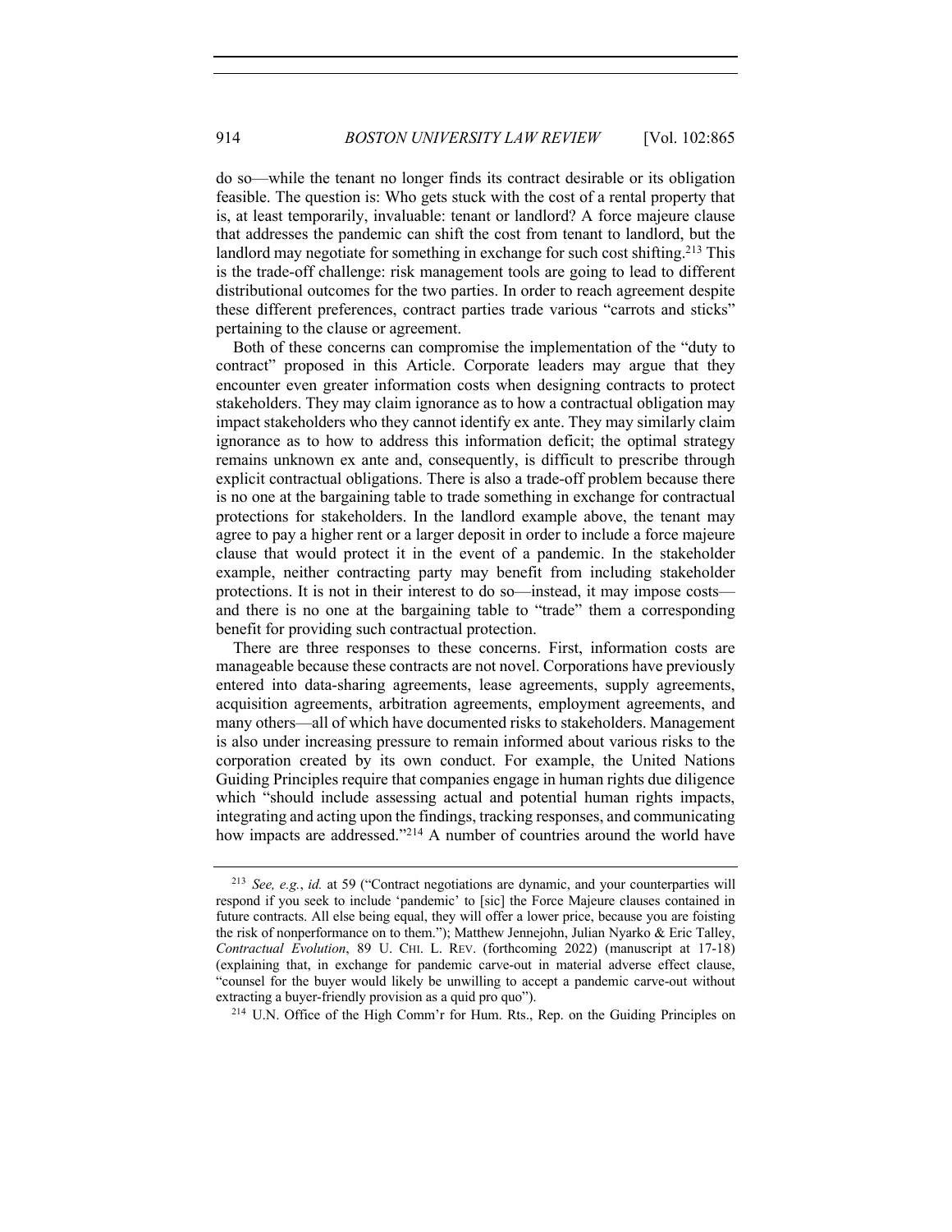do so—while the tenant no longer finds its contract desirable or its obligation feasible. The question is: Who gets stuck with the cost of a rental property that is, at least temporarily, invaluable: tenant or landlord? A force majeure clause that addresses the pandemic can shift the cost from tenant to landlord, but the landlord may negotiate for something in exchange for such cost shifting.[213] This is the trade-off challenge: risk management tools are going to lead to different distributional outcomes for the two parties. In order to reach agreement despite these different preferences, contract parties trade various "carrots and sticks" pertaining to the clause or agreement.

Both of these concerns can compromise the implementation of the "duty to contract" proposed in this Article. Corporate leaders may argue that they encounter even greater information costs when designing contracts to protect stakeholders. They may claim ignorance as to how a contractual obligation may impact stakeholders who they cannot identify ex ante. They may similarly claim ignorance as to how to address this information deficit; the optimal strategy remains unknown ex ante and, consequently, is difficult to prescribe through explicit contractual obligations. There is also a trade-off problem because there is no one at the bargaining table to trade something in exchange for contractual protections for stakeholders. In the landlord example above, the tenant may agree to pay a higher rent or a larger deposit in order to include a force majeure clause that would protect it in the event of a pandemic. In the stakeholder example, neither contracting party may benefit from including stakeholder protections. It is not in their interest to do so—instead, it may impose costs—and there is no one at the bargaining table to "trade" them a corresponding benefit for providing such contractual protection.

There are three responses to these concerns. First, information costs are manageable because these contracts are not novel. Corporations have previously entered into data-sharing agreements, lease agreements, supply agreements, acquisition agreements, arbitration agreements, employment agreements, and many others—all of which have documented risks to stakeholders. Management is also under increasing pressure to remain informed about various risks to the corporation created by its own conduct. For example, the United Nations Guiding Principles require that companies engage in human rights due diligence which "should include assessing actual and potential human rights impacts, integrating and acting upon the findings, tracking responses, and communicating how impacts are addressed."[214] A number of countries around the world have

---

[213] *See, e.g.*, *id.* at 59 ("Contract negotiations are dynamic, and your counterparties will respond if you seek to include 'pandemic' to [sic] the Force Majeure clauses contained in future contracts. All else being equal, they will offer a lower price, because you are foisting the risk of nonperformance on to them."); Matthew Jennejohn, Julian Nyarko & Eric Talley, *Contractual Evolution*, 89 U. CHI. L. REV. (forthcoming 2022) (manuscript at 17-18) (explaining that, in exchange for pandemic carve-out in material adverse effect clause, "counsel for the buyer would likely be unwilling to accept a pandemic carve-out without extracting a buyer-friendly provision as a quid pro quo").

[214] U.N. Office of the High Comm'r for Hum. Rts., Rep. on the Guiding Principles on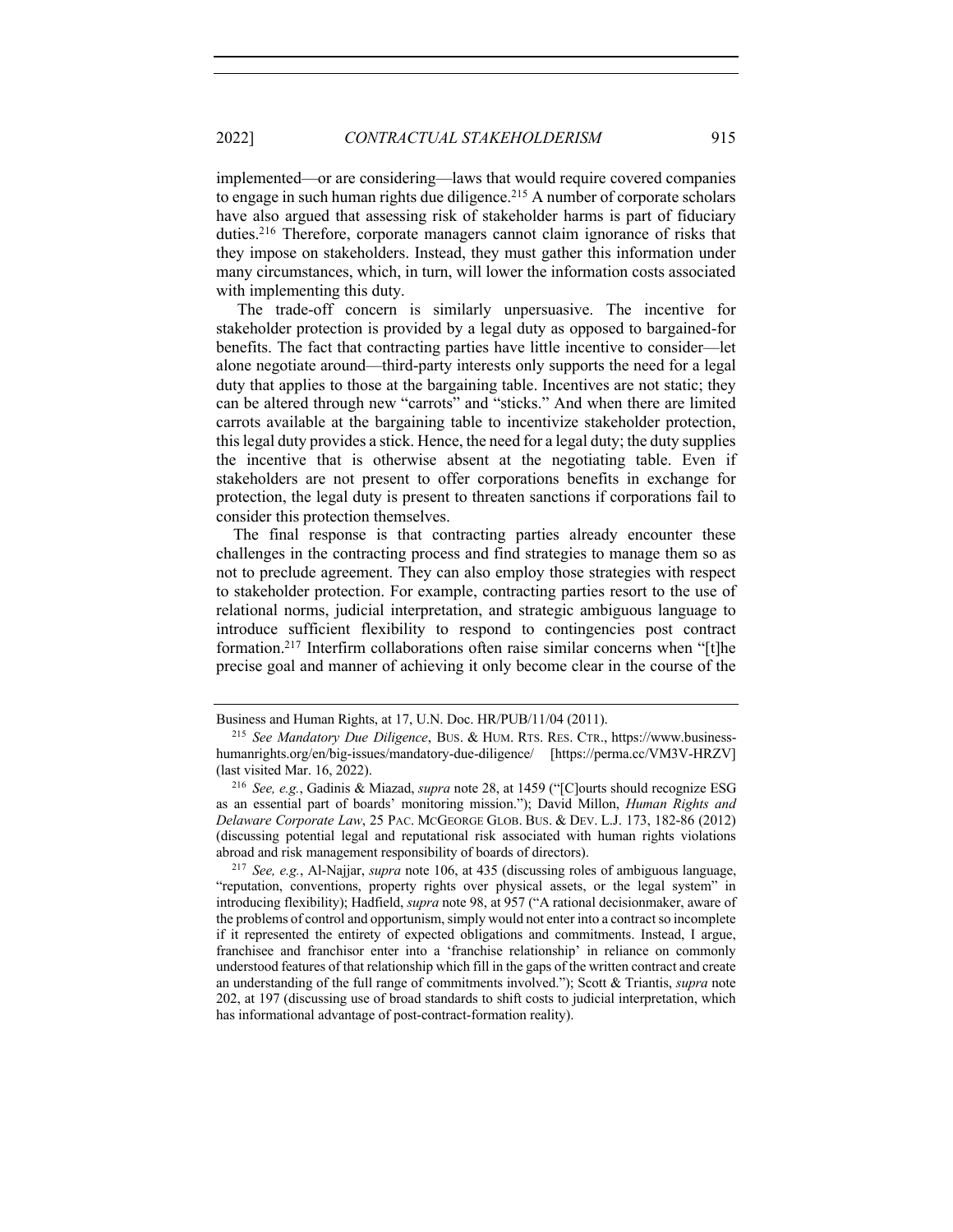implemented—or are considering—laws that would require covered companies to engage in such human rights due diligence.[215] A number of corporate scholars have also argued that assessing risk of stakeholder harms is part of fiduciary duties.[216] Therefore, corporate managers cannot claim ignorance of risks that they impose on stakeholders. Instead, they must gather this information under many circumstances, which, in turn, will lower the information costs associated with implementing this duty.

The trade-off concern is similarly unpersuasive. The incentive for stakeholder protection is provided by a legal duty as opposed to bargained-for benefits. The fact that contracting parties have little incentive to consider—let alone negotiate around—third-party interests only supports the need for a legal duty that applies to those at the bargaining table. Incentives are not static; they can be altered through new "carrots" and "sticks." And when there are limited carrots available at the bargaining table to incentivize stakeholder protection, this legal duty provides a stick. Hence, the need for a legal duty; the duty supplies the incentive that is otherwise absent at the negotiating table. Even if stakeholders are not present to offer corporations benefits in exchange for protection, the legal duty is present to threaten sanctions if corporations fail to consider this protection themselves.

The final response is that contracting parties already encounter these challenges in the contracting process and find strategies to manage them so as not to preclude agreement. They can also employ those strategies with respect to stakeholder protection. For example, contracting parties resort to the use of relational norms, judicial interpretation, and strategic ambiguous language to introduce sufficient flexibility to respond to contingencies post contract formation.[217] Interfirm collaborations often raise similar concerns when "[t]he precise goal and manner of achieving it only become clear in the course of the

---

Business and Human Rights, at 17, U.N. Doc. HR/PUB/11/04 (2011).

[215] *See Mandatory Due Diligence*, BUS. & HUM. RTS. RES. CTR., https://www.business-humanrights.org/en/big-issues/mandatory-due-diligence/ [https://perma.cc/VM3V-HRZV] (last visited Mar. 16, 2022).

[216] *See, e.g.*, Gadinis & Miazad, *supra* note 28, at 1459 ("[C]ourts should recognize ESG as an essential part of boards' monitoring mission."); David Millon, *Human Rights and Delaware Corporate Law*, 25 PAC. MCGEORGE GLOB. BUS. & DEV. L.J. 173, 182-86 (2012) (discussing potential legal and reputational risk associated with human rights violations abroad and risk management responsibility of boards of directors).

[217] *See, e.g.*, Al-Najjar, *supra* note 106, at 435 (discussing roles of ambiguous language, "reputation, conventions, property rights over physical assets, or the legal system" in introducing flexibility); Hadfield, *supra* note 98, at 957 ("A rational decisionmaker, aware of the problems of control and opportunism, simply would not enter into a contract so incomplete if it represented the entirety of expected obligations and commitments. Instead, I argue, franchisee and franchisor enter into a 'franchise relationship' in reliance on commonly understood features of that relationship which fill in the gaps of the written contract and create an understanding of the full range of commitments involved."); Scott & Triantis, *supra* note 202, at 197 (discussing use of broad standards to shift costs to judicial interpretation, which has informational advantage of post-contract-formation reality).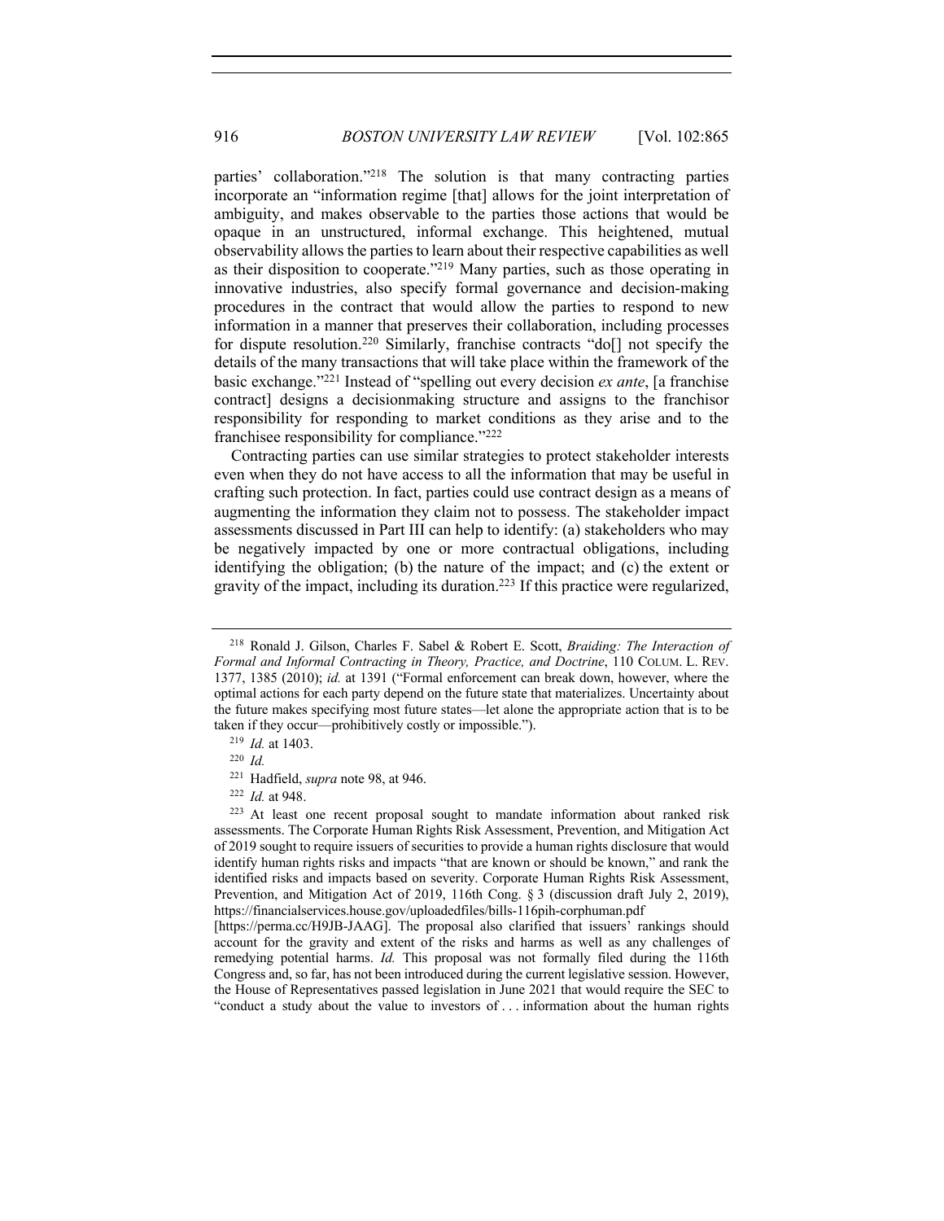parties' collaboration."[218] The solution is that many contracting parties incorporate an "information regime [that] allows for the joint interpretation of ambiguity, and makes observable to the parties those actions that would be opaque in an unstructured, informal exchange. This heightened, mutual observability allows the parties to learn about their respective capabilities as well as their disposition to cooperate."[219] Many parties, such as those operating in innovative industries, also specify formal governance and decision-making procedures in the contract that would allow the parties to respond to new information in a manner that preserves their collaboration, including processes for dispute resolution.[220] Similarly, franchise contracts "do[] not specify the details of the many transactions that will take place within the framework of the basic exchange."[221] Instead of "spelling out every decision *ex ante*, [a franchise contract] designs a decisionmaking structure and assigns to the franchisor responsibility for responding to market conditions as they arise and to the franchisee responsibility for compliance."[222]

Contracting parties can use similar strategies to protect stakeholder interests even when they do not have access to all the information that may be useful in crafting such protection. In fact, parties could use contract design as a means of augmenting the information they claim not to possess. The stakeholder impact assessments discussed in Part III can help to identify: (a) stakeholders who may be negatively impacted by one or more contractual obligations, including identifying the obligation; (b) the nature of the impact; and (c) the extent or gravity of the impact, including its duration.[223] If this practice were regularized,

---

[218] Ronald J. Gilson, Charles F. Sabel & Robert E. Scott, *Braiding: The Interaction of Formal and Informal Contracting in Theory, Practice, and Doctrine*, 110 COLUM. L. REV. 1377, 1385 (2010); *id.* at 1391 ("Formal enforcement can break down, however, where the optimal actions for each party depend on the future state that materializes. Uncertainty about the future makes specifying most future states—let alone the appropriate action that is to be taken if they occur—prohibitively costly or impossible.").

[219] *Id.* at 1403.

[220] *Id.*

[221] Hadfield, *supra* note 98, at 946.

[222] *Id.* at 948.

[223] At least one recent proposal sought to mandate information about ranked risk assessments. The Corporate Human Rights Risk Assessment, Prevention, and Mitigation Act of 2019 sought to require issuers of securities to provide a human rights disclosure that would identify human rights risks and impacts "that are known or should be known," and rank the identified risks and impacts based on severity. Corporate Human Rights Risk Assessment, Prevention, and Mitigation Act of 2019, 116th Cong. § 3 (discussion draft July 2, 2019), https://financialservices.house.gov/uploadedfiles/bills-116pih-corphuman.pdf [https://perma.cc/H9JB-JAAG]. The proposal also clarified that issuers' rankings should account for the gravity and extent of the risks and harms as well as any challenges of remedying potential harms. *Id.* This proposal was not formally filed during the 116th Congress and, so far, has not been introduced during the current legislative session. However, the House of Representatives passed legislation in June 2021 that would require the SEC to "conduct a study about the value to investors of . . . information about the human rights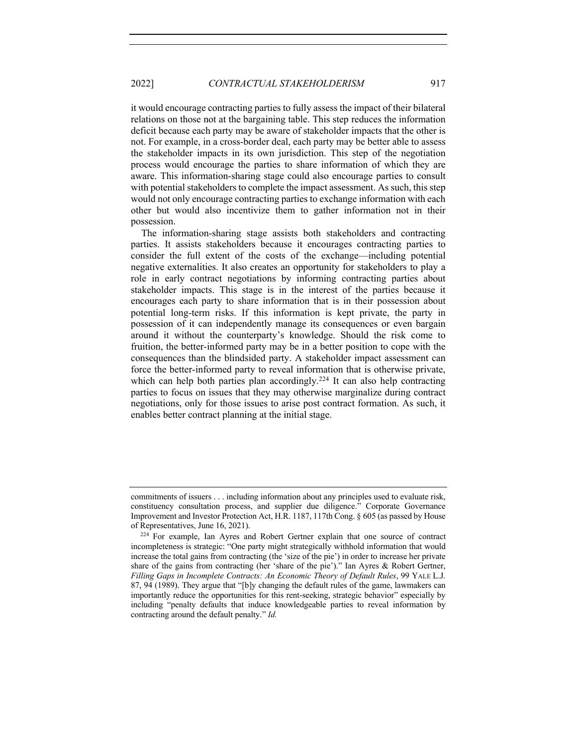it would encourage contracting parties to fully assess the impact of their bilateral relations on those not at the bargaining table. This step reduces the information deficit because each party may be aware of stakeholder impacts that the other is not. For example, in a cross-border deal, each party may be better able to assess the stakeholder impacts in its own jurisdiction. This step of the negotiation process would encourage the parties to share information of which they are aware. This information-sharing stage could also encourage parties to consult with potential stakeholders to complete the impact assessment. As such, this step would not only encourage contracting parties to exchange information with each other but would also incentivize them to gather information not in their possession.

The information-sharing stage assists both stakeholders and contracting parties. It assists stakeholders because it encourages contracting parties to consider the full extent of the costs of the exchange—including potential negative externalities. It also creates an opportunity for stakeholders to play a role in early contract negotiations by informing contracting parties about stakeholder impacts. This stage is in the interest of the parties because it encourages each party to share information that is in their possession about potential long-term risks. If this information is kept private, the party in possession of it can independently manage its consequences or even bargain around it without the counterparty's knowledge. Should the risk come to fruition, the better-informed party may be in a better position to cope with the consequences than the blindsided party. A stakeholder impact assessment can force the better-informed party to reveal information that is otherwise private, which can help both parties plan accordingly.[224] It can also help contracting parties to focus on issues that they may otherwise marginalize during contract negotiations, only for those issues to arise post contract formation. As such, it enables better contract planning at the initial stage.

---

commitments of issuers . . . including information about any principles used to evaluate risk, constituency consultation process, and supplier due diligence." Corporate Governance Improvement and Investor Protection Act, H.R. 1187, 117th Cong. § 605 (as passed by House of Representatives, June 16, 2021).

[224] For example, Ian Ayres and Robert Gertner explain that one source of contract incompleteness is strategic: "One party might strategically withhold information that would increase the total gains from contracting (the 'size of the pie') in order to increase her private share of the gains from contracting (her 'share of the pie')." Ian Ayres & Robert Gertner, *Filling Gaps in Incomplete Contracts: An Economic Theory of Default Rules*, 99 YALE L.J. 87, 94 (1989). They argue that "[b]y changing the default rules of the game, lawmakers can importantly reduce the opportunities for this rent-seeking, strategic behavior" especially by including "penalty defaults that induce knowledgeable parties to reveal information by contracting around the default penalty." *Id.*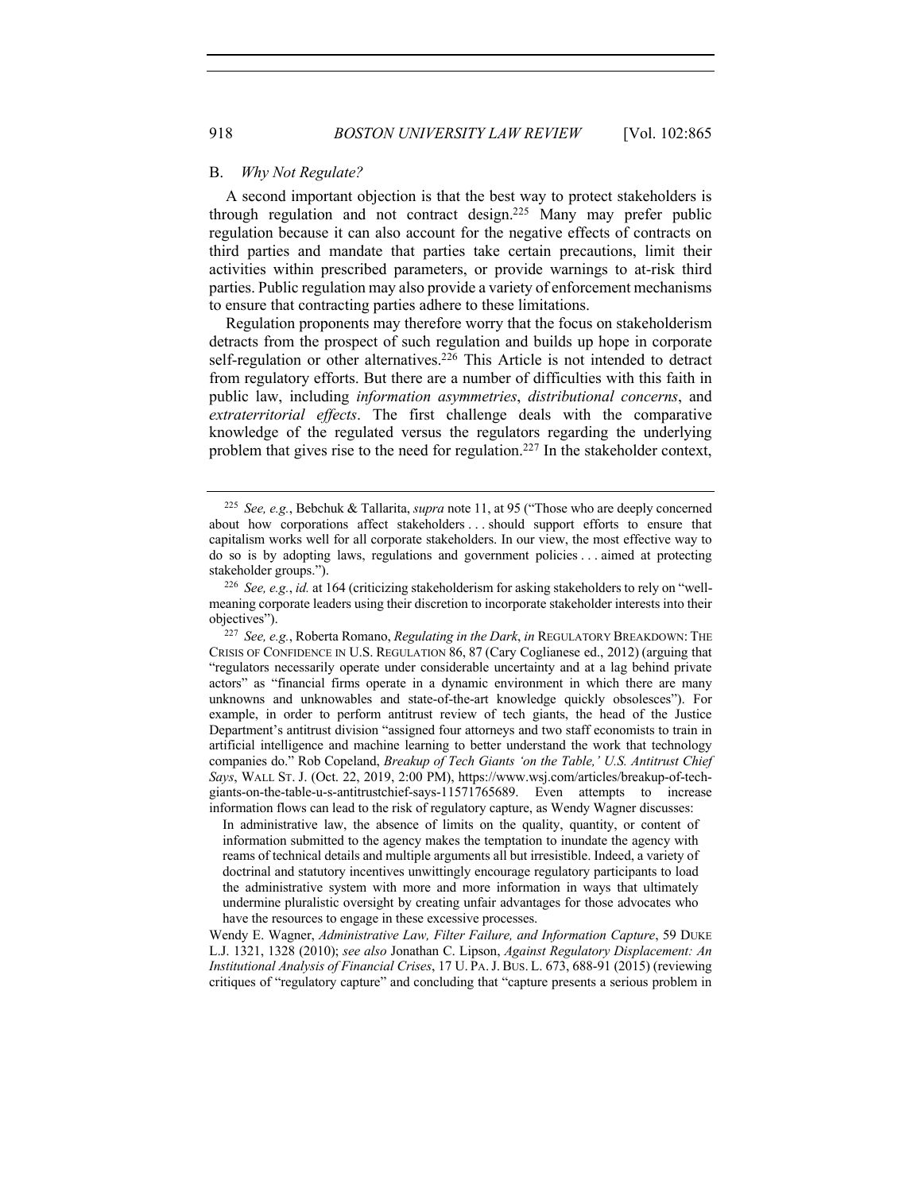## B. *Why Not Regulate?*

A second important objection is that the best way to protect stakeholders is through regulation and not contract design.[225] Many may prefer public regulation because it can also account for the negative effects of contracts on third parties and mandate that parties take certain precautions, limit their activities within prescribed parameters, or provide warnings to at-risk third parties. Public regulation may also provide a variety of enforcement mechanisms to ensure that contracting parties adhere to these limitations.

Regulation proponents may therefore worry that the focus on stakeholderism detracts from the prospect of such regulation and builds up hope in corporate self-regulation or other alternatives.[226] This Article is not intended to detract from regulatory efforts. But there are a number of difficulties with this faith in public law, including *information asymmetries*, *distributional concerns*, and *extraterritorial effects*. The first challenge deals with the comparative knowledge of the regulated versus the regulators regarding the underlying problem that gives rise to the need for regulation.[227] In the stakeholder context,

---

[225] *See, e.g.*, Bebchuk & Tallarita, *supra* note 11, at 95 ("Those who are deeply concerned about how corporations affect stakeholders . . . should support efforts to ensure that capitalism works well for all corporate stakeholders. In our view, the most effective way to do so is by adopting laws, regulations and government policies . . . aimed at protecting stakeholder groups.").

[226] *See, e.g.*, *id.* at 164 (criticizing stakeholderism for asking stakeholders to rely on "well-meaning corporate leaders using their discretion to incorporate stakeholder interests into their objectives").

[227] *See, e.g.*, Roberta Romano, *Regulating in the Dark*, *in* REGULATORY BREAKDOWN: THE CRISIS OF CONFIDENCE IN U.S. REGULATION 86, 87 (Cary Coglianese ed., 2012) (arguing that "regulators necessarily operate under considerable uncertainty and at a lag behind private actors" as "financial firms operate in a dynamic environment in which there are many unknowns and unknowables and state-of-the-art knowledge quickly obsolesces"). For example, in order to perform antitrust review of tech giants, the head of the Justice Department's antitrust division "assigned four attorneys and two staff economists to train in artificial intelligence and machine learning to better understand the work that technology companies do." Rob Copeland, *Breakup of Tech Giants 'on the Table,' U.S. Antitrust Chief Says*, WALL ST. J. (Oct. 22, 2019, 2:00 PM), https://www.wsj.com/articles/breakup-of-tech-giants-on-the-table-u-s-antitrustchief-says-11571765689. Even attempts to increase information flows can lead to the risk of regulatory capture, as Wendy Wagner discusses:

> In administrative law, the absence of limits on the quality, quantity, or content of information submitted to the agency makes the temptation to inundate the agency with reams of technical details and multiple arguments all but irresistible. Indeed, a variety of doctrinal and statutory incentives unwittingly encourage regulatory participants to load the administrative system with more and more information in ways that ultimately undermine pluralistic oversight by creating unfair advantages for those advocates who have the resources to engage in these excessive processes.

Wendy E. Wagner, *Administrative Law, Filter Failure, and Information Capture*, 59 DUKE L.J. 1321, 1328 (2010); *see also* Jonathan C. Lipson, *Against Regulatory Displacement: An Institutional Analysis of Financial Crises*, 17 U. PA. J. BUS. L. 673, 688-91 (2015) (reviewing critiques of "regulatory capture" and concluding that "capture presents a serious problem in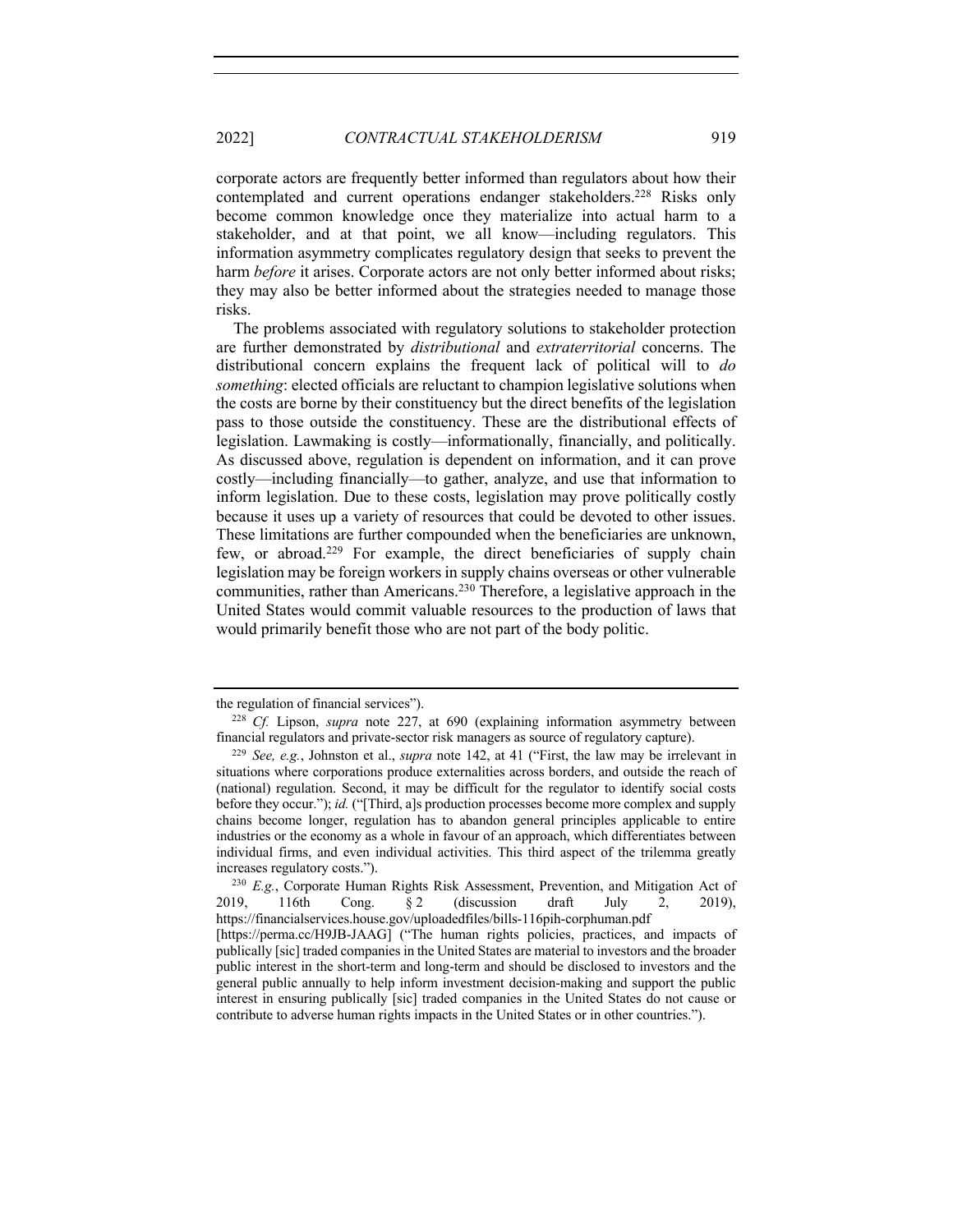corporate actors are frequently better informed than regulators about how their contemplated and current operations endanger stakeholders.[228] Risks only become common knowledge once they materialize into actual harm to a stakeholder, and at that point, we all know—including regulators. This information asymmetry complicates regulatory design that seeks to prevent the harm *before* it arises. Corporate actors are not only better informed about risks; they may also be better informed about the strategies needed to manage those risks.

The problems associated with regulatory solutions to stakeholder protection are further demonstrated by *distributional* and *extraterritorial* concerns. The distributional concern explains the frequent lack of political will to *do something*: elected officials are reluctant to champion legislative solutions when the costs are borne by their constituency but the direct benefits of the legislation pass to those outside the constituency. These are the distributional effects of legislation. Lawmaking is costly—informationally, financially, and politically. As discussed above, regulation is dependent on information, and it can prove costly—including financially—to gather, analyze, and use that information to inform legislation. Due to these costs, legislation may prove politically costly because it uses up a variety of resources that could be devoted to other issues. These limitations are further compounded when the beneficiaries are unknown, few, or abroad.[229] For example, the direct beneficiaries of supply chain legislation may be foreign workers in supply chains overseas or other vulnerable communities, rather than Americans.[230] Therefore, a legislative approach in the United States would commit valuable resources to the production of laws that would primarily benefit those who are not part of the body politic.

---

the regulation of financial services").

[228] *Cf.* Lipson, *supra* note 227, at 690 (explaining information asymmetry between financial regulators and private-sector risk managers as source of regulatory capture).

[229] *See, e.g.*, Johnston et al., *supra* note 142, at 41 ("First, the law may be irrelevant in situations where corporations produce externalities across borders, and outside the reach of (national) regulation. Second, it may be difficult for the regulator to identify social costs before they occur."); *id.* ("[Third, a]s production processes become more complex and supply chains become longer, regulation has to abandon general principles applicable to entire industries or the economy as a whole in favour of an approach, which differentiates between individual firms, and even individual activities. This third aspect of the trilemma greatly increases regulatory costs.").

[230] *E.g.*, Corporate Human Rights Risk Assessment, Prevention, and Mitigation Act of 2019, 116th Cong. § 2 (discussion draft July 2, 2019), https://financialservices.house.gov/uploadedfiles/bills-116pih-corphuman.pdf [https://perma.cc/H9JB-JAAG] ("The human rights policies, practices, and impacts of publically [sic] traded companies in the United States are material to investors and the broader public interest in the short-term and long-term and should be disclosed to investors and the general public annually to help inform investment decision-making and support the public interest in ensuring publically [sic] traded companies in the United States do not cause or contribute to adverse human rights impacts in the United States or in other countries.").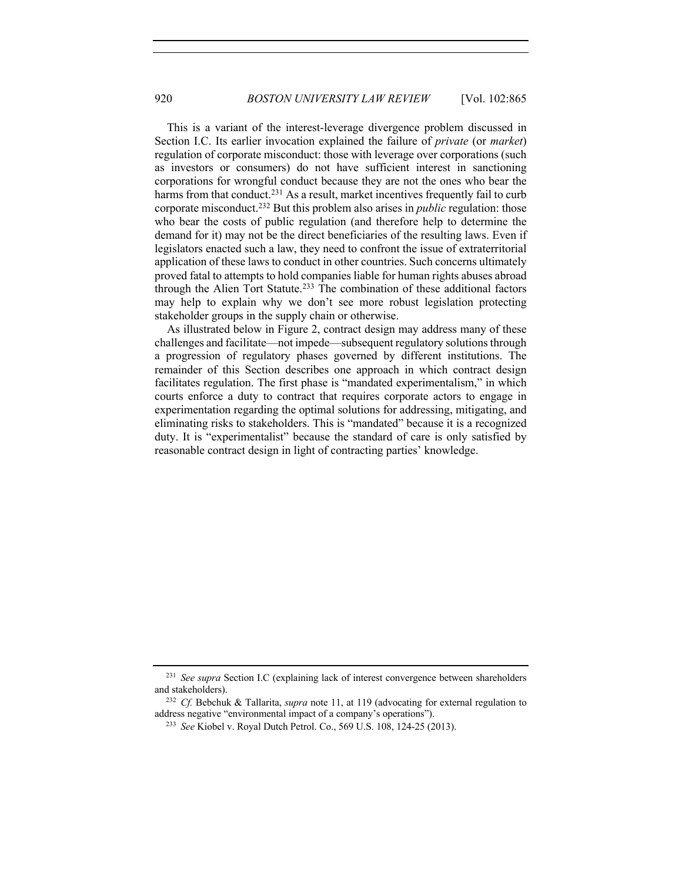This is a variant of the interest-leverage divergence problem discussed in Section I.C. Its earlier invocation explained the failure of *private* (or *market*) regulation of corporate misconduct: those with leverage over corporations (such as investors or consumers) do not have sufficient interest in sanctioning corporations for wrongful conduct because they are not the ones who bear the harms from that conduct.[231] As a result, market incentives frequently fail to curb corporate misconduct.[232] But this problem also arises in *public* regulation: those who bear the costs of public regulation (and therefore help to determine the demand for it) may not be the direct beneficiaries of the resulting laws. Even if legislators enacted such a law, they need to confront the issue of extraterritorial application of these laws to conduct in other countries. Such concerns ultimately proved fatal to attempts to hold companies liable for human rights abuses abroad through the Alien Tort Statute.[233] The combination of these additional factors may help to explain why we don't see more robust legislation protecting stakeholder groups in the supply chain or otherwise.

As illustrated below in Figure 2, contract design may address many of these challenges and facilitate—not impede—subsequent regulatory solutions through a progression of regulatory phases governed by different institutions. The remainder of this Section describes one approach in which contract design facilitates regulation. The first phase is "mandated experimentalism," in which courts enforce a duty to contract that requires corporate actors to engage in experimentation regarding the optimal solutions for addressing, mitigating, and eliminating risks to stakeholders. This is "mandated" because it is a recognized duty. It is "experimentalist" because the standard of care is only satisfied by reasonable contract design in light of contracting parties' knowledge.

---

[231] *See supra* Section I.C (explaining lack of interest convergence between shareholders and stakeholders).

[232] *Cf.* Bebchuk & Tallarita, *supra* note 11, at 119 (advocating for external regulation to address negative "environmental impact of a company's operations").

[233] *See* Kiobel v. Royal Dutch Petrol. Co., 569 U.S. 108, 124-25 (2013).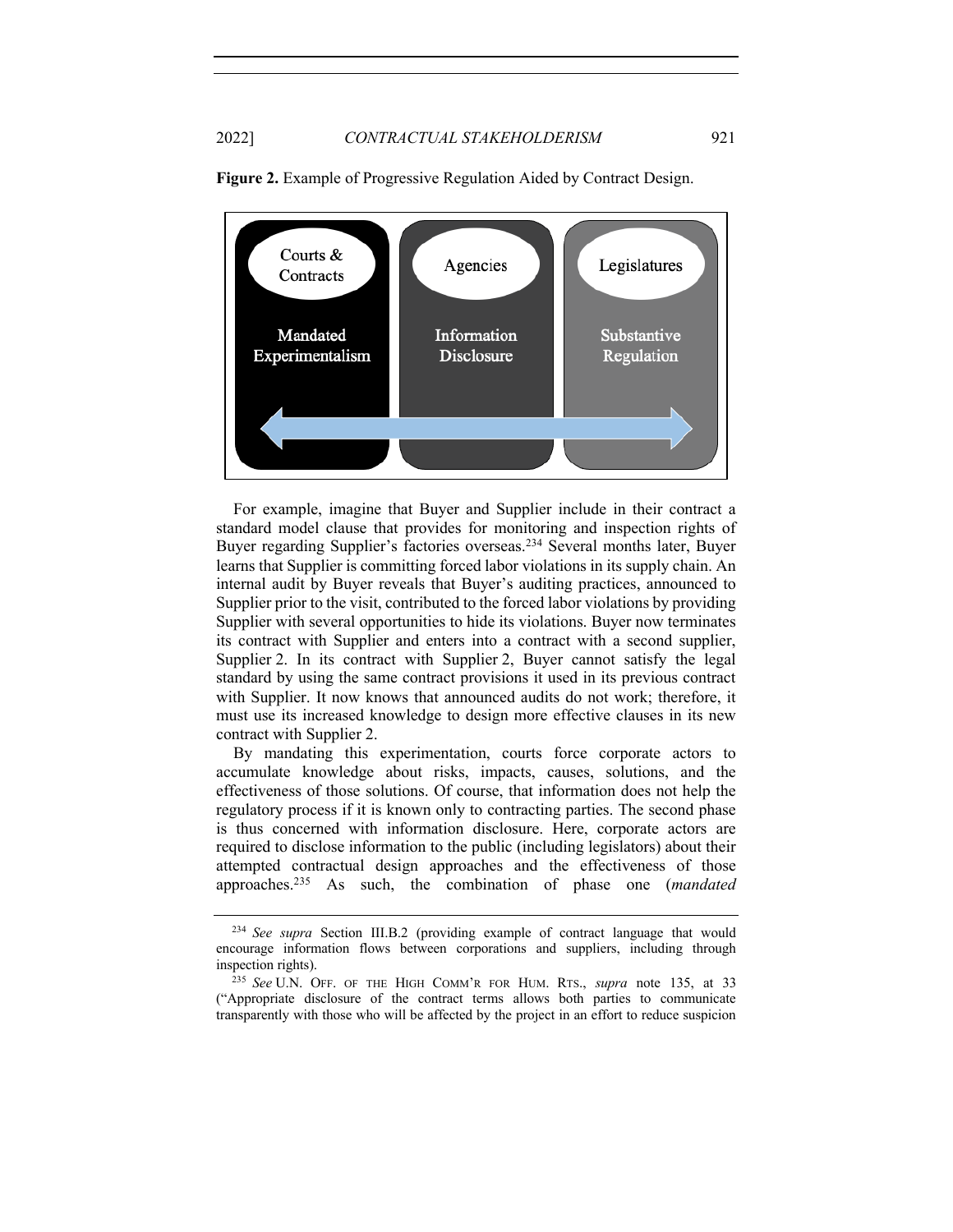**Figure 2.** Example of Progressive Regulation Aided by Contract Design.

| Courts & Contracts | Agencies | Legislatures |
| --- | --- | --- |
| Mandated Experimentalism | Information Disclosure | Substantive Regulation |

For example, imagine that Buyer and Supplier include in their contract a standard model clause that provides for monitoring and inspection rights of Buyer regarding Supplier's factories overseas.[234] Several months later, Buyer learns that Supplier is committing forced labor violations in its supply chain. An internal audit by Buyer reveals that Buyer's auditing practices, announced to Supplier prior to the visit, contributed to the forced labor violations by providing Supplier with several opportunities to hide its violations. Buyer now terminates its contract with Supplier and enters into a contract with a second supplier, Supplier 2. In its contract with Supplier 2, Buyer cannot satisfy the legal standard by using the same contract provisions it used in its previous contract with Supplier. It now knows that announced audits do not work; therefore, it must use its increased knowledge to design more effective clauses in its new contract with Supplier 2.

By mandating this experimentation, courts force corporate actors to accumulate knowledge about risks, impacts, causes, solutions, and the effectiveness of those solutions. Of course, that information does not help the regulatory process if it is known only to contracting parties. The second phase is thus concerned with information disclosure. Here, corporate actors are required to disclose information to the public (including legislators) about their attempted contractual design approaches and the effectiveness of those approaches.[235] As such, the combination of phase one (*mandated*

---

[234] *See supra* Section III.B.2 (providing example of contract language that would encourage information flows between corporations and suppliers, including through inspection rights).

[235] *See* U.N. OFF. OF THE HIGH COMM'R FOR HUM. RTS., *supra* note 135, at 33 ("Appropriate disclosure of the contract terms allows both parties to communicate transparently with those who will be affected by the project in an effort to reduce suspicion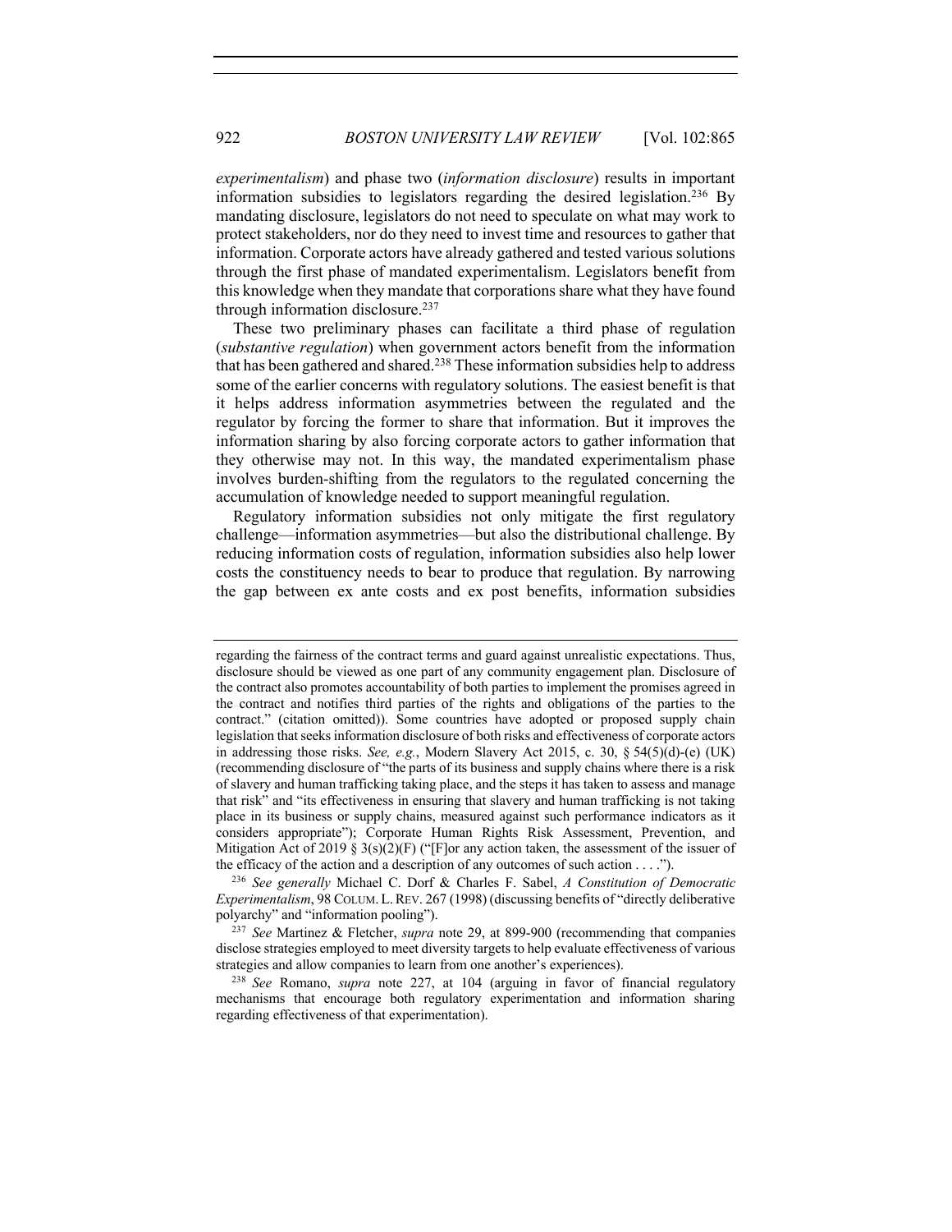*experimentalism*) and phase two (*information disclosure*) results in important information subsidies to legislators regarding the desired legislation.[236] By mandating disclosure, legislators do not need to speculate on what may work to protect stakeholders, nor do they need to invest time and resources to gather that information. Corporate actors have already gathered and tested various solutions through the first phase of mandated experimentalism. Legislators benefit from this knowledge when they mandate that corporations share what they have found through information disclosure.[237]

These two preliminary phases can facilitate a third phase of regulation (*substantive regulation*) when government actors benefit from the information that has been gathered and shared.[238] These information subsidies help to address some of the earlier concerns with regulatory solutions. The easiest benefit is that it helps address information asymmetries between the regulated and the regulator by forcing the former to share that information. But it improves the information sharing by also forcing corporate actors to gather information that they otherwise may not. In this way, the mandated experimentalism phase involves burden-shifting from the regulators to the regulated concerning the accumulation of knowledge needed to support meaningful regulation.

Regulatory information subsidies not only mitigate the first regulatory challenge—information asymmetries—but also the distributional challenge. By reducing information costs of regulation, information subsidies also help lower costs the constituency needs to bear to produce that regulation. By narrowing the gap between ex ante costs and ex post benefits, information subsidies

---

regarding the fairness of the contract terms and guard against unrealistic expectations. Thus, disclosure should be viewed as one part of any community engagement plan. Disclosure of the contract also promotes accountability of both parties to implement the promises agreed in the contract and notifies third parties of the rights and obligations of the parties to the contract." (citation omitted)). Some countries have adopted or proposed supply chain legislation that seeks information disclosure of both risks and effectiveness of corporate actors in addressing those risks. *See, e.g.*, Modern Slavery Act 2015, c. 30, § 54(5)(d)-(e) (UK) (recommending disclosure of "the parts of its business and supply chains where there is a risk of slavery and human trafficking taking place, and the steps it has taken to assess and manage that risk" and "its effectiveness in ensuring that slavery and human trafficking is not taking place in its business or supply chains, measured against such performance indicators as it considers appropriate"); Corporate Human Rights Risk Assessment, Prevention, and Mitigation Act of 2019 § 3(s)(2)(F) ("[F]or any action taken, the assessment of the issuer of the efficacy of the action and a description of any outcomes of such action . . . .").

[236] *See generally* Michael C. Dorf & Charles F. Sabel, *A Constitution of Democratic Experimentalism*, 98 COLUM. L. REV. 267 (1998) (discussing benefits of "directly deliberative polyarchy" and "information pooling").

[237] *See* Martinez & Fletcher, *supra* note 29, at 899-900 (recommending that companies disclose strategies employed to meet diversity targets to help evaluate effectiveness of various strategies and allow companies to learn from one another's experiences).

[238] *See* Romano, *supra* note 227, at 104 (arguing in favor of financial regulatory mechanisms that encourage both regulatory experimentation and information sharing regarding effectiveness of that experimentation).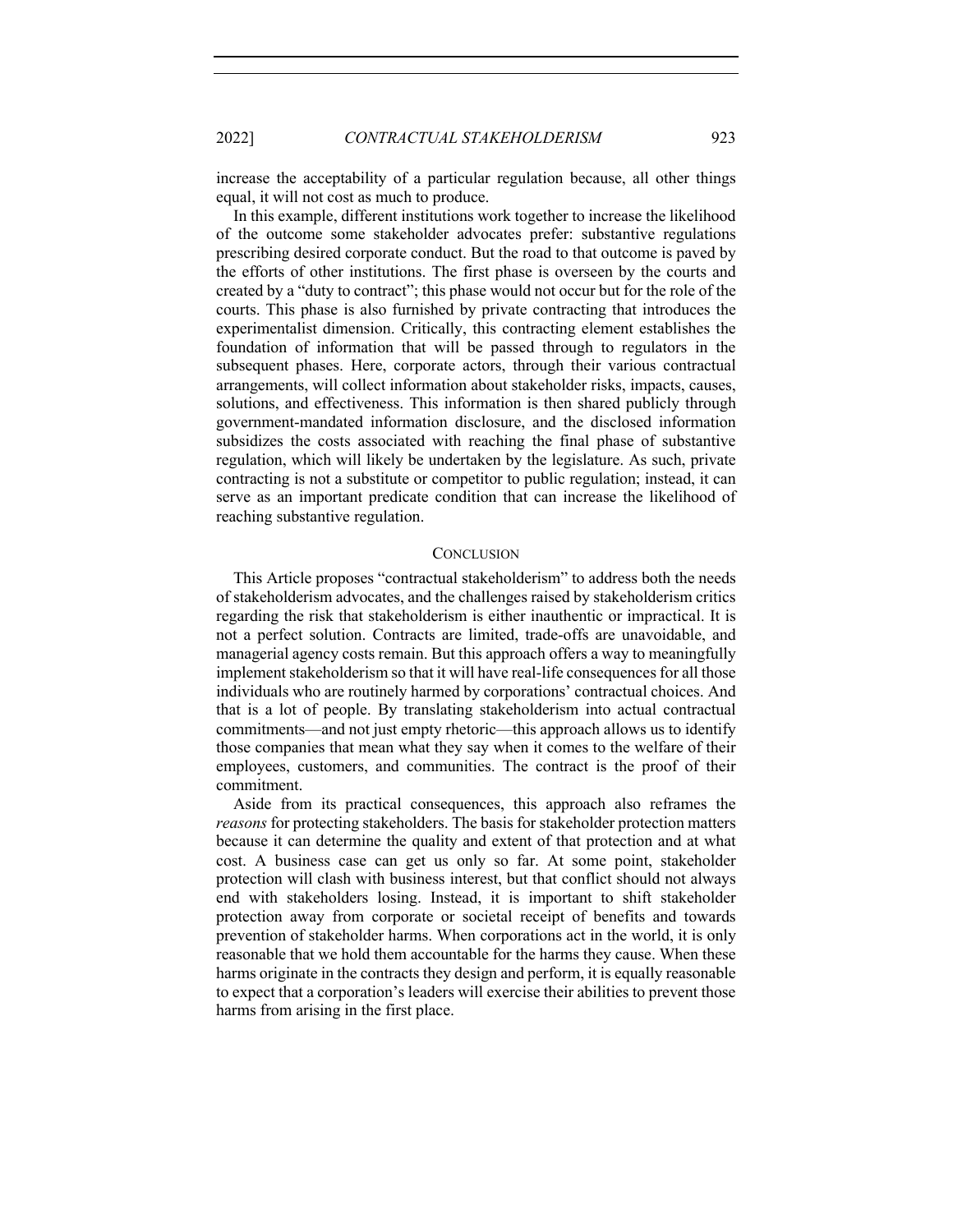increase the acceptability of a particular regulation because, all other things equal, it will not cost as much to produce.

In this example, different institutions work together to increase the likelihood of the outcome some stakeholder advocates prefer: substantive regulations prescribing desired corporate conduct. But the road to that outcome is paved by the efforts of other institutions. The first phase is overseen by the courts and created by a "duty to contract"; this phase would not occur but for the role of the courts. This phase is also furnished by private contracting that introduces the experimentalist dimension. Critically, this contracting element establishes the foundation of information that will be passed through to regulators in the subsequent phases. Here, corporate actors, through their various contractual arrangements, will collect information about stakeholder risks, impacts, causes, solutions, and effectiveness. This information is then shared publicly through government-mandated information disclosure, and the disclosed information subsidizes the costs associated with reaching the final phase of substantive regulation, which will likely be undertaken by the legislature. As such, private contracting is not a substitute or competitor to public regulation; instead, it can serve as an important predicate condition that can increase the likelihood of reaching substantive regulation.

## CONCLUSION

This Article proposes "contractual stakeholderism" to address both the needs of stakeholderism advocates, and the challenges raised by stakeholderism critics regarding the risk that stakeholderism is either inauthentic or impractical. It is not a perfect solution. Contracts are limited, trade-offs are unavoidable, and managerial agency costs remain. But this approach offers a way to meaningfully implement stakeholderism so that it will have real-life consequences for all those individuals who are routinely harmed by corporations' contractual choices. And that is a lot of people. By translating stakeholderism into actual contractual commitments—and not just empty rhetoric—this approach allows us to identify those companies that mean what they say when it comes to the welfare of their employees, customers, and communities. The contract is the proof of their commitment.

Aside from its practical consequences, this approach also reframes the *reasons* for protecting stakeholders. The basis for stakeholder protection matters because it can determine the quality and extent of that protection and at what cost. A business case can get us only so far. At some point, stakeholder protection will clash with business interest, but that conflict should not always end with stakeholders losing. Instead, it is important to shift stakeholder protection away from corporate or societal receipt of benefits and towards prevention of stakeholder harms. When corporations act in the world, it is only reasonable that we hold them accountable for the harms they cause. When these harms originate in the contracts they design and perform, it is equally reasonable to expect that a corporation's leaders will exercise their abilities to prevent those harms from arising in the first place.